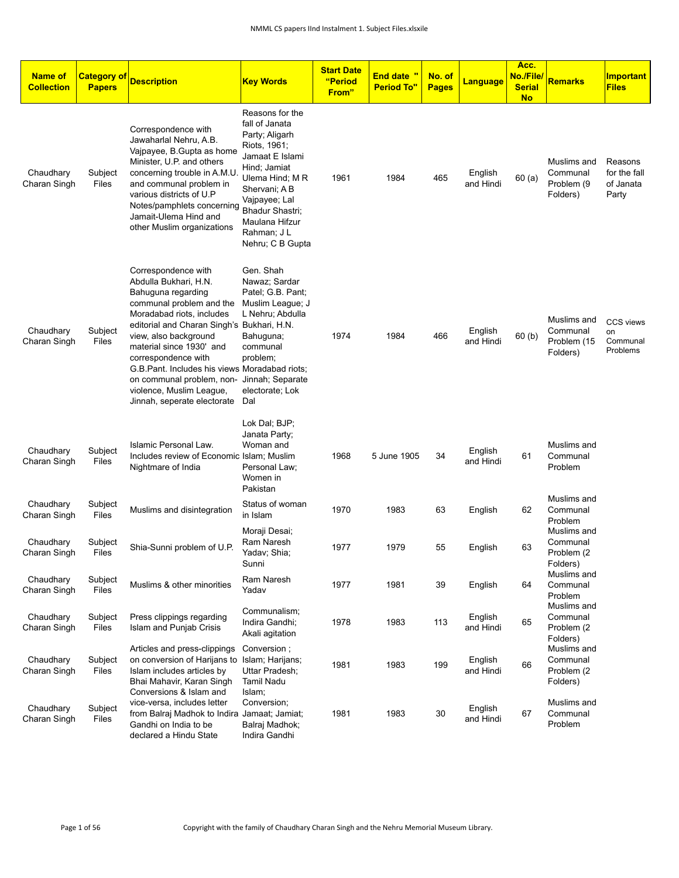| Name of Collection | Category of Papers | Description | Key Words | Start Date "Period From" | End date " Period To" | No. of Pages | Language | Acc. No./File/ Serial No | Remarks | Important Files |
|---|---|---|---|---|---|---|---|---|---|---|
| Chaudhary Charan Singh | Subject Files | Correspondence with Jawaharlal Nehru, A.B. Vajpayee, B.Gupta as home Minister, U.P. and others concerning trouble in A.M.U. and communal problem in various districts of U.P Notes/pamphlets concerning Jamait-Ulema Hind and other Muslim organizations | Reasons for the fall of Janata Party; Aligarh Riots, 1961; Jamaat E Islami Hind; Jamiat Ulema Hind; M R Shervani; A B Vajpayee; Lal Bhadur Shastri; Maulana Hifzur Rahman; J L Nehru; C B Gupta | 1961 | 1984 | 465 | English and Hindi | 60 (a) | Muslims and Communal Problem (9 Folders) | Reasons for the fall of Janata Party |
| Chaudhary Charan Singh | Subject Files | Correspondence with Abdulla Bukhari, H.N. Bahuguna regarding communal problem and the Moradabad riots, includes editorial and Charan Singh's view, also background material since 1930' and correspondence with G.B.Pant. Includes his views on communal problem, non-violence, Muslim League, Jinnah, seperate electorate | Gen. Shah Nawaz; Sardar Patel; G.B. Pant; Muslim League; J L Nehru; Abdulla Bukhari, H.N. Bahuguna; communal problem; Moradabad riots; Jinnah; Separate electorate; Lok Dal | 1974 | 1984 | 466 | English and Hindi | 60 (b) | Muslims and Communal Problem (15 Folders) | CCS views on Communal Problems |
| Chaudhary Charan Singh | Subject Files | Islamic Personal Law. Includes review of Economic Nightmare of India | Lok Dal; BJP; Janata Party; Woman and Islam; Muslim Personal Law; Women in Pakistan | 1968 | 5 June 1905 | 34 | English and Hindi | 61 | Muslims and Communal Problem | |
| Chaudhary Charan Singh | Subject Files | Muslims and disintegration | Status of woman in Islam | 1970 | 1983 | 63 | English | 62 | Muslims and Communal Problem | |
| Chaudhary Charan Singh | Subject Files | Shia-Sunni problem of U.P. | Moraji Desai; Ram Naresh Yadav; Shia; Sunni | 1977 | 1979 | 55 | English | 63 | Muslims and Communal Problem (2 Folders) | |
| Chaudhary Charan Singh | Subject Files | Muslims & other minorities | Ram Naresh Yadav | 1977 | 1981 | 39 | English | 64 | Muslims and Communal Problem | |
| Chaudhary Charan Singh | Subject Files | Press clippings regarding Islam and Punjab Crisis | Communalism; Indira Gandhi; Akali agitation | 1978 | 1983 | 113 | English and Hindi | 65 | Muslims and Communal Problem (2 Folders) | |
| Chaudhary Charan Singh | Subject Files | Articles and press-clippings on conversion of Harijans to Islam includes articles by Bhai Mahavir, Karan Singh | Conversion ; Islam; Harijans; Uttar Pradesh; Tamil Nadu | 1981 | 1983 | 199 | English and Hindi | 66 | Muslims and Communal Problem (2 Folders) | |
| Chaudhary Charan Singh | Subject Files | Conversions & Islam and vice-versa, includes letter from Balraj Madhok to Indira Gandhi on India to be declared a Hindu State | Islam; Conversion; Jamaat; Jamiat; Balraj Madhok; Indira Gandhi | 1981 | 1983 | 30 | English and Hindi | 67 | Muslims and Communal Problem | |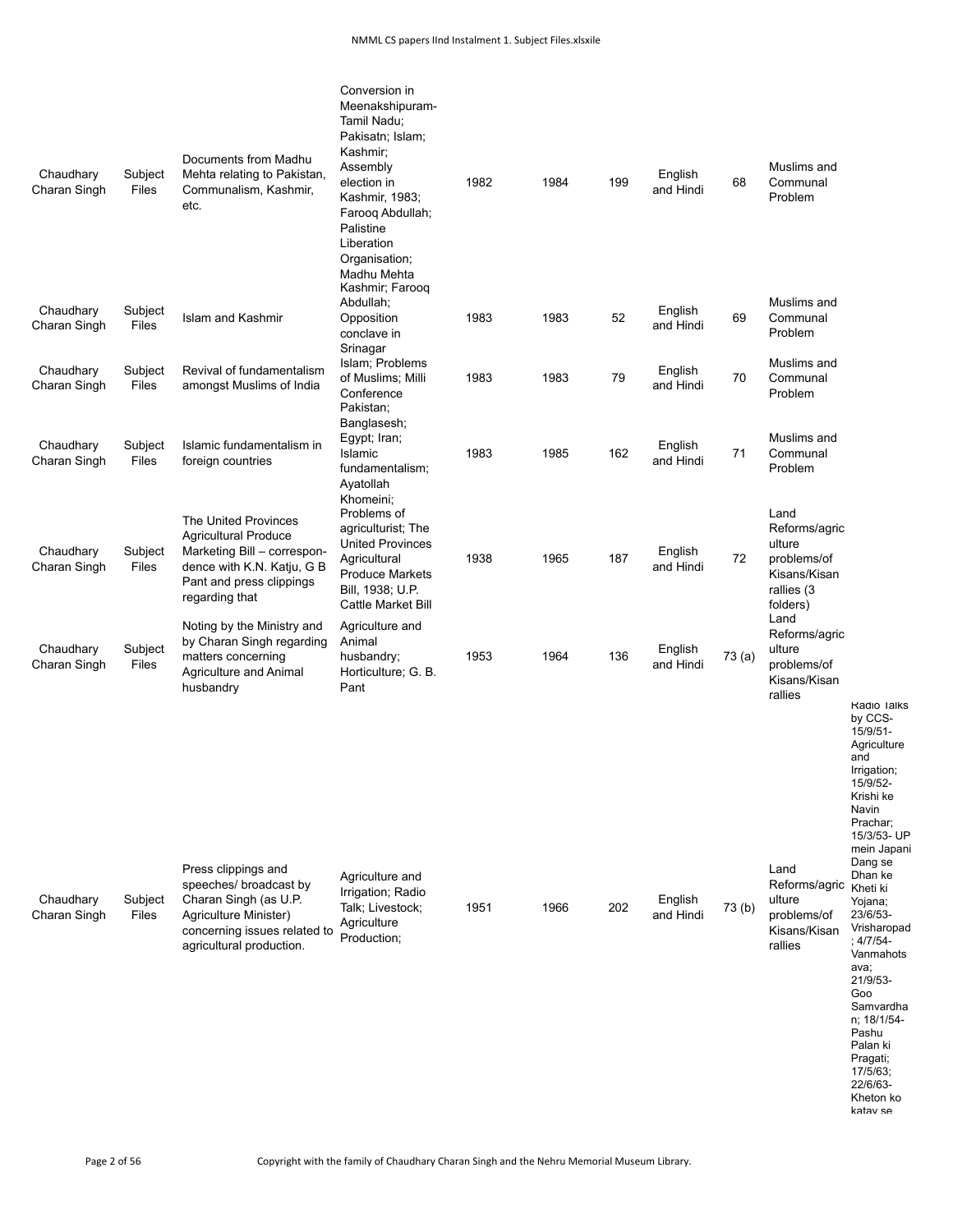| | | | | | | | | | | |
|---|---|---|---|---|---|---|---|---|---|---|
| Chaudhary Charan Singh | Subject Files | Documents from Madhu Mehta relating to Pakistan, Communalism, Kashmir, etc. | Conversion in Meenakshipuram-Tamil Nadu; Pakisatn; Islam; Kashmir; Assembly election in Kashmir, 1983; Farooq Abdullah; Palistine Liberation Organisation; Madhu Mehta | 1982 | 1984 | 199 | English and Hindi | 68 | Muslims and Communal Problem | |
| Chaudhary Charan Singh | Subject Files | Islam and Kashmir | Kashmir; Farooq Abdullah; Opposition conclave in Srinagar | 1983 | 1983 | 52 | English and Hindi | 69 | Muslims and Communal Problem | |
| Chaudhary Charan Singh | Subject Files | Revival of fundamentalism amongst Muslims of India | Islam; Problems of Muslims; Milli Conference | 1983 | 1983 | 79 | English and Hindi | 70 | Muslims and Communal Problem | |
| Chaudhary Charan Singh | Subject Files | Islamic fundamentalism in foreign countries | Pakistan; Banglasesh; Egypt; Iran; Islamic fundamentalism; Ayatollah Khomeini; | 1983 | 1985 | 162 | English and Hindi | 71 | Muslims and Communal Problem | |
| Chaudhary Charan Singh | Subject Files | The United Provinces Agricultural Produce Marketing Bill – correspondence with K.N. Katju, G B Pant and press clippings regarding that | Problems of agriculturist; The United Provinces Agricultural Produce Markets Bill, 1938; U.P. Cattle Market Bill | 1938 | 1965 | 187 | English and Hindi | 72 | Land Reforms/agriculture problems/of Kisans/Kisan rallies (3 folders) | |
| Chaudhary Charan Singh | Subject Files | Noting by the Ministry and by Charan Singh regarding matters concerning Agriculture and Animal husbandry | Agriculture and Animal husbandry; Horticulture; G. B. Pant | 1953 | 1964 | 136 | English and Hindi | 73 (a) | Land Reforms/agriculture problems/of Kisans/Kisan rallies | |
| Chaudhary Charan Singh | Subject Files | Press clippings and speeches/ broadcast by Charan Singh (as U.P. Agriculture Minister) concerning issues related to agricultural production. | Agriculture and Irrigation; Radio Talk; Livestock; Agriculture Production; | 1951 | 1966 | 202 | English and Hindi | 73 (b) | Land Reforms/agriculture problems/of Kisans/Kisan rallies | Radio Talks by CCS- 15/9/51- Agriculture and Irrigation; 15/9/52- Krishi ke Navin Prachar; 15/3/53- UP mein Japani Dang se Dhan ke Kheti ki Yojana; 23/6/53- Vrisharopad ; 4/7/54- Vanmahotsava; 21/9/53- Goo Samvardhan; 18/1/54- Pashu Palan ki Pragati; 17/5/63; 22/6/63- Kheton ko katav se |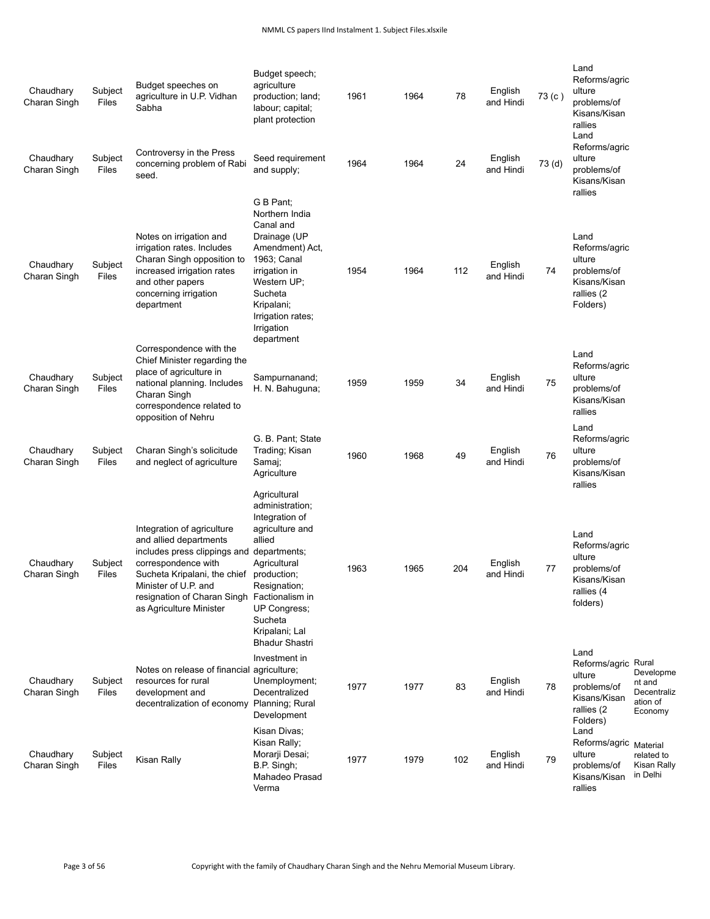| | | | | | | | | | | |
|---|---|---|---|---|---|---|---|---|---|---|
| Chaudhary Charan Singh | Subject Files | Budget speeches on agriculture in U.P. Vidhan Sabha | Budget speech; agriculture production; land; labour; capital; plant protection | 1961 | 1964 | 78 | English and Hindi | 73 (c ) | Land Reforms/agriculture problems/of Kisans/Kisan rallies | |
| Chaudhary Charan Singh | Subject Files | Controversy in the Press concerning problem of Rabi seed. | Seed requirement and supply; | 1964 | 1964 | 24 | English and Hindi | 73 (d) | Land Reforms/agriculture problems/of Kisans/Kisan rallies | |
| Chaudhary Charan Singh | Subject Files | Notes on irrigation and irrigation rates. Includes Charan Singh opposition to increased irrigation rates and other papers concerning irrigation department | G B Pant; Northern India Canal and Drainage (UP Amendment) Act, 1963; Canal irrigation in Western UP; Sucheta Kripalani; Irrigation rates; Irrigation department | 1954 | 1964 | 112 | English and Hindi | 74 | Land Reforms/agriculture problems/of Kisans/Kisan rallies (2 Folders) | |
| Chaudhary Charan Singh | Subject Files | Correspondence with the Chief Minister regarding the place of agriculture in national planning. Includes Charan Singh correspondence related to opposition of Nehru | Sampurnanand; H. N. Bahuguna; | 1959 | 1959 | 34 | English and Hindi | 75 | Land Reforms/agriculture problems/of Kisans/Kisan rallies | |
| Chaudhary Charan Singh | Subject Files | Charan Singh's solicitude and neglect of agriculture | G. B. Pant; State Trading; Kisan Samaj; Agriculture | 1960 | 1968 | 49 | English and Hindi | 76 | Land Reforms/agriculture problems/of Kisans/Kisan rallies | |
| Chaudhary Charan Singh | Subject Files | Integration of agriculture and allied departments includes press clippings and correspondence with Sucheta Kripalani, the chief Minister of U.P. and resignation of Charan Singh as Agriculture Minister | Agricultural administration; Integration of agriculture and allied departments; Agricultural production; Resignation; Factionalism in UP Congress; Sucheta Kripalani; Lal Bhadur Shastri | 1963 | 1965 | 204 | English and Hindi | 77 | Land Reforms/agriculture problems/of Kisans/Kisan rallies (4 folders) | |
| Chaudhary Charan Singh | Subject Files | Notes on release of financial resources for rural development and decentralization of economy | Investment in agriculture; Unemployment; Decentralized Planning; Rural Development | 1977 | 1977 | 83 | English and Hindi | 78 | Land Reforms/agriculture problems/of Kisans/Kisan rallies (2 Folders) | Rural Development and Decentralization of Economy |
| Chaudhary Charan Singh | Subject Files | Kisan Rally | Kisan Divas; Kisan Rally; Morarji Desai; B.P. Singh; Mahadeo Prasad Verma | 1977 | 1979 | 102 | English and Hindi | 79 | Land Reforms/agriculture problems/of Kisans/Kisan rallies | Material related to Kisan Rally in Delhi |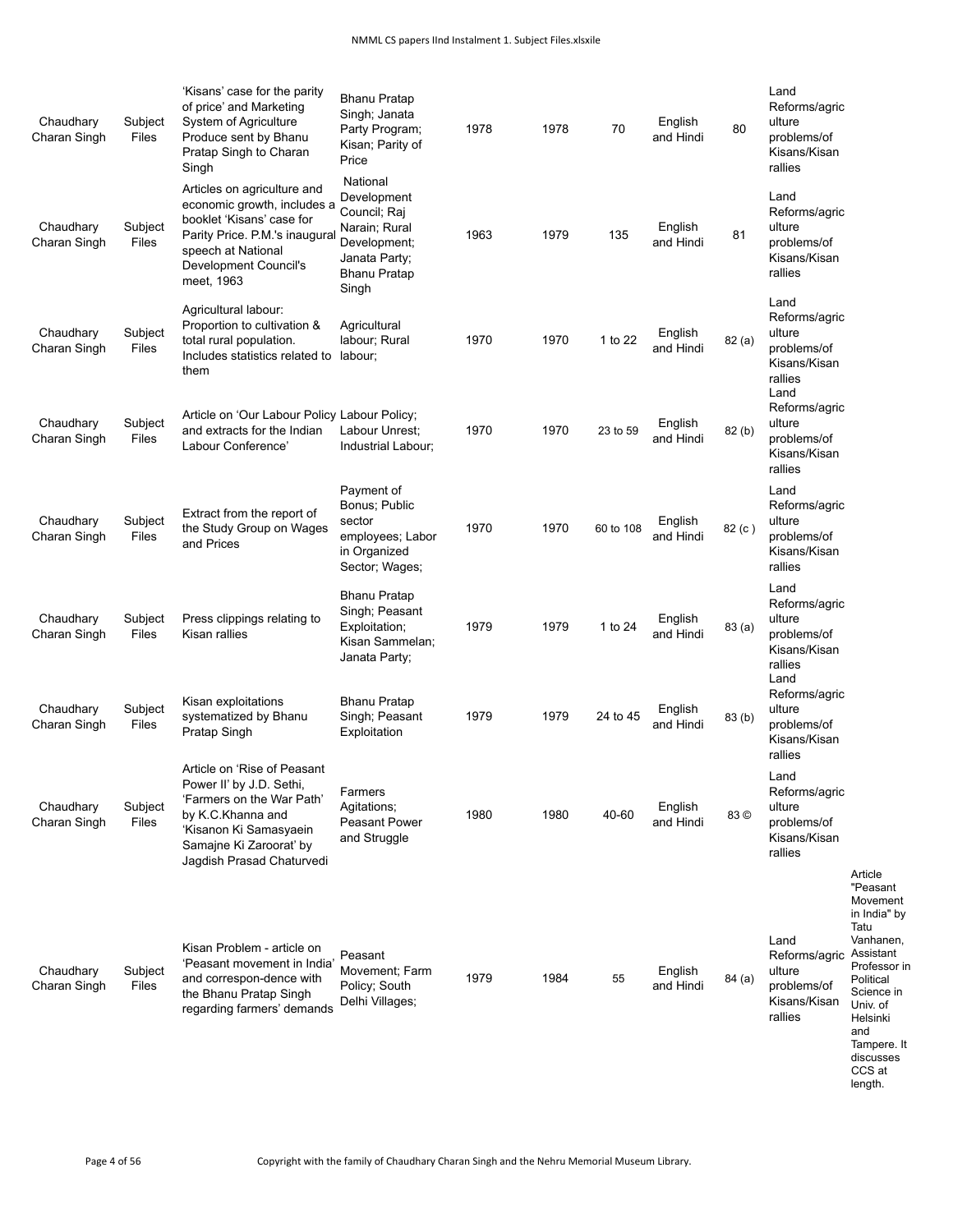| Chaudhary Charan Singh | Subject Files | 'Kisans' case for the parity of price' and Marketing System of Agriculture Produce sent by Bhanu Pratap Singh to Charan Singh | Bhanu Pratap Singh; Janata Party Program; Kisan; Parity of Price | 1978 | 1978 | 70 | English and Hindi | 80 | Land Reforms/agriculture problems/of Kisans/Kisan rallies | |
|---|---|---|---|---|---|---|---|---|---|---|
| Chaudhary Charan Singh | Subject Files | Articles on agriculture and economic growth, includes a booklet 'Kisans' case for Parity Price. P.M.'s inaugural speech at National Development Council's meet, 1963 | National Development Council; Raj Narain; Rural Development; Janata Party; Bhanu Pratap Singh | 1963 | 1979 | 135 | English and Hindi | 81 | Land Reforms/agriculture problems/of Kisans/Kisan rallies | |
| Chaudhary Charan Singh | Subject Files | Agricultural labour: Proportion to cultivation & total rural population. Includes statistics related to them | Agricultural labour; Rural labour; | 1970 | 1970 | 1 to 22 | English and Hindi | 82 (a) | Land Reforms/agriculture problems/of Kisans/Kisan rallies | |
| Chaudhary Charan Singh | Subject Files | Article on 'Our Labour Policy and extracts for the Indian Labour Conference' | Labour Policy; Labour Unrest; Industrial Labour; | 1970 | 1970 | 23 to 59 | English and Hindi | 82 (b) | Land Reforms/agriculture problems/of Kisans/Kisan rallies | |
| Chaudhary Charan Singh | Subject Files | Extract from the report of the Study Group on Wages and Prices | Payment of Bonus; Public sector employees; Labor in Organized Sector; Wages; | 1970 | 1970 | 60 to 108 | English and Hindi | 82 (c ) | Land Reforms/agriculture problems/of Kisans/Kisan rallies | |
| Chaudhary Charan Singh | Subject Files | Press clippings relating to Kisan rallies | Bhanu Pratap Singh; Peasant Exploitation; Kisan Sammelan; Janata Party; | 1979 | 1979 | 1 to 24 | English and Hindi | 83 (a) | Land Reforms/agriculture problems/of Kisans/Kisan rallies | |
| Chaudhary Charan Singh | Subject Files | Kisan exploitations systematized by Bhanu Pratap Singh | Bhanu Pratap Singh; Peasant Exploitation | 1979 | 1979 | 24 to 45 | English and Hindi | 83 (b) | Land Reforms/agriculture problems/of Kisans/Kisan rallies | |
| Chaudhary Charan Singh | Subject Files | Article on 'Rise of Peasant Power II' by J.D. Sethi, 'Farmers on the War Path' by K.C.Khanna and 'Kisanon Ki Samasyaein Samajne Ki Zaroorat' by Jagdish Prasad Chaturvedi | Farmers Agitations; Peasant Power and Struggle | 1980 | 1980 | 40-60 | English and Hindi | 83 © | Land Reforms/agriculture problems/of Kisans/Kisan rallies | |
| Chaudhary Charan Singh | Subject Files | Kisan Problem - article on 'Peasant movement in India' and correspon-dence with the Bhanu Pratap Singh regarding farmers' demands | Peasant Movement; Farm Policy; South Delhi Villages; | 1979 | 1984 | 55 | English and Hindi | 84 (a) | Land Reforms/agriculture problems/of Kisans/Kisan rallies | Article "Peasant Movement in India" by Tatu Vanhanen, Assistant Professor in Political Science in Univ. of Helsinki and Tampere. It discusses CCS at length. |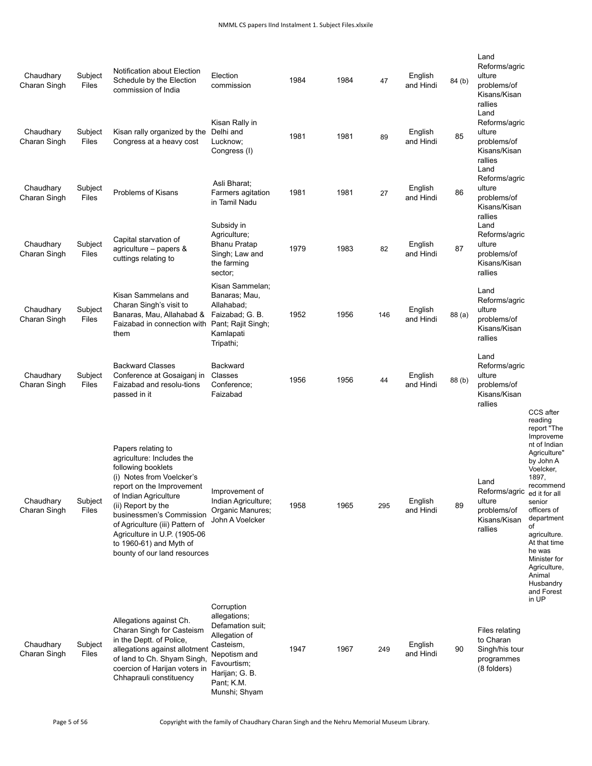| | | | | | | | | | | |
|---|---|---|---|---|---|---|---|---|---|---|
| Chaudhary Charan Singh | Subject Files | Notification about Election Schedule by the Election commission of India | Election commission | 1984 | 1984 | 47 | English and Hindi | 84 (b) | Land Reforms/agriculture problems/of Kisans/Kisan rallies | |
| Chaudhary Charan Singh | Subject Files | Kisan rally organized by the Congress at a heavy cost | Kisan Rally in Delhi and Lucknow; Congress (I) | 1981 | 1981 | 89 | English and Hindi | 85 | Land Reforms/agriculture problems/of Kisans/Kisan rallies | |
| Chaudhary Charan Singh | Subject Files | Problems of Kisans | Asli Bharat; Farmers agitation in Tamil Nadu | 1981 | 1981 | 27 | English and Hindi | 86 | Land Reforms/agriculture problems/of Kisans/Kisan rallies | |
| Chaudhary Charan Singh | Subject Files | Capital starvation of agriculture – papers & cuttings relating to | Subsidy in Agriculture; Bhanu Pratap Singh; Law and the farming sector; | 1979 | 1983 | 82 | English and Hindi | 87 | Land Reforms/agriculture problems/of Kisans/Kisan rallies | |
| Chaudhary Charan Singh | Subject Files | Kisan Sammelans and Charan Singh's visit to Banaras, Mau, Allahabad & Faizabad in connection with them | Kisan Sammelan; Banaras; Mau, Allahabad; Faizabad; G. B. Pant; Rajit Singh; Kamlapati Tripathi; | 1952 | 1956 | 146 | English and Hindi | 88 (a) | Land Reforms/agriculture problems/of Kisans/Kisan rallies | |
| Chaudhary Charan Singh | Subject Files | Backward Classes Conference at Gosaiganj in Faizabad and resolu-tions passed in it | Backward Classes Conference; Faizabad | 1956 | 1956 | 44 | English and Hindi | 88 (b) | Land Reforms/agriculture problems/of Kisans/Kisan rallies | |
| Chaudhary Charan Singh | Subject Files | Papers relating to agriculture: Includes the following booklets (i) Notes from Voelcker's report on the Improvement of Indian Agriculture (ii) Report by the businessmen's Commission of Agriculture (iii) Pattern of Agriculture in U.P. (1905-06 to 1960-61) and Myth of bounty of our land resources | Improvement of Indian Agriculture; Organic Manures; John A Voelcker | 1958 | 1965 | 295 | English and Hindi | 89 | Land Reforms/agriculture problems/of Kisans/Kisan rallies | CCS after reading report "The Improvement of Indian Agriculture" by John A Voelcker, 1897, recommended it for all senior officers of department of agriculture. At that time he was Minister for Agriculture, Animal Husbandry and Forest in UP |
| Chaudhary Charan Singh | Subject Files | Allegations against Ch. Charan Singh for Casteism in the Deptt. of Police, allegations against allotment of land to Ch. Shyam Singh, coercion of Harijan voters in Chhaprauli constituency | Corruption allegations; Defamation suit; Allegation of Casteism, Nepotism and Favourtism; Harijan; G. B. Pant; K.M. Munshi; Shyam | 1947 | 1967 | 249 | English and Hindi | 90 | Files relating to Charan Singh/his tour programmes (8 folders) | |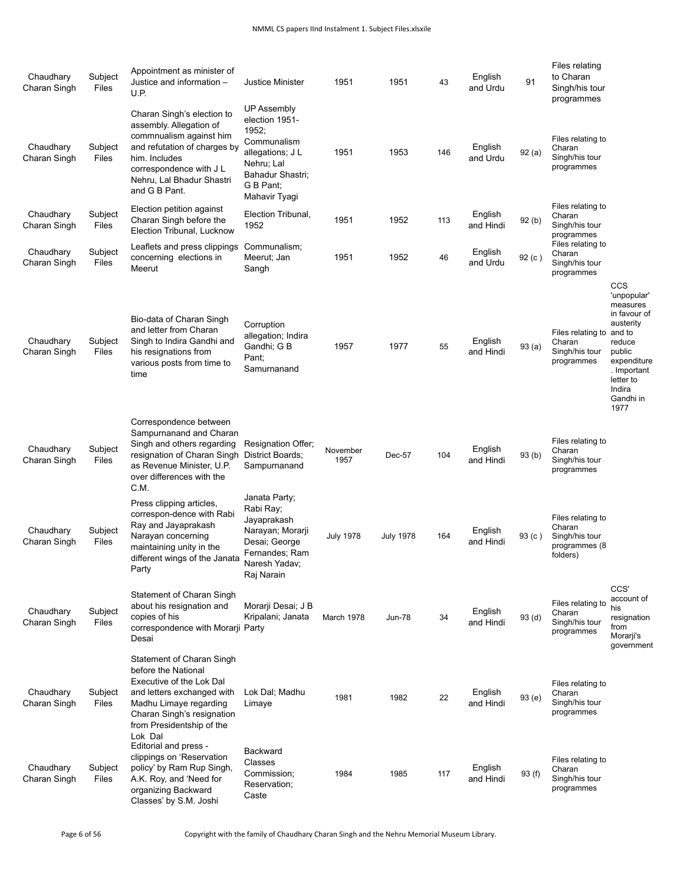| | | | | | | | | | | |
|---|---|---|---|---|---|---|---|---|---|---|
| Chaudhary Charan Singh | Subject Files | Appointment as minister of Justice and information – U.P. | Justice Minister | 1951 | 1951 | 43 | English and Urdu | 91 | Files relating to Charan Singh/his tour programmes | |
| Chaudhary Charan Singh | Subject Files | Charan Singh's election to assembly. Allegation of commnualism against him and refutation of charges by him. Includes correspondence with J L Nehru, Lal Bhadur Shastri and G B Pant. | UP Assembly election 1951-1952; Communalism allegations; J L Nehru; Lal Bahadur Shastri; G B Pant; Mahavir Tyagi | 1951 | 1953 | 146 | English and Urdu | 92 (a) | Files relating to Charan Singh/his tour programmes | |
| Chaudhary Charan Singh | Subject Files | Election petition against Charan Singh before the Election Tribunal, Lucknow | Election Tribunal, 1952 | 1951 | 1952 | 113 | English and Hindi | 92 (b) | Files relating to Charan Singh/his tour programmes | |
| Chaudhary Charan Singh | Subject Files | Leaflets and press clippings concerning elections in Meerut | Communalism; Meerut; Jan Sangh | 1951 | 1952 | 46 | English and Urdu | 92 (c ) | Files relating to Charan Singh/his tour programmes | |
| Chaudhary Charan Singh | Subject Files | Bio-data of Charan Singh and letter from Charan Singh to Indira Gandhi and his resignations from various posts from time to time | Corruption allegation; Indira Gandhi; G B Pant; Samurnanand | 1957 | 1977 | 55 | English and Hindi | 93 (a) | Files relating to Charan Singh/his tour programmes | CCS 'unpopular' measures in favour of austerity and to reduce public expenditure. Important letter to Indira Gandhi in 1977 |
| Chaudhary Charan Singh | Subject Files | Correspondence between Sampurnanand and Charan Singh and others regarding resignation of Charan Singh as Revenue Minister, U.P. over differences with the C.M. | Resignation Offer; District Boards; Sampurnanand | November 1957 | Dec-57 | 104 | English and Hindi | 93 (b) | Files relating to Charan Singh/his tour programmes | |
| Chaudhary Charan Singh | Subject Files | Press clipping articles, correspon-dence with Rabi Ray and Jayaprakash Narayan concerning maintaining unity in the different wings of the Janata Party | Janata Party; Rabi Ray; Jayaprakash Narayan; Morarji Desai; George Fernandes; Ram Naresh Yadav; Raj Narain | July 1978 | July 1978 | 164 | English and Hindi | 93 (c ) | Files relating to Charan Singh/his tour programmes (8 folders) | |
| Chaudhary Charan Singh | Subject Files | Statement of Charan Singh about his resignation and copies of his correspondence with Morarji Desai | Morarji Desai; J B Kripalani; Janata Party | March 1978 | Jun-78 | 34 | English and Hindi | 93 (d) | Files relating to Charan Singh/his tour programmes | CCS' account of his resignation from Morarji's government |
| Chaudhary Charan Singh | Subject Files | Statement of Charan Singh before the National Executive of the Lok Dal and letters exchanged with Madhu Limaye regarding Charan Singh's resignation from Presidentship of the Lok Dal | Lok Dal; Madhu Limaye | 1981 | 1982 | 22 | English and Hindi | 93 (e) | Files relating to Charan Singh/his tour programmes | |
| Chaudhary Charan Singh | Subject Files | Editorial and press - clippings on 'Reservation policy' by Ram Rup Singh, A.K. Roy, and 'Need for organizing Backward Classes' by S.M. Joshi | Backward Classes Commission; Reservation; Caste | 1984 | 1985 | 117 | English and Hindi | 93 (f) | Files relating to Charan Singh/his tour programmes | |

Copyright with the family of Chaudhary Charan Singh and the Nehru Memorial Museum Library.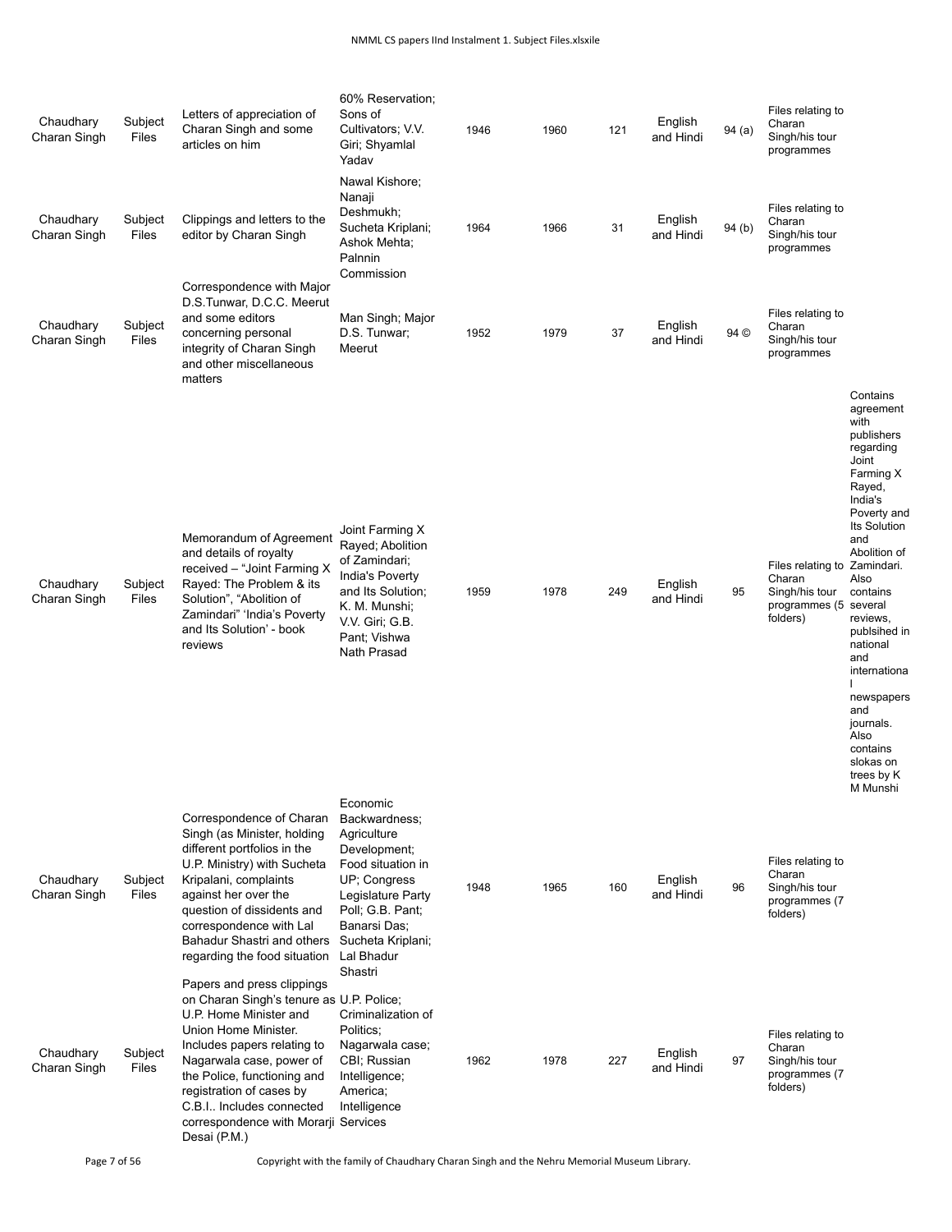| | | | | | | | | | | |
|---|---|---|---|---|---|---|---|---|---|---|
| Chaudhary Charan Singh | Subject Files | Letters of appreciation of Charan Singh and some articles on him | 60% Reservation; Sons of Cultivators; V.V. Giri; Shyamlal Yadav | 1946 | 1960 | 121 | English and Hindi | 94 (a) | Files relating to Charan Singh/his tour programmes | |
| Chaudhary Charan Singh | Subject Files | Clippings and letters to the editor by Charan Singh | Nawal Kishore; Nanaji Deshmukh; Sucheta Kriplani; Ashok Mehta; Palnnin Commission | 1964 | 1966 | 31 | English and Hindi | 94 (b) | Files relating to Charan Singh/his tour programmes | |
| Chaudhary Charan Singh | Subject Files | Correspondence with Major D.S.Tunwar, D.C.C. Meerut and some editors concerning personal integrity of Charan Singh and other miscellaneous matters | Man Singh; Major D.S. Tunwar; Meerut | 1952 | 1979 | 37 | English and Hindi | 94 © | Files relating to Charan Singh/his tour programmes | |
| Chaudhary Charan Singh | Subject Files | Memorandum of Agreement and details of royalty received – "Joint Farming X Rayed: The Problem & its Solution", "Abolition of Zamindari" 'India's Poverty and Its Solution' - book reviews | Joint Farming X Rayed; Abolition of Zamindari; India's Poverty and Its Solution; K. M. Munshi; V.V. Giri; G.B. Pant; Vishwa Nath Prasad | 1959 | 1978 | 249 | English and Hindi | 95 | Files relating to Charan Singh/his tour programmes (5 folders) | Contains agreement with publishers regarding Joint Farming X Rayed, India's Poverty and Its Solution and Abolition of Zamindari. Also contains several reviews, publsihed in national and internationa l newspapers and journals. Also contains slokas on trees by K M Munshi |
| Chaudhary Charan Singh | Subject Files | Correspondence of Charan Singh (as Minister, holding different portfolios in the U.P. Ministry) with Sucheta Kripalani, complaints against her over the question of dissidents and correspondence with Lal Bahadur Shastri and others regarding the food situation | Economic Backwardness; Agriculture Development; Food situation in UP; Congress Legislature Party Poll; G.B. Pant; Banarsi Das; Sucheta Kriplani; Lal Bhadur Shastri | 1948 | 1965 | 160 | English and Hindi | 96 | Files relating to Charan Singh/his tour programmes (7 folders) | |
| Chaudhary Charan Singh | Subject Files | Papers and press clippings on Charan Singh's tenure as U.P. Home Minister and Union Home Minister. Includes papers relating to Nagarwala case, power of the Police, functioning and registration of cases by C.B.I.. Includes connected correspondence with Morarji Desai (P.M.) | U.P. Police; Criminalization of Politics; Nagarwala case; CBI; Russian Intelligence; America; Intelligence Services | 1962 | 1978 | 227 | English and Hindi | 97 | Files relating to Charan Singh/his tour programmes (7 folders) | |

Copyright with the family of Chaudhary Charan Singh and the Nehru Memorial Museum Library.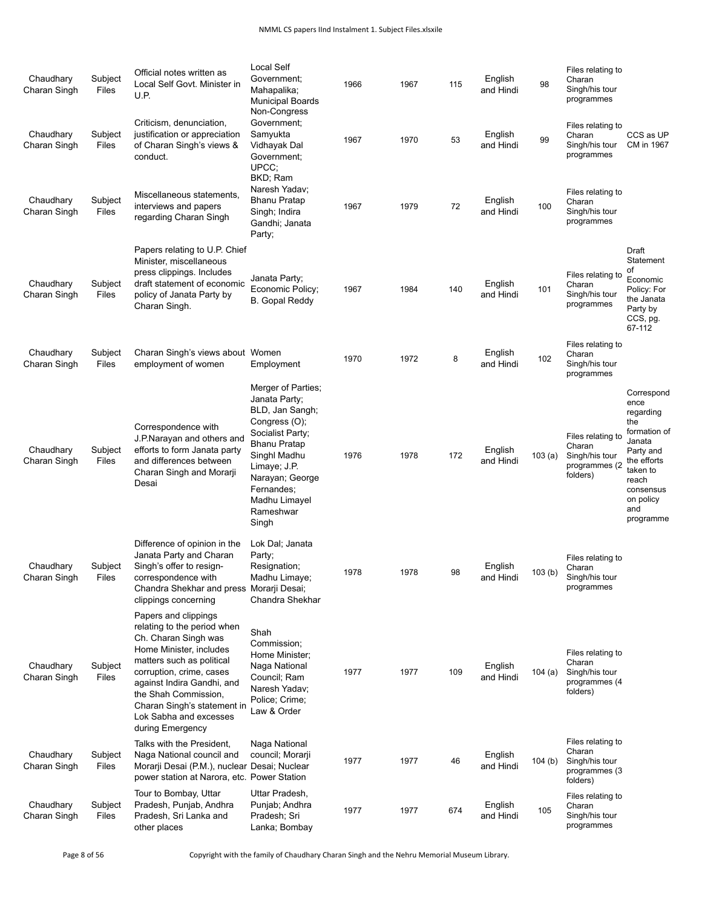| Chaudhary Charan Singh | Subject Files | Official notes written as Local Self Govt. Minister in U.P. | Local Self Government; Mahapalika; Municipal Boards | 1966 | 1967 | 115 | English and Hindi | 98 | Files relating to Charan Singh/his tour programmes | |
|---|---|---|---|---|---|---|---|---|---|---|
| Chaudhary Charan Singh | Subject Files | Criticism, denunciation, justification or appreciation of Charan Singh's views & conduct. | Non-Congress Government; Samyukta Vidhayak Dal Government; UPCC; | 1967 | 1970 | 53 | English and Hindi | 99 | Files relating to Charan Singh/his tour programmes | CCS as UP CM in 1967 |
| Chaudhary Charan Singh | Subject Files | Miscellaneous statements, interviews and papers regarding Charan Singh | BKD; Ram Naresh Yadav; Bhanu Pratap Singh; Indira Gandhi; Janata Party; | 1967 | 1979 | 72 | English and Hindi | 100 | Files relating to Charan Singh/his tour programmes | |
| Chaudhary Charan Singh | Subject Files | Papers relating to U.P. Chief Minister, miscellaneous press clippings. Includes draft statement of economic policy of Janata Party by Charan Singh. | Janata Party; Economic Policy; B. Gopal Reddy | 1967 | 1984 | 140 | English and Hindi | 101 | Files relating to Charan Singh/his tour programmes | Draft Statement of Economic Policy: For the Janata Party by CCS, pg. 67-112 |
| Chaudhary Charan Singh | Subject Files | Charan Singh's views about employment of women | Women Employment | 1970 | 1972 | 8 | English and Hindi | 102 | Files relating to Charan Singh/his tour programmes | |
| Chaudhary Charan Singh | Subject Files | Correspondence with J.P.Narayan and others and efforts to form Janata party and differences between Charan Singh and Morarji Desai | Merger of Parties; Janata Party; BLD, Jan Sangh; Congress (O); Socialist Party; Bhanu Pratap Singhl Madhu Limaye; J.P. Narayan; George Fernandes; Madhu Limayel Rameshwar Singh | 1976 | 1978 | 172 | English and Hindi | 103 (a) | Files relating to Charan Singh/his tour programmes (2 folders) | Correspondence regarding the formation of Janata Party and the efforts taken to reach consensus on policy and programme |
| Chaudhary Charan Singh | Subject Files | Difference of opinion in the Janata Party and Charan Singh's offer to resign- correspondence with Chandra Shekhar and press clippings concerning | Lok Dal; Janata Party; Resignation; Madhu Limaye; Morarji Desai; Chandra Shekhar | 1978 | 1978 | 98 | English and Hindi | 103 (b) | Files relating to Charan Singh/his tour programmes | |
| Chaudhary Charan Singh | Subject Files | Papers and clippings relating to the period when Ch. Charan Singh was Home Minister, includes matters such as political corruption, crime, cases against Indira Gandhi, and the Shah Commission, Charan Singh's statement in Lok Sabha and excesses during Emergency | Shah Commission; Home Minister; Naga National Council; Ram Naresh Yadav; Police; Crime; Law & Order | 1977 | 1977 | 109 | English and Hindi | 104 (a) | Files relating to Charan Singh/his tour programmes (4 folders) | |
| Chaudhary Charan Singh | Subject Files | Talks with the President, Naga National council and Morarji Desai (P.M.), nuclear power station at Narora, etc. | Naga National council; Morarji Desai; Nuclear Power Station | 1977 | 1977 | 46 | English and Hindi | 104 (b) | Files relating to Charan Singh/his tour programmes (3 folders) | |
| Chaudhary Charan Singh | Subject Files | Tour to Bombay, Uttar Pradesh, Punjab, Andhra Pradesh, Sri Lanka and other places | Uttar Pradesh, Punjab; Andhra Pradesh; Sri Lanka; Bombay | 1977 | 1977 | 674 | English and Hindi | 105 | Files relating to Charan Singh/his tour programmes | |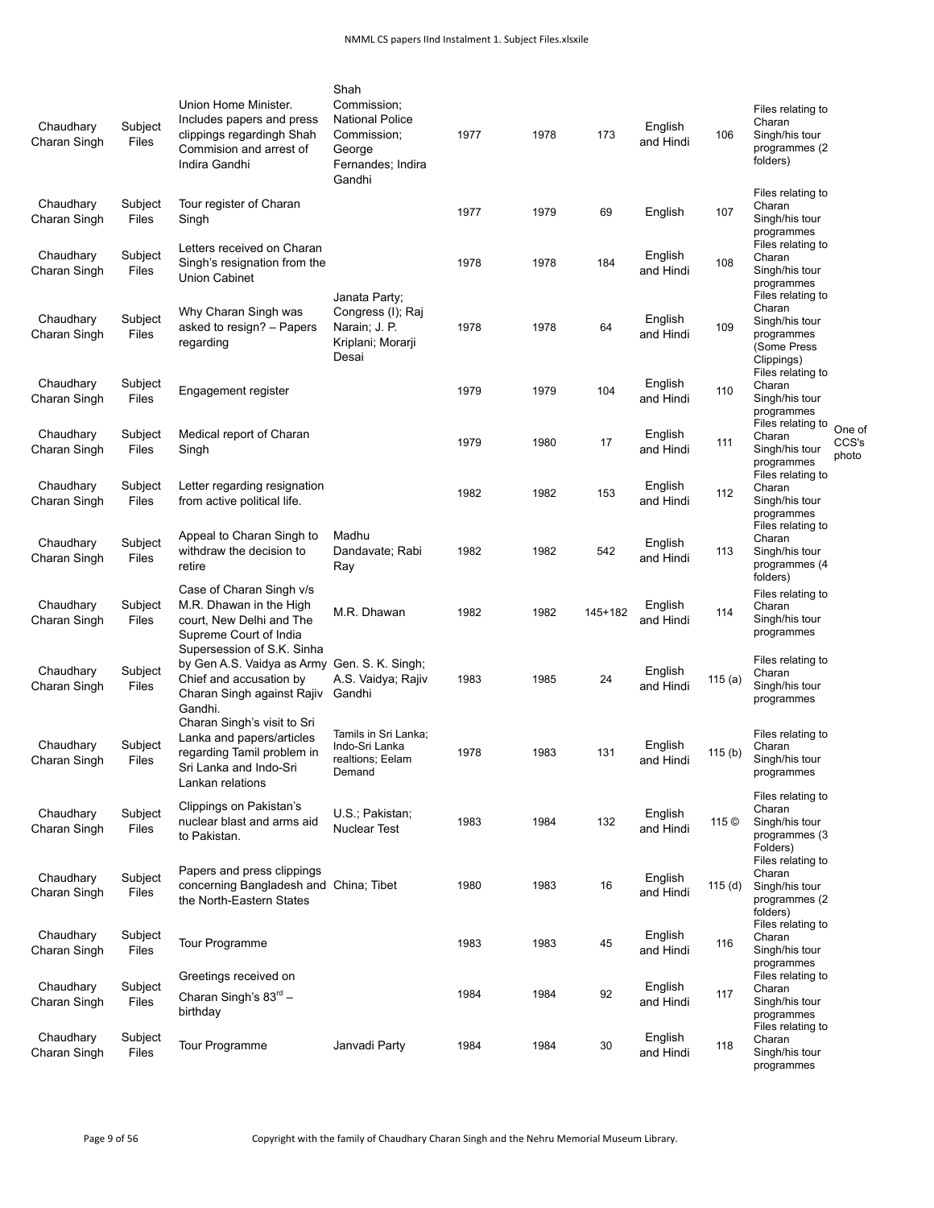| Chaudhary Charan Singh | Subject Files | Union Home Minister. Includes papers and press clippings regardingh Shah Commision and arrest of Indira Gandhi | Shah Commission; National Police Commission; George Fernandes; Indira Gandhi | 1977 | 1978 | 173 | English and Hindi | 106 | Files relating to Charan Singh/his tour programmes (2 folders) | |
|---|---|---|---|---|---|---|---|---|---|---|
| Chaudhary Charan Singh | Subject Files | Tour register of Charan Singh | | 1977 | 1979 | 69 | English | 107 | Files relating to Charan Singh/his tour programmes | |
| Chaudhary Charan Singh | Subject Files | Letters received on Charan Singh's resignation from the Union Cabinet | | 1978 | 1978 | 184 | English and Hindi | 108 | Files relating to Charan Singh/his tour programmes | |
| Chaudhary Charan Singh | Subject Files | Why Charan Singh was asked to resign? – Papers regarding | Janata Party; Congress (I); Raj Narain; J. P. Kriplani; Morarji Desai | 1978 | 1978 | 64 | English and Hindi | 109 | Files relating to Charan Singh/his tour programmes (Some Press Clippings) | |
| Chaudhary Charan Singh | Subject Files | Engagement register | | 1979 | 1979 | 104 | English and Hindi | 110 | Files relating to Charan Singh/his tour programmes | |
| Chaudhary Charan Singh | Subject Files | Medical report of Charan Singh | | 1979 | 1980 | 17 | English and Hindi | 111 | Files relating to Charan Singh/his tour programmes | One of CCS's photo |
| Chaudhary Charan Singh | Subject Files | Letter regarding resignation from active political life. | | 1982 | 1982 | 153 | English and Hindi | 112 | Files relating to Charan Singh/his tour programmes | |
| Chaudhary Charan Singh | Subject Files | Appeal to Charan Singh to withdraw the decision to retire | Madhu Dandavate; Rabi Ray | 1982 | 1982 | 542 | English and Hindi | 113 | Files relating to Charan Singh/his tour programmes (4 folders) | |
| Chaudhary Charan Singh | Subject Files | Case of Charan Singh v/s M.R. Dhawan in the High court, New Delhi and The Supreme Court of India | M.R. Dhawan | 1982 | 1982 | 145+182 | English and Hindi | 114 | Files relating to Charan Singh/his tour programmes | |
| Chaudhary Charan Singh | Subject Files | Supersession of S.K. Sinha by Gen A.S. Vaidya as Army Chief and accusation by Charan Singh against Rajiv Gandhi. | Gen. S. K. Singh; A.S. Vaidya; Rajiv Gandhi | 1983 | 1985 | 24 | English and Hindi | 115 (a) | Files relating to Charan Singh/his tour programmes | |
| Chaudhary Charan Singh | Subject Files | Charan Singh's visit to Sri Lanka and papers/articles regarding Tamil problem in Sri Lanka and Indo-Sri Lankan relations | Tamils in Sri Lanka; Indo-Sri Lanka realtions; Eelam Demand | 1978 | 1983 | 131 | English and Hindi | 115 (b) | Files relating to Charan Singh/his tour programmes | |
| Chaudhary Charan Singh | Subject Files | Clippings on Pakistan's nuclear blast and arms aid to Pakistan. | U.S.; Pakistan; Nuclear Test | 1983 | 1984 | 132 | English and Hindi | 115 © | Files relating to Charan Singh/his tour programmes (3 Folders) | |
| Chaudhary Charan Singh | Subject Files | Papers and press clippings concerning Bangladesh and the North-Eastern States | China; Tibet | 1980 | 1983 | 16 | English and Hindi | 115 (d) | Files relating to Charan Singh/his tour programmes (2 folders) | |
| Chaudhary Charan Singh | Subject Files | Tour Programme | | 1983 | 1983 | 45 | English and Hindi | 116 | Files relating to Charan Singh/his tour programmes | |
| Chaudhary Charan Singh | Subject Files | Greetings received on Charan Singh's 83rd – birthday | | 1984 | 1984 | 92 | English and Hindi | 117 | Files relating to Charan Singh/his tour programmes | |
| Chaudhary Charan Singh | Subject Files | Tour Programme | Janvadi Party | 1984 | 1984 | 30 | English and Hindi | 118 | Files relating to Charan Singh/his tour programmes | |

Copyright with the family of Chaudhary Charan Singh and the Nehru Memorial Museum Library.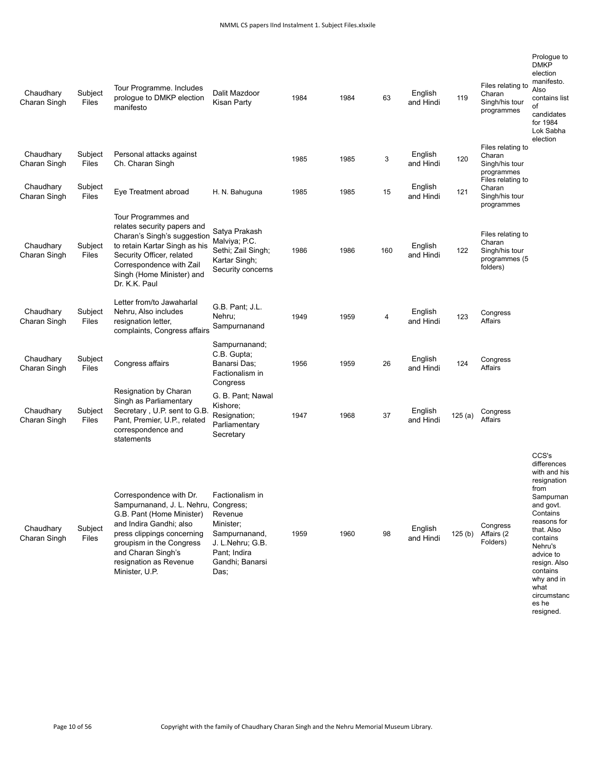| | | | | | | | | | | |
|---|---|---|---|---|---|---|---|---|---|---|
| Chaudhary Charan Singh | Subject Files | Tour Programme. Includes prologue to DMKP election manifesto | Dalit Mazdoor Kisan Party | 1984 | 1984 | 63 | English and Hindi | 119 | Files relating to Charan Singh/his tour programmes | Prologue to DMKP election manifesto. Also contains list of candidates for 1984 Lok Sabha election |
| Chaudhary Charan Singh | Subject Files | Personal attacks against Ch. Charan Singh | | 1985 | 1985 | 3 | English and Hindi | 120 | Files relating to Charan Singh/his tour programmes | |
| Chaudhary Charan Singh | Subject Files | Eye Treatment abroad | H. N. Bahuguna | 1985 | 1985 | 15 | English and Hindi | 121 | Files relating to Charan Singh/his tour programmes | |
| Chaudhary Charan Singh | Subject Files | Tour Programmes and relates security papers and Charan's Singh's suggestion to retain Kartar Singh as his Security Officer, related Correspondence with Zail Singh (Home Minister) and Dr. K.K. Paul | Satya Prakash Malviya; P.C. Sethi; Zail Singh; Kartar Singh; Security concerns | 1986 | 1986 | 160 | English and Hindi | 122 | Files relating to Charan Singh/his tour programmes (5 folders) | |
| Chaudhary Charan Singh | Subject Files | Letter from/to Jawaharlal Nehru, Also includes resignation letter, complaints, Congress affairs | G.B. Pant; J.L. Nehru; Sampurnanand | 1949 | 1959 | 4 | English and Hindi | 123 | Congress Affairs | |
| Chaudhary Charan Singh | Subject Files | Congress affairs | Sampurnanand; C.B. Gupta; Banarsi Das; Factionalism in Congress | 1956 | 1959 | 26 | English and Hindi | 124 | Congress Affairs | |
| Chaudhary Charan Singh | Subject Files | Resignation by Charan Singh as Parliamentary Secretary , U.P. sent to G.B. Pant, Premier, U.P., related correspondence and statements | G. B. Pant; Nawal Kishore; Resignation; Parliamentary Secretary | 1947 | 1968 | 37 | English and Hindi | 125 (a) | Congress Affairs | |
| Chaudhary Charan Singh | Subject Files | Correspondence with Dr. Sampurnanand, J. L. Nehru, G.B. Pant (Home Minister) and Indira Gandhi; also press clippings concerning groupism in the Congress and Charan Singh's resignation as Revenue Minister, U.P. | Factionalism in Congress; Revenue Minister; Sampurnanand, J. L.Nehru; G.B. Pant; Indira Gandhi; Banarsi Das; | 1959 | 1960 | 98 | English and Hindi | 125 (b) | Congress Affairs (2 Folders) | CCS's differences with and his resignation from Sampurnan and govt. Contains reasons for that. Also contains Nehru's advice to resign. Also contains why and in what circumstances he resigned. |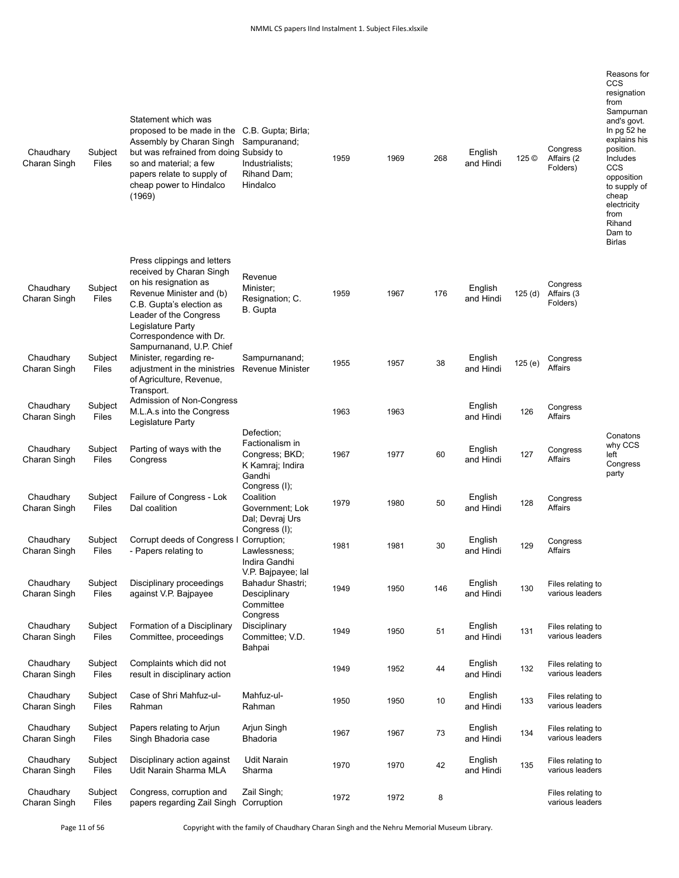| Chaudhary Charan Singh | Subject Files | Statement which was proposed to be made in the Assembly by Charan Singh but was refrained from doing so and material; a few papers relate to supply of cheap power to Hindalco (1969) | C.B. Gupta; Birla; Sampuranand; Subsidy to Industrialists; Rihand Dam; Hindalco | 1959 | 1969 | 268 | English and Hindi | 125 © | Congress Affairs (2 Folders) | Reasons for CCS resignation from Sampurnanand's govt. In pg 52 he explains his position. Includes CCS opposition to supply of cheap electricity from Rihand Dam to Birlas |
|---|---|---|---|---|---|---|---|---|---|---|
| Chaudhary Charan Singh | Subject Files | Press clippings and letters received by Charan Singh on his resignation as Revenue Minister and (b) C.B. Gupta's election as Leader of the Congress Legislature Party | Revenue Minister; Resignation; C. B. Gupta | 1959 | 1967 | 176 | English and Hindi | 125 (d) | Congress Affairs (3 Folders) | |
| Chaudhary Charan Singh | Subject Files | Correspondence with Dr. Sampurnanand, U.P. Chief Minister, regarding re-adjustment in the ministries of Agriculture, Revenue, Transport. | Sampurnanand; Revenue Minister | 1955 | 1957 | 38 | English and Hindi | 125 (e) | Congress Affairs | |
| Chaudhary Charan Singh | Subject Files | Admission of Non-Congress M.L.A.s into the Congress Legislature Party | | 1963 | 1963 | | English and Hindi | 126 | Congress Affairs | |
| Chaudhary Charan Singh | Subject Files | Parting of ways with the Congress | Defection; Factionalism in Congress; BKD; K Kamraj; Indira Gandhi | 1967 | 1977 | 60 | English and Hindi | 127 | Congress Affairs | Conatons why CCS left Congress party |
| Chaudhary Charan Singh | Subject Files | Failure of Congress - Lok Dal coalition | Congress (I); Coalition Government; Lok Dal; Devraj Urs | 1979 | 1980 | 50 | English and Hindi | 128 | Congress Affairs | |
| Chaudhary Charan Singh | Subject Files | Corrupt deeds of Congress I - Papers relating to | Congress (I); Corruption; Lawlessness; Indira Gandhi | 1981 | 1981 | 30 | English and Hindi | 129 | Congress Affairs | |
| Chaudhary Charan Singh | Subject Files | Disciplinary proceedings against V.P. Bajpayee | V.P. Bajpayee; lal Bahadur Shastri; Desciplinary Committee | 1949 | 1950 | 146 | English and Hindi | 130 | Files relating to various leaders | |
| Chaudhary Charan Singh | Subject Files | Formation of a Disciplinary Committee, proceedings | Congress Disciplinary Committee; V.D. Bahpai | 1949 | 1950 | 51 | English and Hindi | 131 | Files relating to various leaders | |
| Chaudhary Charan Singh | Subject Files | Complaints which did not result in disciplinary action | | 1949 | 1952 | 44 | English and Hindi | 132 | Files relating to various leaders | |
| Chaudhary Charan Singh | Subject Files | Case of Shri Mahfuz-ul-Rahman | Mahfuz-ul-Rahman | 1950 | 1950 | 10 | English and Hindi | 133 | Files relating to various leaders | |
| Chaudhary Charan Singh | Subject Files | Papers relating to Arjun Singh Bhadoria case | Arjun Singh Bhadoria | 1967 | 1967 | 73 | English and Hindi | 134 | Files relating to various leaders | |
| Chaudhary Charan Singh | Subject Files | Disciplinary action against Udit Narain Sharma MLA | Udit Narain Sharma | 1970 | 1970 | 42 | English and Hindi | 135 | Files relating to various leaders | |
| Chaudhary Charan Singh | Subject Files | Congress, corruption and papers regarding Zail Singh | Zail Singh; Corruption | 1972 | 1972 | 8 | | | Files relating to various leaders | |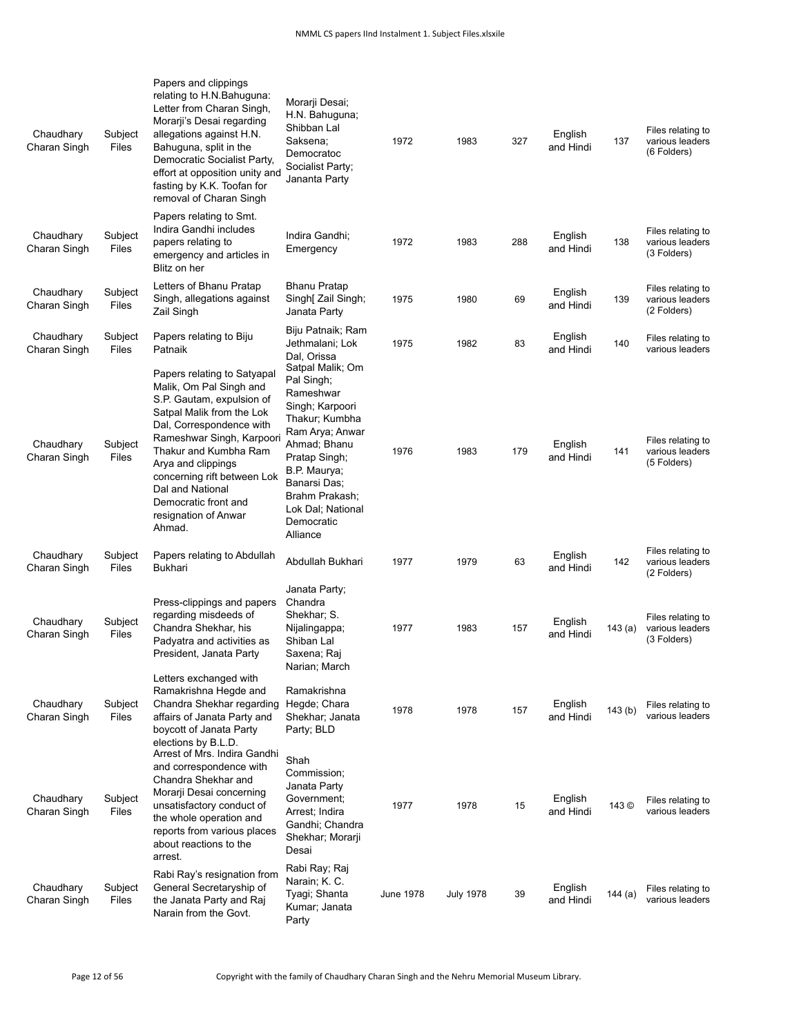| Chaudhary Charan Singh | Subject Files | Papers and clippings relating to H.N.Bahuguna: Letter from Charan Singh, Morarji's Desai regarding allegations against H.N. Bahuguna, split in the Democratic Socialist Party, effort at opposition unity and fasting by K.K. Toofan for removal of Charan Singh | Morarji Desai; H.N. Bahuguna; Shibban Lal Saksena; Democratoc Socialist Party; Jananta Party | 1972 | 1983 | 327 | English and Hindi | 137 | Files relating to various leaders (6 Folders) |
|---|---|---|---|---|---|---|---|---|---|
| Chaudhary Charan Singh | Subject Files | Papers relating to Smt. Indira Gandhi includes papers relating to emergency and articles in Blitz on her | Indira Gandhi; Emergency | 1972 | 1983 | 288 | English and Hindi | 138 | Files relating to various leaders (3 Folders) |
| Chaudhary Charan Singh | Subject Files | Letters of Bhanu Pratap Singh, allegations against Zail Singh | Bhanu Pratap Singh[ Zail Singh; Janata Party | 1975 | 1980 | 69 | English and Hindi | 139 | Files relating to various leaders (2 Folders) |
| Chaudhary Charan Singh | Subject Files | Papers relating to Biju Patnaik | Biju Patnaik; Ram Jethmalani; Lok Dal, Orissa | 1975 | 1982 | 83 | English and Hindi | 140 | Files relating to various leaders |
| Chaudhary Charan Singh | Subject Files | Papers relating to Satyapal Malik, Om Pal Singh and S.P. Gautam, expulsion of Satpal Malik from the Lok Dal, Correspondence with Rameshwar Singh, Karpoori Thakur and Kumbha Ram Arya and clippings concerning rift between Lok Dal and National Democratic front and resignation of Anwar Ahmad. | Satpal Malik; Om Pal Singh; Rameshwar Singh; Karpoori Thakur; Kumbha Ram Arya; Anwar Ahmad; Bhanu Pratap Singh; B.P. Maurya; Banarsi Das; Brahm Prakash; Lok Dal; National Democratic Alliance | 1976 | 1983 | 179 | English and Hindi | 141 | Files relating to various leaders (5 Folders) |
| Chaudhary Charan Singh | Subject Files | Papers relating to Abdullah Bukhari | Abdullah Bukhari | 1977 | 1979 | 63 | English and Hindi | 142 | Files relating to various leaders (2 Folders) |
| Chaudhary Charan Singh | Subject Files | Press-clippings and papers regarding misdeeds of Chandra Shekhar, his Padyatra and activities as President, Janata Party | Janata Party; Chandra Shekhar; S. Nijalingappa; Shiban Lal Saxena; Raj Narian; March | 1977 | 1983 | 157 | English and Hindi | 143 (a) | Files relating to various leaders (3 Folders) |
| Chaudhary Charan Singh | Subject Files | Letters exchanged with Ramakrishna Hegde and Chandra Shekhar regarding affairs of Janata Party and boycott of Janata Party elections by B.L.D. | Ramakrishna Hegde; Chara Shekhar; Janata Party; BLD | 1978 | 1978 | 157 | English and Hindi | 143 (b) | Files relating to various leaders |
| Chaudhary Charan Singh | Subject Files | Arrest of Mrs. Indira Gandhi and correspondence with Chandra Shekhar and Morarji Desai concerning unsatisfactory conduct of the whole operation and reports from various places about reactions to the arrest. | Shah Commission; Janata Party Government; Arrest; Indira Gandhi; Chandra Shekhar; Morarji Desai | 1977 | 1978 | 15 | English and Hindi | 143 © | Files relating to various leaders |
| Chaudhary Charan Singh | Subject Files | Rabi Ray's resignation from General Secretaryship of the Janata Party and Raj Narain from the Govt. | Rabi Ray; Raj Narain; K. C. Tyagi; Shanta Kumar; Janata Party | June 1978 | July 1978 | 39 | English and Hindi | 144 (a) | Files relating to various leaders |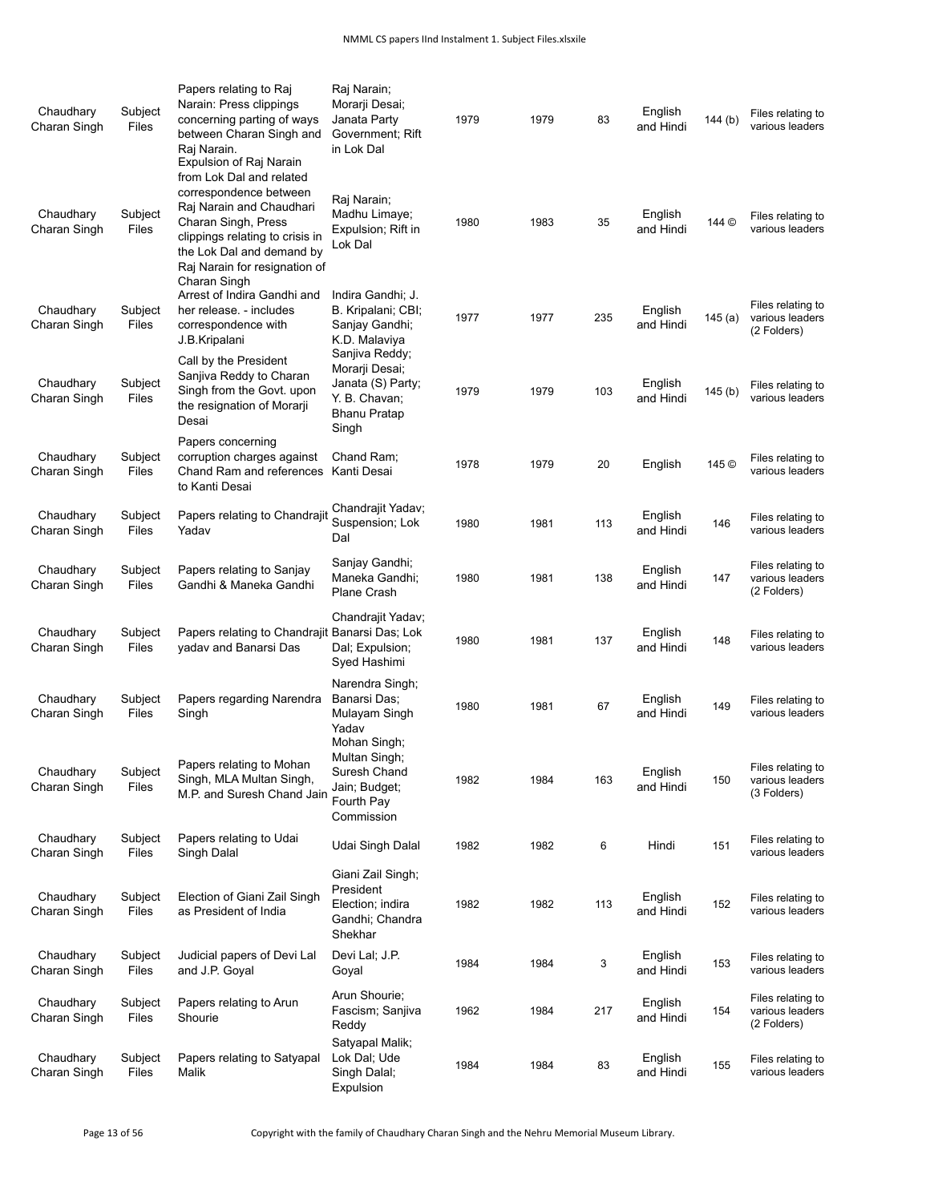| | | | | | | | | | |
|---|---|---|---|---|---|---|---|---|---|
| Chaudhary Charan Singh | Subject Files | Papers relating to Raj Narain: Press clippings concerning parting of ways between Charan Singh and Raj Narain. | Raj Narain; Morarji Desai; Janata Party Government; Rift in Lok Dal | 1979 | 1979 | 83 | English and Hindi | 144 (b) | Files relating to various leaders |
| Chaudhary Charan Singh | Subject Files | Expulsion of Raj Narain from Lok Dal and related correspondence between Raj Narain and Chaudhari Charan Singh, Press clippings relating to crisis in the Lok Dal and demand by Raj Narain for resignation of Charan Singh | Raj Narain; Madhu Limaye; Expulsion; Rift in Lok Dal | 1980 | 1983 | 35 | English and Hindi | 144 © | Files relating to various leaders |
| Chaudhary Charan Singh | Subject Files | Arrest of Indira Gandhi and her release. - includes correspondence with J.B.Kripalani | Indira Gandhi; J. B. Kripalani; CBI; Sanjay Gandhi; K.D. Malaviya | 1977 | 1977 | 235 | English and Hindi | 145 (a) | Files relating to various leaders (2 Folders) |
| Chaudhary Charan Singh | Subject Files | Call by the President Sanjiva Reddy to Charan Singh from the Govt. upon the resignation of Morarji Desai | Sanjiva Reddy; Morarji Desai; Janata (S) Party; Y. B. Chavan; Bhanu Pratap Singh | 1979 | 1979 | 103 | English and Hindi | 145 (b) | Files relating to various leaders |
| Chaudhary Charan Singh | Subject Files | Papers concerning corruption charges against Chand Ram and references to Kanti Desai | Chand Ram; Kanti Desai | 1978 | 1979 | 20 | English | 145 © | Files relating to various leaders |
| Chaudhary Charan Singh | Subject Files | Papers relating to Chandrajit Yadav | Chandrajit Yadav; Suspension; Lok Dal | 1980 | 1981 | 113 | English and Hindi | 146 | Files relating to various leaders |
| Chaudhary Charan Singh | Subject Files | Papers relating to Sanjay Gandhi & Maneka Gandhi | Sanjay Gandhi; Maneka Gandhi; Plane Crash | 1980 | 1981 | 138 | English and Hindi | 147 | Files relating to various leaders (2 Folders) |
| Chaudhary Charan Singh | Subject Files | Papers relating to Chandrajit yadav and Banarsi Das | Chandrajit Yadav; Banarsi Das; Lok Dal; Expulsion; Syed Hashimi | 1980 | 1981 | 137 | English and Hindi | 148 | Files relating to various leaders |
| Chaudhary Charan Singh | Subject Files | Papers regarding Narendra Singh | Narendra Singh; Banarsi Das; Mulayam Singh Yadav | 1980 | 1981 | 67 | English and Hindi | 149 | Files relating to various leaders |
| Chaudhary Charan Singh | Subject Files | Papers relating to Mohan Singh, MLA Multan Singh, M.P. and Suresh Chand Jain | Mohan Singh; Multan Singh; Suresh Chand Jain; Budget; Fourth Pay Commission | 1982 | 1984 | 163 | English and Hindi | 150 | Files relating to various leaders (3 Folders) |
| Chaudhary Charan Singh | Subject Files | Papers relating to Udai Singh Dalal | Udai Singh Dalal | 1982 | 1982 | 6 | Hindi | 151 | Files relating to various leaders |
| Chaudhary Charan Singh | Subject Files | Election of Giani Zail Singh as President of India | Giani Zail Singh; President Election; indira Gandhi; Chandra Shekhar | 1982 | 1982 | 113 | English and Hindi | 152 | Files relating to various leaders |
| Chaudhary Charan Singh | Subject Files | Judicial papers of Devi Lal and J.P. Goyal | Devi Lal; J.P. Goyal | 1984 | 1984 | 3 | English and Hindi | 153 | Files relating to various leaders |
| Chaudhary Charan Singh | Subject Files | Papers relating to Arun Shourie | Arun Shourie; Fascism; Sanjiva Reddy | 1962 | 1984 | 217 | English and Hindi | 154 | Files relating to various leaders (2 Folders) |
| Chaudhary Charan Singh | Subject Files | Papers relating to Satyapal Malik | Satyapal Malik; Lok Dal; Ude Singh Dalal; Expulsion | 1984 | 1984 | 83 | English and Hindi | 155 | Files relating to various leaders |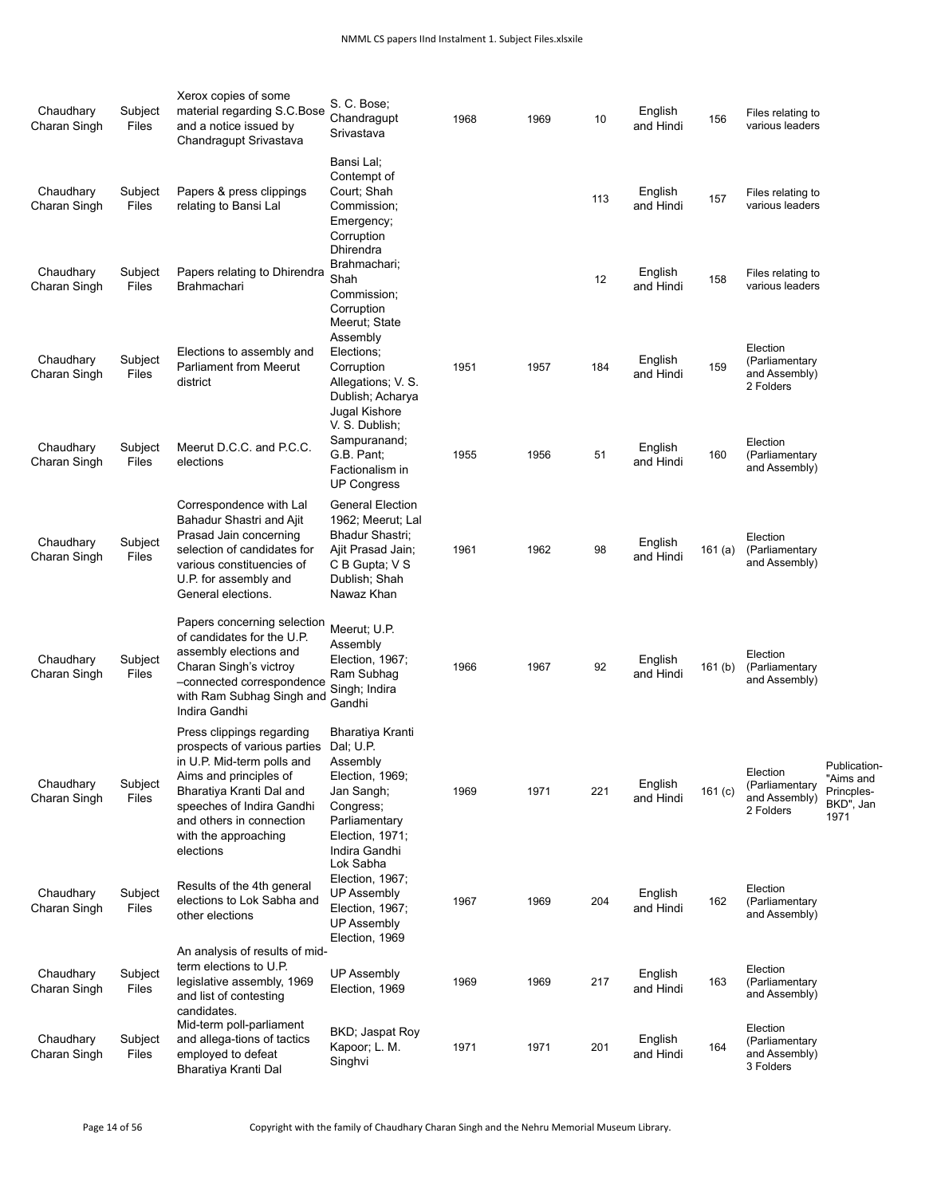| Chaudhary Charan Singh | Subject Files | Xerox copies of some material regarding S.C.Bose and a notice issued by Chandragupt Srivastava | S. C. Bose; Chandragupt Srivastava | 1968 | 1969 | 10 | English and Hindi | 156 | Files relating to various leaders | |
|---|---|---|---|---|---|---|---|---|---|---|
| Chaudhary Charan Singh | Subject Files | Papers & press clippings relating to Bansi Lal | Bansi Lal; Contempt of Court; Shah Commission; Emergency; Corruption | | | 113 | English and Hindi | 157 | Files relating to various leaders | |
| Chaudhary Charan Singh | Subject Files | Papers relating to Dhirendra Brahmachari | Dhirendra Brahmachari; Shah Commission; Corruption | | | 12 | English and Hindi | 158 | Files relating to various leaders | |
| Chaudhary Charan Singh | Subject Files | Elections to assembly and Parliament from Meerut district | Meerut; State Assembly Elections; Corruption Allegations; V. S. Dublish; Acharya Jugal Kishore | 1951 | 1957 | 184 | English and Hindi | 159 | Election (Parliamentary and Assembly) 2 Folders | |
| Chaudhary Charan Singh | Subject Files | Meerut D.C.C. and P.C.C. elections | V. S. Dublish; Sampuranand; G.B. Pant; Factionalism in UP Congress | 1955 | 1956 | 51 | English and Hindi | 160 | Election (Parliamentary and Assembly) | |
| Chaudhary Charan Singh | Subject Files | Correspondence with Lal Bahadur Shastri and Ajit Prasad Jain concerning selection of candidates for various constituencies of U.P. for assembly and General elections. | General Election 1962; Meerut; Lal Bhadur Shastri; Ajit Prasad Jain; C B Gupta; V S Dublish; Shah Nawaz Khan | 1961 | 1962 | 98 | English and Hindi | 161 (a) | Election (Parliamentary and Assembly) | |
| Chaudhary Charan Singh | Subject Files | Papers concerning selection of candidates for the U.P. assembly elections and Charan Singh's victroy –connected correspondence with Ram Subhag Singh and Indira Gandhi | Meerut; U.P. Assembly Election, 1967; Ram Subhag Singh; Indira Gandhi | 1966 | 1967 | 92 | English and Hindi | 161 (b) | Election (Parliamentary and Assembly) | |
| Chaudhary Charan Singh | Subject Files | Press clippings regarding prospects of various parties in U.P. Mid-term polls and Aims and principles of Bharatiya Kranti Dal and speeches of Indira Gandhi and others in connection with the approaching elections | Bharatiya Kranti Dal; U.P. Assembly Election, 1969; Jan Sangh; Congress; Parliamentary Election, 1971; Indira Gandhi | 1969 | 1971 | 221 | English and Hindi | 161 (c) | Election (Parliamentary and Assembly) 2 Folders | Publication- "Aims and Princples- BKD", Jan 1971 |
| Chaudhary Charan Singh | Subject Files | Results of the 4th general elections to Lok Sabha and other elections | Lok Sabha Election, 1967; UP Assembly Election, 1967; UP Assembly Election, 1969 | 1967 | 1969 | 204 | English and Hindi | 162 | Election (Parliamentary and Assembly) | |
| Chaudhary Charan Singh | Subject Files | An analysis of results of mid-term elections to U.P. legislative assembly, 1969 and list of contesting candidates. | UP Assembly Election, 1969 | 1969 | 1969 | 217 | English and Hindi | 163 | Election (Parliamentary and Assembly) | |
| Chaudhary Charan Singh | Subject Files | Mid-term poll-parliament and allega-tions of tactics employed to defeat Bharatiya Kranti Dal | BKD; Jaspat Roy Kapoor; L. M. Singhvi | 1971 | 1971 | 201 | English and Hindi | 164 | Election (Parliamentary and Assembly) 3 Folders | |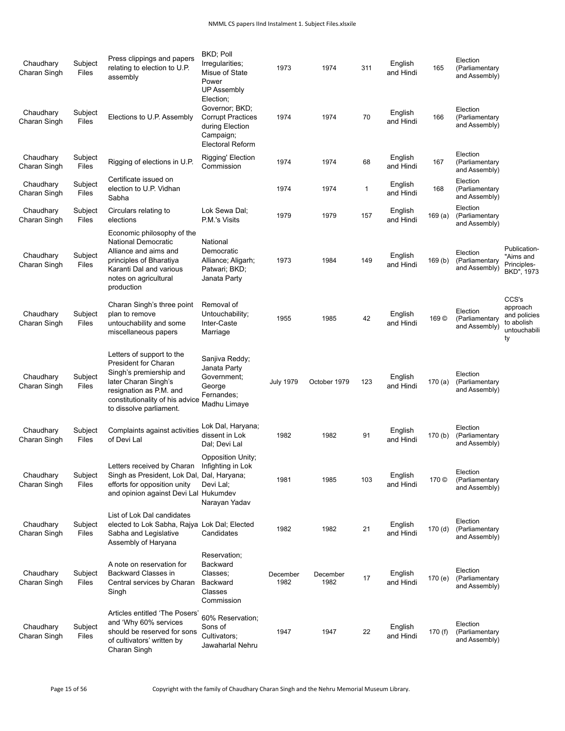| Chaudhary Charan Singh | Subject Files | Press clippings and papers relating to election to U.P. assembly | BKD; Poll Irregularities; Misue of State Power | 1973 | 1974 | 311 | English and Hindi | 165 | Election (Parliamentary and Assembly) | |
|---|---|---|---|---|---|---|---|---|---|---|
| Chaudhary Charan Singh | Subject Files | Elections to U.P. Assembly | UP Assembly Election; Governor; BKD; Corrupt Practices during Election Campaign; Electoral Reform | 1974 | 1974 | 70 | English and Hindi | 166 | Election (Parliamentary and Assembly) | |
| Chaudhary Charan Singh | Subject Files | Rigging of elections in U.P. | Rigging' Election Commission | 1974 | 1974 | 68 | English and Hindi | 167 | Election (Parliamentary and Assembly) | |
| Chaudhary Charan Singh | Subject Files | Certificate issued on election to U.P. Vidhan Sabha | | 1974 | 1974 | 1 | English and Hindi | 168 | Election (Parliamentary and Assembly) | |
| Chaudhary Charan Singh | Subject Files | Circulars relating to elections | Lok Sewa Dal; P.M.'s Visits | 1979 | 1979 | 157 | English and Hindi | 169 (a) | Election (Parliamentary and Assembly) | |
| Chaudhary Charan Singh | Subject Files | Economic philosophy of the National Democratic Alliance and aims and principles of Bharatiya Karanti Dal and various notes on agricultural production | National Democratic Alliance; Aligarh; Patwari; BKD; Janata Party | 1973 | 1984 | 149 | English and Hindi | 169 (b) | Election (Parliamentary and Assembly) | Publication- "Aims and Principles- BKD", 1973 |
| Chaudhary Charan Singh | Subject Files | Charan Singh's three point plan to remove untouchability and some miscellaneous papers | Removal of Untouchability; Inter-Caste Marriage | 1955 | 1985 | 42 | English and Hindi | 169 © | Election (Parliamentary and Assembly) | CCS's approach and policies to abolish untouchability |
| Chaudhary Charan Singh | Subject Files | Letters of support to the President for Charan Singh's premiership and later Charan Singh's resignation as P.M. and constitutionality of his advice to dissolve parliament. | Sanjiva Reddy; Janata Party Government; George Fernandes; Madhu Limaye | July 1979 | October 1979 | 123 | English and Hindi | 170 (a) | Election (Parliamentary and Assembly) | |
| Chaudhary Charan Singh | Subject Files | Complaints against activities of Devi Lal | Lok Dal, Haryana; dissent in Lok Dal; Devi Lal | 1982 | 1982 | 91 | English and Hindi | 170 (b) | Election (Parliamentary and Assembly) | |
| Chaudhary Charan Singh | Subject Files | Letters received by Charan Singh as President, Lok Dal, efforts for opposition unity and opinion against Devi Lal | Opposition Unity; Infighting in Lok Dal, Haryana; Devi Lal; Hukumdev Narayan Yadav | 1981 | 1985 | 103 | English and Hindi | 170 © | Election (Parliamentary and Assembly) | |
| Chaudhary Charan Singh | Subject Files | List of Lok Dal candidates elected to Lok Sabha, Rajya Sabha and Legislative Assembly of Haryana | Lok Dal; Elected Candidates | 1982 | 1982 | 21 | English and Hindi | 170 (d) | Election (Parliamentary and Assembly) | |
| Chaudhary Charan Singh | Subject Files | A note on reservation for Backward Classes in Central services by Charan Singh | Reservation; Backward Classes; Backward Classes Commission | December 1982 | December 1982 | 17 | English and Hindi | 170 (e) | Election (Parliamentary and Assembly) | |
| Chaudhary Charan Singh | Subject Files | Articles entitled 'The Posers' and 'Why 60% services should be reserved for sons of cultivators' written by Charan Singh | 60% Reservation; Sons of Cultivators; Jawaharlal Nehru | 1947 | 1947 | 22 | English and Hindi | 170 (f) | Election (Parliamentary and Assembly) | |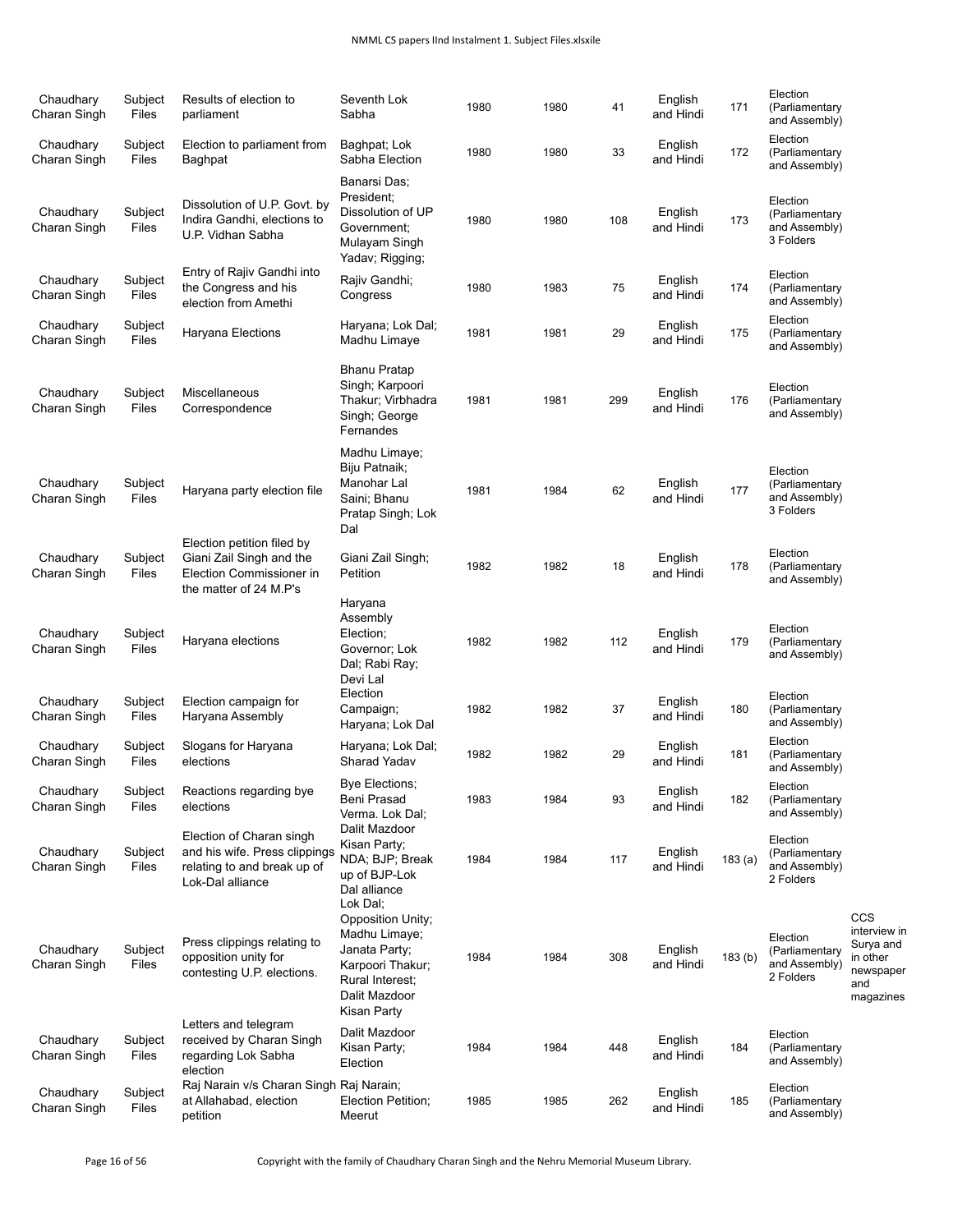| | | | | | | | | | | |
|---|---|---|---|---|---|---|---|---|---|---|
| Chaudhary Charan Singh | Subject Files | Results of election to parliament | Seventh Lok Sabha | 1980 | 1980 | 41 | English and Hindi | 171 | Election (Parliamentary and Assembly) | |
| Chaudhary Charan Singh | Subject Files | Election to parliament from Baghpat | Baghpat; Lok Sabha Election | 1980 | 1980 | 33 | English and Hindi | 172 | Election (Parliamentary and Assembly) | |
| Chaudhary Charan Singh | Subject Files | Dissolution of U.P. Govt. by Indira Gandhi, elections to U.P. Vidhan Sabha | Banarsi Das; President; Dissolution of UP Government; Mulayam Singh Yadav; Rigging; | 1980 | 1980 | 108 | English and Hindi | 173 | Election (Parliamentary and Assembly) 3 Folders | |
| Chaudhary Charan Singh | Subject Files | Entry of Rajiv Gandhi into the Congress and his election from Amethi | Rajiv Gandhi; Congress | 1980 | 1983 | 75 | English and Hindi | 174 | Election (Parliamentary and Assembly) | |
| Chaudhary Charan Singh | Subject Files | Haryana Elections | Haryana; Lok Dal; Madhu Limaye | 1981 | 1981 | 29 | English and Hindi | 175 | Election (Parliamentary and Assembly) | |
| Chaudhary Charan Singh | Subject Files | Miscellaneous Correspondence | Bhanu Pratap Singh; Karpoori Thakur; Virbhadra Singh; George Fernandes | 1981 | 1981 | 299 | English and Hindi | 176 | Election (Parliamentary and Assembly) | |
| Chaudhary Charan Singh | Subject Files | Haryana party election file | Madhu Limaye; Biju Patnaik; Manohar Lal Saini; Bhanu Pratap Singh; Lok Dal | 1981 | 1984 | 62 | English and Hindi | 177 | Election (Parliamentary and Assembly) 3 Folders | |
| Chaudhary Charan Singh | Subject Files | Election petition filed by Giani Zail Singh and the Election Commissioner in the matter of 24 M.P's | Giani Zail Singh; Petition | 1982 | 1982 | 18 | English and Hindi | 178 | Election (Parliamentary and Assembly) | |
| Chaudhary Charan Singh | Subject Files | Haryana elections | Haryana Assembly Election; Governor; Lok Dal; Rabi Ray; Devi Lal | 1982 | 1982 | 112 | English and Hindi | 179 | Election (Parliamentary and Assembly) | |
| Chaudhary Charan Singh | Subject Files | Election campaign for Haryana Assembly | Election Campaign; Haryana; Lok Dal | 1982 | 1982 | 37 | English and Hindi | 180 | Election (Parliamentary and Assembly) | |
| Chaudhary Charan Singh | Subject Files | Slogans for Haryana elections | Haryana; Lok Dal; Sharad Yadav | 1982 | 1982 | 29 | English and Hindi | 181 | Election (Parliamentary and Assembly) | |
| Chaudhary Charan Singh | Subject Files | Reactions regarding bye elections | Bye Elections; Beni Prasad Verma. Lok Dal; | 1983 | 1984 | 93 | English and Hindi | 182 | Election (Parliamentary and Assembly) | |
| Chaudhary Charan Singh | Subject Files | Election of Charan singh and his wife. Press clippings relating to and break up of Lok-Dal alliance | Dalit Mazdoor Kisan Party; NDA; BJP; Break up of BJP-Lok Dal alliance | 1984 | 1984 | 117 | English and Hindi | 183 (a) | Election (Parliamentary and Assembly) 2 Folders | |
| Chaudhary Charan Singh | Subject Files | Press clippings relating to opposition unity for contesting U.P. elections. | Lok Dal; Opposition Unity; Madhu Limaye; Janata Party; Karpoori Thakur; Rural Interest; Dalit Mazdoor Kisan Party | 1984 | 1984 | 308 | English and Hindi | 183 (b) | Election (Parliamentary and Assembly) 2 Folders | CCS interview in Surya and in other newspaper and magazines |
| Chaudhary Charan Singh | Subject Files | Letters and telegram received by Charan Singh regarding Lok Sabha election | Dalit Mazdoor Kisan Party; Election | 1984 | 1984 | 448 | English and Hindi | 184 | Election (Parliamentary and Assembly) | |
| Chaudhary Charan Singh | Subject Files | Raj Narain v/s Charan Singh at Allahabad, election petition | Raj Narain; Election Petition; Meerut | 1985 | 1985 | 262 | English and Hindi | 185 | Election (Parliamentary and Assembly) | |

Copyright with the family of Chaudhary Charan Singh and the Nehru Memorial Museum Library.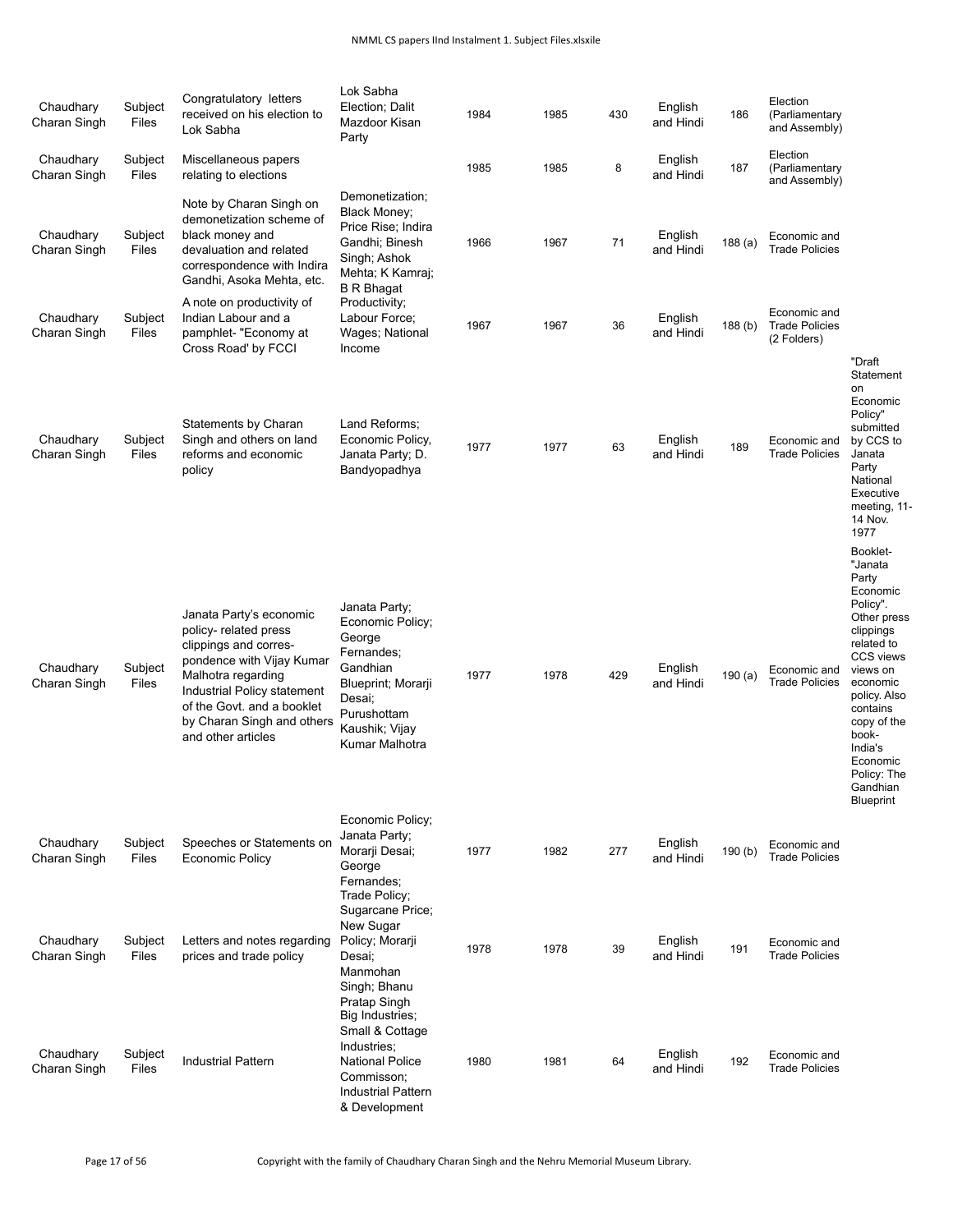| Chaudhary Charan Singh | Subject Files | Congratulatory letters received on his election to Lok Sabha | Lok Sabha Election; Dalit Mazdoor Kisan Party | 1984 | 1985 | 430 | English and Hindi | 186 | Election (Parliamentary and Assembly) | |
|---|---|---|---|---|---|---|---|---|---|---|
| Chaudhary Charan Singh | Subject Files | Miscellaneous papers relating to elections | | 1985 | 1985 | 8 | English and Hindi | 187 | Election (Parliamentary and Assembly) | |
| Chaudhary Charan Singh | Subject Files | Note by Charan Singh on demonetization scheme of black money and devaluation and related correspondence with Indira Gandhi, Asoka Mehta, etc. | Demonetization; Black Money; Price Rise; Indira Gandhi; Binesh Singh; Ashok Mehta; K Kamraj; B R Bhagat | 1966 | 1967 | 71 | English and Hindi | 188 (a) | Economic and Trade Policies | |
| Chaudhary Charan Singh | Subject Files | A note on productivity of Indian Labour and a pamphlet- "Economy at Cross Road' by FCCI | Productivity; Labour Force; Wages; National Income | 1967 | 1967 | 36 | English and Hindi | 188 (b) | Economic and Trade Policies (2 Folders) | |
| Chaudhary Charan Singh | Subject Files | Statements by Charan Singh and others on land reforms and economic policy | Land Reforms; Economic Policy, Janata Party; D. Bandyopadhya | 1977 | 1977 | 63 | English and Hindi | 189 | Economic and Trade Policies | "Draft Statement on Economic Policy" submitted by CCS to Janata Party National Executive meeting, 11-14 Nov. 1977 |
| Chaudhary Charan Singh | Subject Files | Janata Party's economic policy- related press clippings and corres-pondence with Vijay Kumar Malhotra regarding Industrial Policy statement of the Govt. and a booklet by Charan Singh and others and other articles | Janata Party; Economic Policy; George Fernandes; Gandhian Blueprint; Morarji Desai; Purushottam Kaushik; Vijay Kumar Malhotra | 1977 | 1978 | 429 | English and Hindi | 190 (a) | Economic and Trade Policies | Booklet- "Janata Party Economic Policy". Other press clippings related to CCS views on economic policy. Also contains copy of the book- India's Economic Policy: The Gandhian Blueprint |
| Chaudhary Charan Singh | Subject Files | Speeches or Statements on Economic Policy | Economic Policy; Janata Party; Morarji Desai; George Fernandes; | 1977 | 1982 | 277 | English and Hindi | 190 (b) | Economic and Trade Policies | |
| Chaudhary Charan Singh | Subject Files | Letters and notes regarding prices and trade policy | Trade Policy; Sugarcane Price; New Sugar Policy; Morarji Desai; Manmohan Singh; Bhanu Pratap Singh | 1978 | 1978 | 39 | English and Hindi | 191 | Economic and Trade Policies | |
| Chaudhary Charan Singh | Subject Files | Industrial Pattern | Big Industries; Small & Cottage Industries; National Police Commisson; Industrial Pattern & Development | 1980 | 1981 | 64 | English and Hindi | 192 | Economic and Trade Policies | |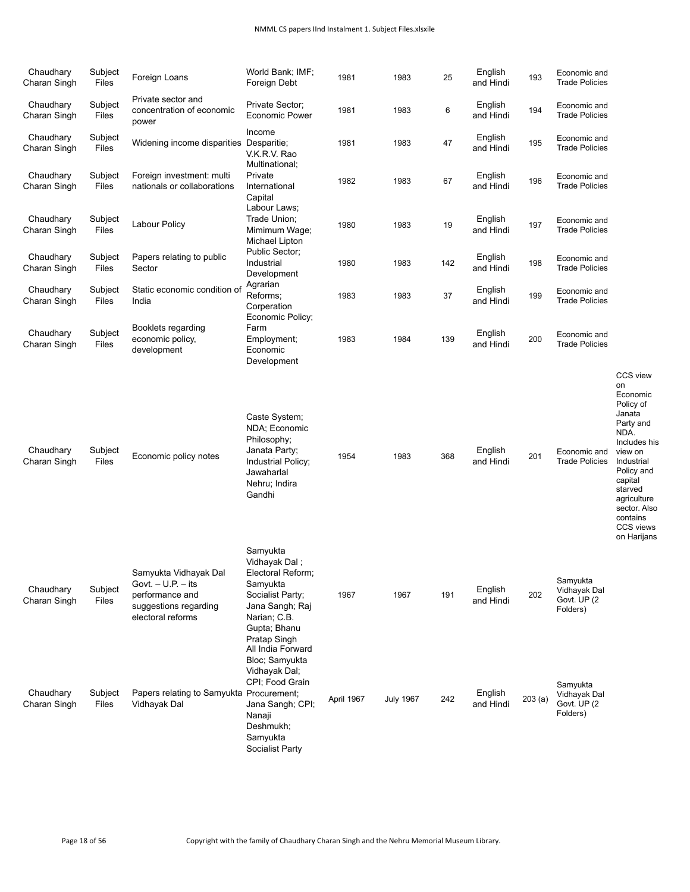| Chaudhary Charan Singh | Subject Files | Foreign Loans | World Bank; IMF; Foreign Debt | 1981 | 1983 | 25 | English and Hindi | 193 | Economic and Trade Policies | |
|---|---|---|---|---|---|---|---|---|---|---|
| Chaudhary Charan Singh | Subject Files | Private sector and concentration of economic power | Private Sector; Economic Power | 1981 | 1983 | 6 | English and Hindi | 194 | Economic and Trade Policies | |
| Chaudhary Charan Singh | Subject Files | Widening income disparities | Income Desparitie; V.K.R.V. Rao | 1981 | 1983 | 47 | English and Hindi | 195 | Economic and Trade Policies | |
| Chaudhary Charan Singh | Subject Files | Foreign investment: multi nationals or collaborations | Multinational; Private International Capital | 1982 | 1983 | 67 | English and Hindi | 196 | Economic and Trade Policies | |
| Chaudhary Charan Singh | Subject Files | Labour Policy | Labour Laws; Trade Union; Mimimum Wage; Michael Lipton | 1980 | 1983 | 19 | English and Hindi | 197 | Economic and Trade Policies | |
| Chaudhary Charan Singh | Subject Files | Papers relating to public Sector | Public Sector; Industrial Development | 1980 | 1983 | 142 | English and Hindi | 198 | Economic and Trade Policies | |
| Chaudhary Charan Singh | Subject Files | Static economic condition of India | Agrarian Reforms; Corperation | 1983 | 1983 | 37 | English and Hindi | 199 | Economic and Trade Policies | |
| Chaudhary Charan Singh | Subject Files | Booklets regarding economic policy, development | Economic Policy; Farm Employment; Economic Development | 1983 | 1984 | 139 | English and Hindi | 200 | Economic and Trade Policies | |
| Chaudhary Charan Singh | Subject Files | Economic policy notes | Caste System; NDA; Economic Philosophy; Janata Party; Industrial Policy; Jawaharlal Nehru; Indira Gandhi | 1954 | 1983 | 368 | English and Hindi | 201 | Economic and Trade Policies | CCS view on Economic Policy of Janata Party and NDA. Includes his view on Industrial Policy and capital starved agriculture sector. Also contains CCS views on Harijans |
| Chaudhary Charan Singh | Subject Files | Samyukta Vidhayak Dal Govt. – U.P. – its performance and suggestions regarding electoral reforms | Samyukta Vidhayak Dal ; Electoral Reform; Samyukta Socialist Party; Jana Sangh; Raj Narian; C.B. Gupta; Bhanu Pratap Singh | 1967 | 1967 | 191 | English and Hindi | 202 | Samyukta Vidhayak Dal Govt. UP (2 Folders) | |
| Chaudhary Charan Singh | Subject Files | Papers relating to Samyukta Vidhayak Dal | All India Forward Bloc; Samyukta Vidhayak Dal; CPI; Food Grain Procurement; Jana Sangh; CPI; Nanaji Deshmukh; Samyukta Socialist Party | April 1967 | July 1967 | 242 | English and Hindi | 203 (a) | Samyukta Vidhayak Dal Govt. UP (2 Folders) | |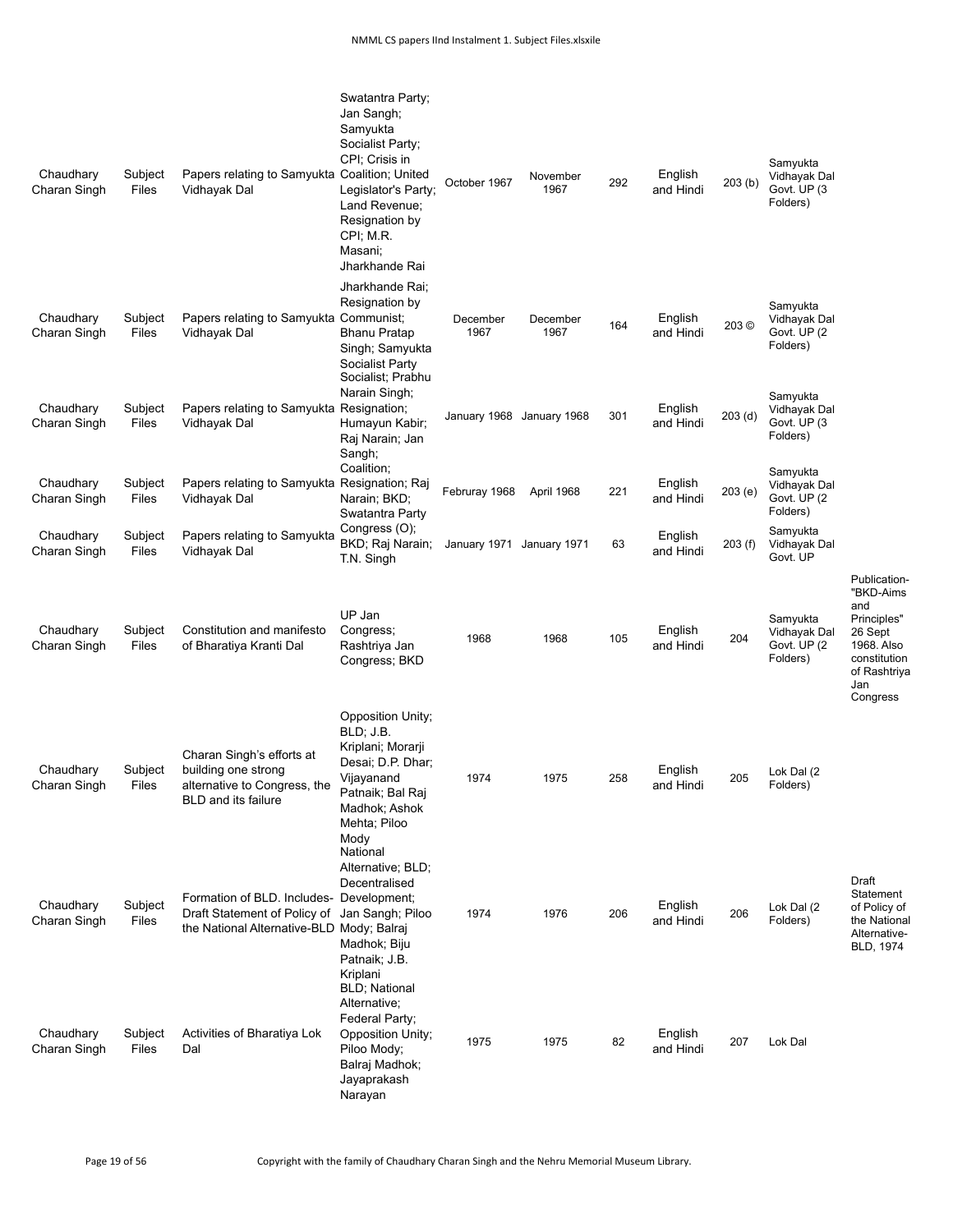| | | | | | | | | | | |
|---|---|---|---|---|---|---|---|---|---|---|
| Chaudhary Charan Singh | Subject Files | Papers relating to Samyukta Vidhayak Dal | Swatantra Party; Jan Sangh; Samyukta Socialist Party; CPI; Crisis in Coalition; United Legislator's Party; Land Revenue; Resignation by CPI; M.R. Masani; Jharkhande Rai | October 1967 | November 1967 | 292 | English and Hindi | 203 (b) | Samyukta Vidhayak Dal Govt. UP (3 Folders) | |
| Chaudhary Charan Singh | Subject Files | Papers relating to Samyukta Vidhayak Dal | Jharkhande Rai; Resignation by Communist; Bhanu Pratap Singh; Samyukta Socialist Party | December 1967 | December 1967 | 164 | English and Hindi | 203 © | Samyukta Vidhayak Dal Govt. UP (2 Folders) | |
| Chaudhary Charan Singh | Subject Files | Papers relating to Samyukta Vidhayak Dal | Socialist; Prabhu Narain Singh; Resignation; Humayun Kabir; Raj Narain; Jan Sangh; | January 1968 | January 1968 | 301 | English and Hindi | 203 (d) | Samyukta Vidhayak Dal Govt. UP (3 Folders) | |
| Chaudhary Charan Singh | Subject Files | Papers relating to Samyukta Vidhayak Dal | Coalition; Resignation; Raj Narain; BKD; Swatantra Party | Februray 1968 | April 1968 | 221 | English and Hindi | 203 (e) | Samyukta Vidhayak Dal Govt. UP (2 Folders) | |
| Chaudhary Charan Singh | Subject Files | Papers relating to Samyukta Vidhayak Dal | Congress (O); BKD; Raj Narain; T.N. Singh | January 1971 | January 1971 | 63 | English and Hindi | 203 (f) | Samyukta Vidhayak Dal Govt. UP | |
| Chaudhary Charan Singh | Subject Files | Constitution and manifesto of Bharatiya Kranti Dal | UP Jan Congress; Rashtriya Jan Congress; BKD | 1968 | 1968 | 105 | English and Hindi | 204 | Samyukta Vidhayak Dal Govt. UP (2 Folders) | Publication- "BKD-Aims and Principles" 26 Sept 1968. Also constitution of Rashtriya Jan Congress |
| Chaudhary Charan Singh | Subject Files | Charan Singh's efforts at building one strong alternative to Congress, the BLD and its failure | Opposition Unity; BLD; J.B. Kriplani; Morarji Desai; D.P. Dhar; Vijayanand Patnaik; Bal Raj Madhok; Ashok Mehta; Piloo Mody | 1974 | 1975 | 258 | English and Hindi | 205 | Lok Dal (2 Folders) | |
| Chaudhary Charan Singh | Subject Files | Formation of BLD. Includes- Draft Statement of Policy of the National Alternative-BLD | National Alternative; BLD; Decentralised Development; Jan Sangh; Piloo Mody; Balraj Madhok; Biju Patnaik; J.B. Kriplani | 1974 | 1976 | 206 | English and Hindi | 206 | Lok Dal (2 Folders) | Draft Statement of Policy of the National Alternative- BLD, 1974 |
| Chaudhary Charan Singh | Subject Files | Activities of Bharatiya Lok Dal | BLD; National Alternative; Federal Party; Opposition Unity; Piloo Mody; Balraj Madhok; Jayaprakash Narayan | 1975 | 1975 | 82 | English and Hindi | 207 | Lok Dal | |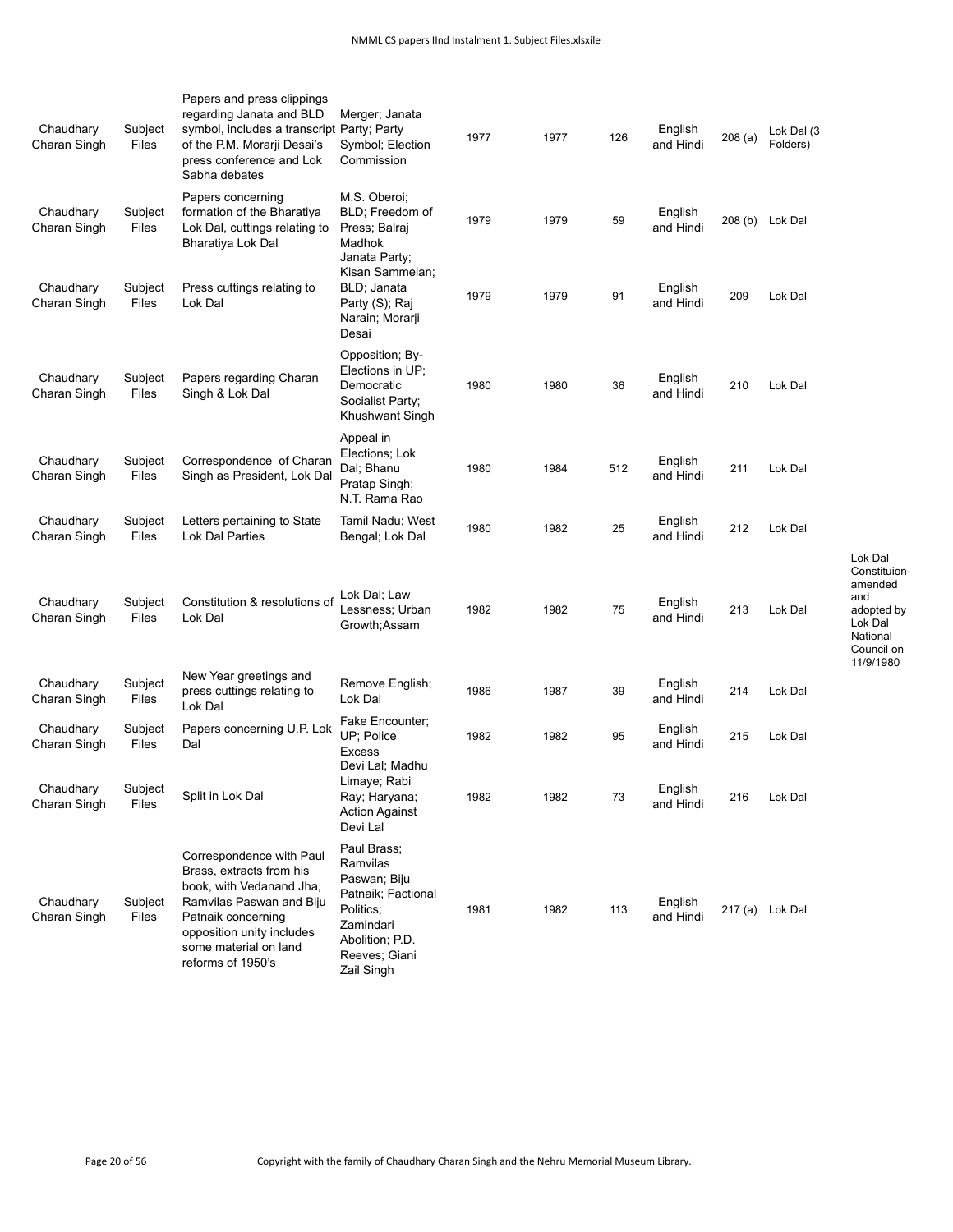| | | | | | | | | | | |
|---|---|---|---|---|---|---|---|---|---|---|
| Chaudhary Charan Singh | Subject Files | Papers and press clippings regarding Janata and BLD symbol, includes a transcript of the P.M. Morarji Desai's press conference and Lok Sabha debates | Merger; Janata Party; Party Symbol; Election Commission | 1977 | 1977 | 126 | English and Hindi | 208 (a) | Lok Dal (3 Folders) | |
| Chaudhary Charan Singh | Subject Files | Papers concerning formation of the Bharatiya Lok Dal, cuttings relating to Bharatiya Lok Dal | M.S. Oberoi; BLD; Freedom of Press; Balraj Madhok | 1979 | 1979 | 59 | English and Hindi | 208 (b) | Lok Dal | |
| Chaudhary Charan Singh | Subject Files | Press cuttings relating to Lok Dal | Janata Party; Kisan Sammelan; BLD; Janata Party (S); Raj Narain; Morarji Desai | 1979 | 1979 | 91 | English and Hindi | 209 | Lok Dal | |
| Chaudhary Charan Singh | Subject Files | Papers regarding Charan Singh & Lok Dal | Opposition; By-Elections in UP; Democratic Socialist Party; Khushwant Singh | 1980 | 1980 | 36 | English and Hindi | 210 | Lok Dal | |
| Chaudhary Charan Singh | Subject Files | Correspondence of Charan Singh as President, Lok Dal | Appeal in Elections; Lok Dal; Bhanu Pratap Singh; N.T. Rama Rao | 1980 | 1984 | 512 | English and Hindi | 211 | Lok Dal | |
| Chaudhary Charan Singh | Subject Files | Letters pertaining to State Lok Dal Parties | Tamil Nadu; West Bengal; Lok Dal | 1980 | 1982 | 25 | English and Hindi | 212 | Lok Dal | |
| Chaudhary Charan Singh | Subject Files | Constitution & resolutions of Lok Dal | Lok Dal; Law Lessness; Urban Growth;Assam | 1982 | 1982 | 75 | English and Hindi | 213 | Lok Dal | Lok Dal Constituion-amended and adopted by Lok Dal National Council on 11/9/1980 |
| Chaudhary Charan Singh | Subject Files | New Year greetings and press cuttings relating to Lok Dal | Remove English; Lok Dal | 1986 | 1987 | 39 | English and Hindi | 214 | Lok Dal | |
| Chaudhary Charan Singh | Subject Files | Papers concerning U.P. Lok Dal | Fake Encounter; UP; Police Excess | 1982 | 1982 | 95 | English and Hindi | 215 | Lok Dal | |
| Chaudhary Charan Singh | Subject Files | Split in Lok Dal | Devi Lal; Madhu Limaye; Rabi Ray; Haryana; Action Against Devi Lal | 1982 | 1982 | 73 | English and Hindi | 216 | Lok Dal | |
| Chaudhary Charan Singh | Subject Files | Correspondence with Paul Brass, extracts from his book, with Vedanand Jha, Ramvilas Paswan and Biju Patnaik concerning opposition unity includes some material on land reforms of 1950's | Paul Brass; Ramvilas Paswan; Biju Patnaik; Factional Politics; Zamindari Abolition; P.D. Reeves; Giani Zail Singh | 1981 | 1982 | 113 | English and Hindi | 217 (a) | Lok Dal | |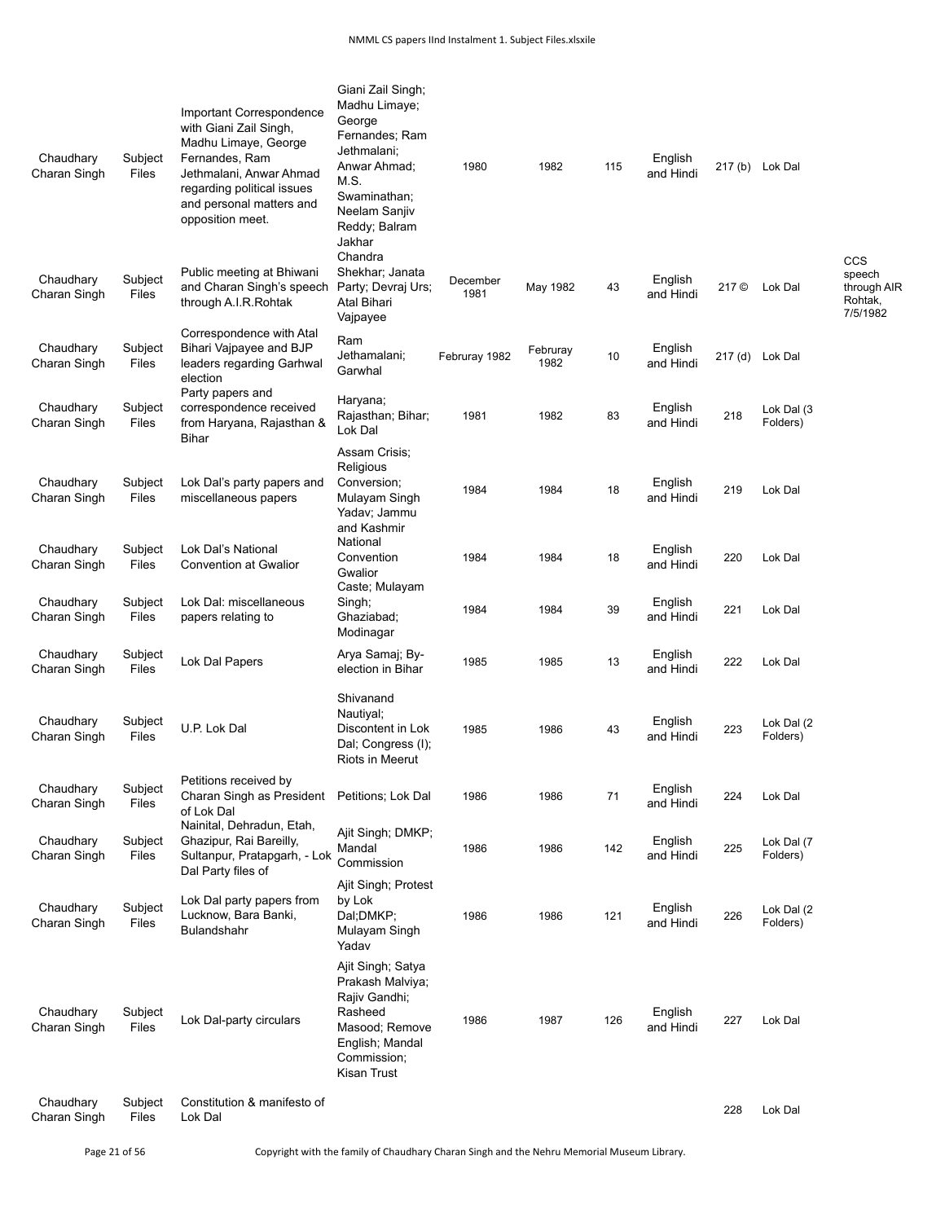| | | | | | | | | | | |
|---|---|---|---|---|---|---|---|---|---|---|
| Chaudhary Charan Singh | Subject Files | Important Correspondence with Giani Zail Singh, Madhu Limaye, George Fernandes, Ram Jethmalani, Anwar Ahmad regarding political issues and personal matters and opposition meet. | Giani Zail Singh; Madhu Limaye; George Fernandes; Ram Jethmalani; Anwar Ahmad; M.S. Swaminathan; Neelam Sanjiv Reddy; Balram Jakhar | 1980 | 1982 | 115 | English and Hindi | 217 (b) | Lok Dal | |
| Chaudhary Charan Singh | Subject Files | Public meeting at Bhiwani and Charan Singh's speech through A.I.R.Rohtak | Chandra Shekhar; Janata Party; Devraj Urs; Atal Bihari Vajpayee | December 1981 | May 1982 | 43 | English and Hindi | 217 © | Lok Dal | CCS speech through AIR Rohtak, 7/5/1982 |
| Chaudhary Charan Singh | Subject Files | Correspondence with Atal Bihari Vajpayee and BJP leaders regarding Garhwal election | Ram Jethamalani; Garwhal | Februray 1982 | Februray 1982 | 10 | English and Hindi | 217 (d) | Lok Dal | |
| Chaudhary Charan Singh | Subject Files | Party papers and correspondence received from Haryana, Rajasthan & Bihar | Haryana; Rajasthan; Bihar; Lok Dal | 1981 | 1982 | 83 | English and Hindi | 218 | Lok Dal (3 Folders) | |
| Chaudhary Charan Singh | Subject Files | Lok Dal's party papers and miscellaneous papers | Assam Crisis; Religious Conversion; Mulayam Singh Yadav; Jammu and Kashmir | 1984 | 1984 | 18 | English and Hindi | 219 | Lok Dal | |
| Chaudhary Charan Singh | Subject Files | Lok Dal's National Convention at Gwalior | National Convention Gwalior | 1984 | 1984 | 18 | English and Hindi | 220 | Lok Dal | |
| Chaudhary Charan Singh | Subject Files | Lok Dal: miscellaneous papers relating to | Caste; Mulayam Singh; Ghaziabad; Modinagar | 1984 | 1984 | 39 | English and Hindi | 221 | Lok Dal | |
| Chaudhary Charan Singh | Subject Files | Lok Dal Papers | Arya Samaj; By-election in Bihar | 1985 | 1985 | 13 | English and Hindi | 222 | Lok Dal | |
| Chaudhary Charan Singh | Subject Files | U.P. Lok Dal | Shivanand Nautiyal; Discontent in Lok Dal; Congress (I); Riots in Meerut | 1985 | 1986 | 43 | English and Hindi | 223 | Lok Dal (2 Folders) | |
| Chaudhary Charan Singh | Subject Files | Petitions received by Charan Singh as President of Lok Dal | Petitions; Lok Dal | 1986 | 1986 | 71 | English and Hindi | 224 | Lok Dal | |
| Chaudhary Charan Singh | Subject Files | Nainital, Dehradun, Etah, Ghazipur, Rai Bareilly, Sultanpur, Pratapgarh, - Lok Dal Party files of | Ajit Singh; DMKP; Mandal Commission | 1986 | 1986 | 142 | English and Hindi | 225 | Lok Dal (7 Folders) | |
| Chaudhary Charan Singh | Subject Files | Lok Dal party papers from Lucknow, Bara Banki, Bulandshahr | Ajit Singh; Protest by Lok Dal;DMKP; Mulayam Singh Yadav | 1986 | 1986 | 121 | English and Hindi | 226 | Lok Dal (2 Folders) | |
| Chaudhary Charan Singh | Subject Files | Lok Dal-party circulars | Ajit Singh; Satya Prakash Malviya; Rajiv Gandhi; Rasheed Masood; Remove English; Mandal Commission; Kisan Trust | 1986 | 1987 | 126 | English and Hindi | 227 | Lok Dal | |
| Chaudhary Charan Singh | Subject Files | Constitution & manifesto of Lok Dal | | | | | | 228 | Lok Dal | |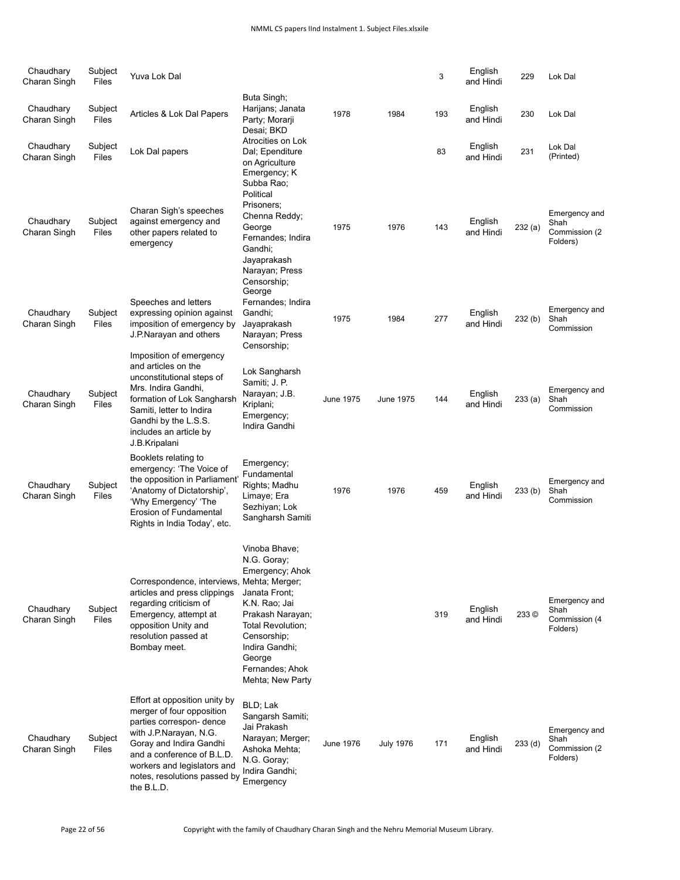| | | | | | | | | | |
|---|---|---|---|---|---|---|---|---|---|
| Chaudhary Charan Singh | Subject Files | Yuva Lok Dal | | | | 3 | English and Hindi | 229 | Lok Dal |
| Chaudhary Charan Singh | Subject Files | Articles & Lok Dal Papers | Buta Singh; Harijans; Janata Party; Morarji Desai; BKD | 1978 | 1984 | 193 | English and Hindi | 230 | Lok Dal |
| Chaudhary Charan Singh | Subject Files | Lok Dal papers | Atrocities on Lok Dal; Ependiture on Agriculture | | | 83 | English and Hindi | 231 | Lok Dal (Printed) |
| Chaudhary Charan Singh | Subject Files | Charan Sigh's speeches against emergency and other papers related to emergency | Emergency; K Subba Rao; Political Prisoners; Chenna Reddy; George Fernandes; Indira Gandhi; Jayaprakash Narayan; Press Censorship; | 1975 | 1976 | 143 | English and Hindi | 232 (a) | Emergency and Shah Commission (2 Folders) |
| Chaudhary Charan Singh | Subject Files | Speeches and letters expressing opinion against imposition of emergency by J.P.Narayan and others | George Fernandes; Indira Gandhi; Jayaprakash Narayan; Press Censorship; | 1975 | 1984 | 277 | English and Hindi | 232 (b) | Emergency and Shah Commission |
| Chaudhary Charan Singh | Subject Files | Imposition of emergency and articles on the unconstitutional steps of Mrs. Indira Gandhi, formation of Lok Sangharsh Samiti, letter to Indira Gandhi by the L.S.S. includes an article by J.B.Kripalani | Lok Sangharsh Samiti; J. P. Narayan; J.B. Kriplani; Emergency; Indira Gandhi | June 1975 | June 1975 | 144 | English and Hindi | 233 (a) | Emergency and Shah Commission |
| Chaudhary Charan Singh | Subject Files | Booklets relating to emergency: 'The Voice of the opposition in Parliament' 'Anatomy of Dictatorship', 'Why Emergency' 'The Erosion of Fundamental Rights in India Today', etc. | Emergency; Fundamental Rights; Madhu Limaye; Era Sezhiyan; Lok Sangharsh Samiti | 1976 | 1976 | 459 | English and Hindi | 233 (b) | Emergency and Shah Commission |
| Chaudhary Charan Singh | Subject Files | Correspondence, interviews, articles and press clippings regarding criticism of Emergency, attempt at opposition Unity and resolution passed at Bombay meet. | Vinoba Bhave; N.G. Goray; Emergency; Ahok Mehta; Merger; Janata Front; K.N. Rao; Jai Prakash Narayan; Total Revolution; Censorship; Indira Gandhi; George Fernandes; Ahok Mehta; New Party | | | 319 | English and Hindi | 233 © | Emergency and Shah Commission (4 Folders) |
| Chaudhary Charan Singh | Subject Files | Effort at opposition unity by merger of four opposition parties correspon- dence with J.P.Narayan, N.G. Goray and Indira Gandhi and a conference of B.L.D. workers and legislators and notes, resolutions passed by the B.L.D. | BLD; Lak Sangarsh Samiti; Jai Prakash Narayan; Merger; Ashoka Mehta; N.G. Goray; Indira Gandhi; Emergency | June 1976 | July 1976 | 171 | English and Hindi | 233 (d) | Emergency and Shah Commission (2 Folders) |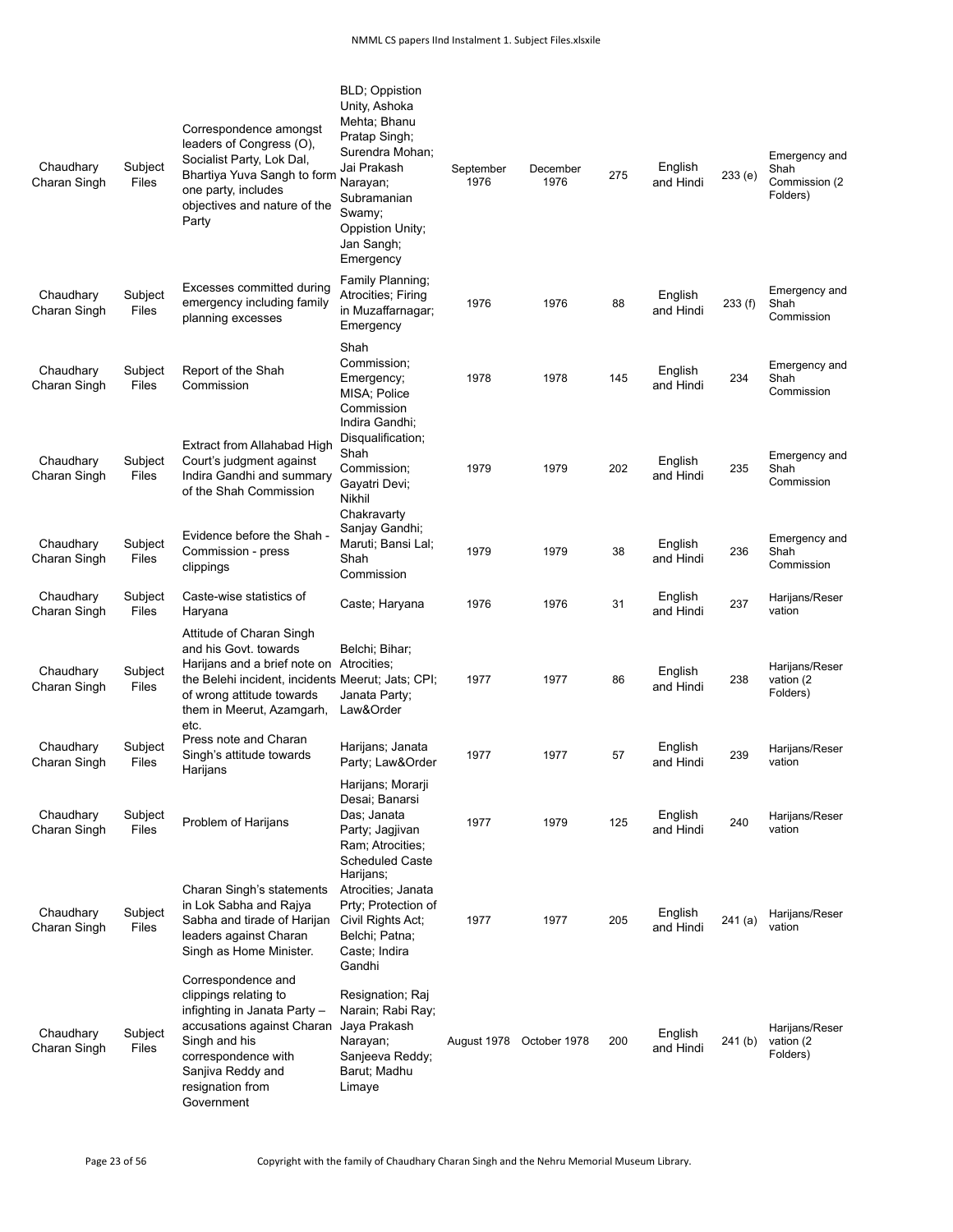| Chaudhary Charan Singh | Subject Files | Correspondence amongst leaders of Congress (O), Socialist Party, Lok Dal, Bhartiya Yuva Sangh to form one party, includes objectives and nature of the Party | BLD; Oppistion Unity, Ashoka Mehta; Bhanu Pratap Singh; Surendra Mohan; Jai Prakash Narayan; Subramanian Swamy; Oppistion Unity; Jan Sangh; Emergency | September 1976 | December 1976 | 275 | English and Hindi | 233 (e) | Emergency and Shah Commission (2 Folders) |
|---|---|---|---|---|---|---|---|---|---|
| Chaudhary Charan Singh | Subject Files | Excesses committed during emergency including family planning excesses | Family Planning; Atrocities; Firing in Muzaffarnagar; Emergency | 1976 | 1976 | 88 | English and Hindi | 233 (f) | Emergency and Shah Commission |
| Chaudhary Charan Singh | Subject Files | Report of the Shah Commission | Shah Commission; Emergency; MISA; Police Commission | 1978 | 1978 | 145 | English and Hindi | 234 | Emergency and Shah Commission |
| Chaudhary Charan Singh | Subject Files | Extract from Allahabad High Court's judgment against Indira Gandhi and summary of the Shah Commission | Indira Gandhi; Disqualification; Shah Commission; Gayatri Devi; Nikhil Chakravarty | 1979 | 1979 | 202 | English and Hindi | 235 | Emergency and Shah Commission |
| Chaudhary Charan Singh | Subject Files | Evidence before the Shah - Commission - press clippings | Sanjay Gandhi; Maruti; Bansi Lal; Shah Commission | 1979 | 1979 | 38 | English and Hindi | 236 | Emergency and Shah Commission |
| Chaudhary Charan Singh | Subject Files | Caste-wise statistics of Haryana | Caste; Haryana | 1976 | 1976 | 31 | English and Hindi | 237 | Harijans/Reservation |
| Chaudhary Charan Singh | Subject Files | Attitude of Charan Singh and his Govt. towards Harijans and a brief note on the Belehi incident, incidents of wrong attitude towards them in Meerut, Azamgarh, etc. | Belchi; Bihar; Atrocities; Meerut; Jats; CPI; Janata Party; Law&Order | 1977 | 1977 | 86 | English and Hindi | 238 | Harijans/Reservation (2 Folders) |
| Chaudhary Charan Singh | Subject Files | Press note and Charan Singh's attitude towards Harijans | Harijans; Janata Party; Law&Order | 1977 | 1977 | 57 | English and Hindi | 239 | Harijans/Reservation |
| Chaudhary Charan Singh | Subject Files | Problem of Harijans | Harijans; Morarji Desai; Banarsi Das; Janata Party; Jagjivan Ram; Atrocities; Scheduled Caste | 1977 | 1979 | 125 | English and Hindi | 240 | Harijans/Reservation |
| Chaudhary Charan Singh | Subject Files | Charan Singh's statements in Lok Sabha and Rajya Sabha and tirade of Harijan leaders against Charan Singh as Home Minister. | Harijans; Atrocities; Janata Prty; Protection of Civil Rights Act; Belchi; Patna; Caste; Indira Gandhi | 1977 | 1977 | 205 | English and Hindi | 241 (a) | Harijans/Reservation |
| Chaudhary Charan Singh | Subject Files | Correspondence and clippings relating to infighting in Janata Party – accusations against Charan Singh and his correspondence with Sanjiva Reddy and resignation from Government | Resignation; Raj Narain; Rabi Ray; Jaya Prakash Narayan; Sanjeeva Reddy; Barut; Madhu Limaye | August 1978 | October 1978 | 200 | English and Hindi | 241 (b) | Harijans/Reservation (2 Folders) |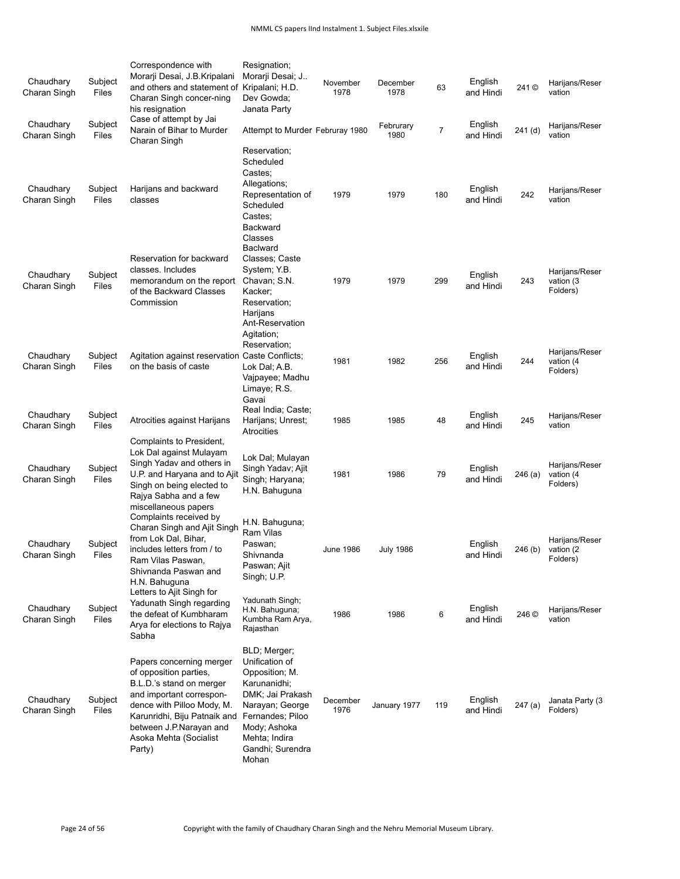| Chaudhary Charan Singh | Subject Files | Correspondence with Morarji Desai, J.B.Kripalani and others and statement of Charan Singh concer-ning his resignation | Resignation; Morarji Desai; J.. Kripalani; H.D. Dev Gowda; Janata Party | November 1978 | December 1978 | 63 | English and Hindi | 241 © | Harijans/Reservation |
|---|---|---|---|---|---|---|---|---|---|
| Chaudhary Charan Singh | Subject Files | Case of attempt by Jai Narain of Bihar to Murder Charan Singh | Attempt to Murder | Februray 1980 | Februrary 1980 | 7 | English and Hindi | 241 (d) | Harijans/Reservation |
| Chaudhary Charan Singh | Subject Files | Harijans and backward classes | Reservation; Scheduled Castes; Allegations; Representation of Scheduled Castes; Backward Classes | 1979 | 1979 | 180 | English and Hindi | 242 | Harijans/Reservation |
| Chaudhary Charan Singh | Subject Files | Reservation for backward classes. Includes memorandum on the report of the Backward Classes Commission | Baclward Classes; Caste System; Y.B. Chavan; S.N. Kacker; Reservation; Harijans | 1979 | 1979 | 299 | English and Hindi | 243 | Harijans/Reservation (3 Folders) |
| Chaudhary Charan Singh | Subject Files | Agitation against reservation on the basis of caste | Ant-Reservation Agitation; Reservation; Caste Conflicts; Lok Dal; A.B. Vajpayee; Madhu Limaye; R.S. Gavai | 1981 | 1982 | 256 | English and Hindi | 244 | Harijans/Reservation (4 Folders) |
| Chaudhary Charan Singh | Subject Files | Atrocities against Harijans | Real India; Caste; Harijans; Unrest; Atrocities | 1985 | 1985 | 48 | English and Hindi | 245 | Harijans/Reservation |
| Chaudhary Charan Singh | Subject Files | Complaints to President, Lok Dal against Mulayam Singh Yadav and others in U.P. and Haryana and to Ajit Singh on being elected to Rajya Sabha and a few miscellaneous papers | Lok Dal; Mulayan Singh Yadav; Ajit Singh; Haryana; H.N. Bahuguna | 1981 | 1986 | 79 | English and Hindi | 246 (a) | Harijans/Reservation (4 Folders) |
| Chaudhary Charan Singh | Subject Files | Complaints received by Charan Singh and Ajit Singh from Lok Dal, Bihar, includes letters from / to Ram Vilas Paswan, Shivnanda Paswan and H.N. Bahuguna | H.N. Bahuguna; Ram Vilas Paswan; Shivnanda Paswan; Ajit Singh; U.P. | June 1986 | July 1986 | | English and Hindi | 246 (b) | Harijans/Reservation (2 Folders) |
| Chaudhary Charan Singh | Subject Files | Letters to Ajit Singh for Yadunath Singh regarding the defeat of Kumbharam Arya for elections to Rajya Sabha | Yadunath Singh; H.N. Bahuguna; Kumbha Ram Arya, Rajasthan | 1986 | 1986 | 6 | English and Hindi | 246 © | Harijans/Reservation |
| Chaudhary Charan Singh | Subject Files | Papers concerning merger of opposition parties, B.L.D.'s stand on merger and important correspon-dence with Pilloo Mody, M. Karunridhi, Biju Patnaik and between J.P.Narayan and Asoka Mehta (Socialist Party) | BLD; Merger; Unification of Opposition; M. Karunanidhi; DMK; Jai Prakash Narayan; George Fernandes; Piloo Mody; Ashoka Mehta; Indira Gandhi; Surendra Mohan | December 1976 | January 1977 | 119 | English and Hindi | 247 (a) | Janata Party (3 Folders) |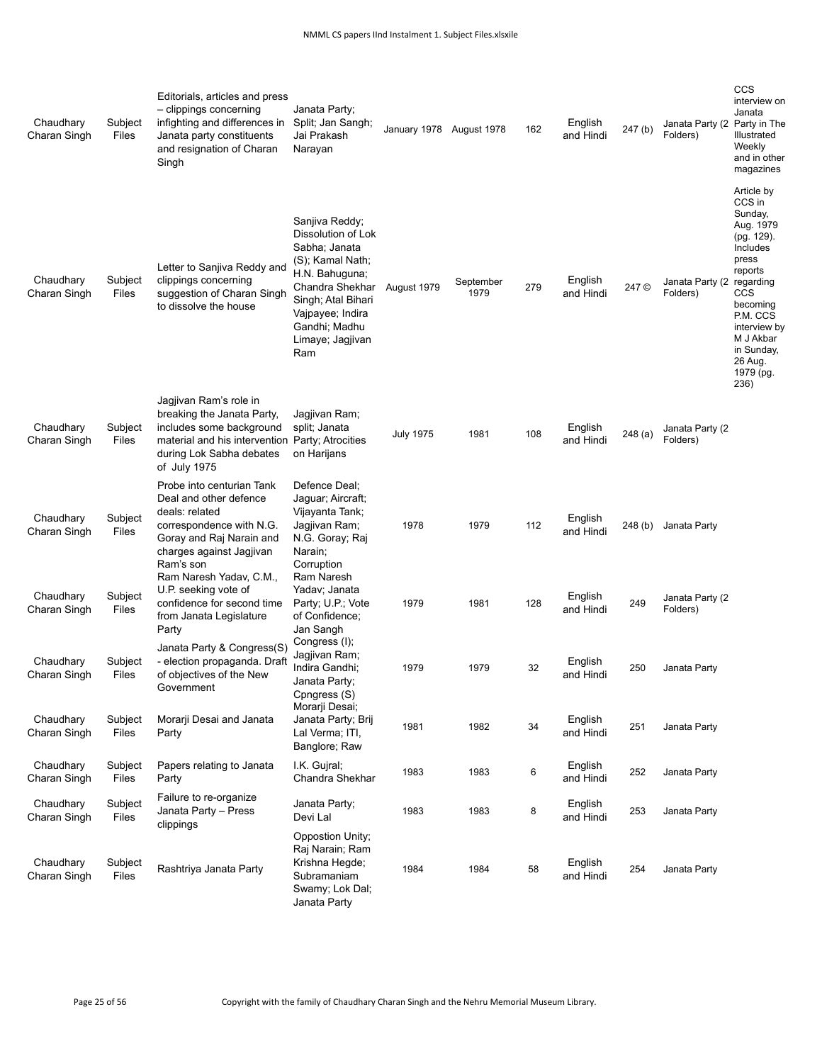| Chaudhary Charan Singh | Subject Files | Editorials, articles and press – clippings concerning infighting and differences in Janata party constituents and resignation of Charan Singh | Janata Party; Split; Jan Sangh; Jai Prakash Narayan | January 1978 | August 1978 | 162 | English and Hindi | 247 (b) | Janata Party (2 Folders) | CCS interview on Janata Party in The Illustrated Weekly and in other magazines |
|---|---|---|---|---|---|---|---|---|---|---|
| Chaudhary Charan Singh | Subject Files | Letter to Sanjiva Reddy and clippings concerning suggestion of Charan Singh to dissolve the house | Sanjiva Reddy; Dissolution of Lok Sabha; Janata (S); Kamal Nath; H.N. Bahuguna; Chandra Shekhar Singh; Atal Bihari Vajpayee; Indira Gandhi; Madhu Limaye; Jagjivan Ram | August 1979 | September 1979 | 279 | English and Hindi | 247 © | Janata Party (2 Folders) | Article by CCS in Sunday, Aug. 1979 (pg. 129). Includes press reports regarding CCS becoming P.M. CCS interview by M J Akbar in Sunday, 26 Aug. 1979 (pg. 236) |
| Chaudhary Charan Singh | Subject Files | Jagjivan Ram's role in breaking the Janata Party, includes some background material and his intervention during Lok Sabha debates of July 1975 | Jagjivan Ram; split; Janata Party; Atrocities on Harijans | July 1975 | 1981 | 108 | English and Hindi | 248 (a) | Janata Party (2 Folders) | |
| Chaudhary Charan Singh | Subject Files | Probe into centurian Tank Deal and other defence deals: related correspondence with N.G. Goray and Raj Narain and charges against Jagjivan Ram's son | Defence Deal; Jaguar; Aircraft; Vijayanta Tank; Jagjivan Ram; N.G. Goray; Raj Narain; Corruption | 1978 | 1979 | 112 | English and Hindi | 248 (b) | Janata Party | |
| Chaudhary Charan Singh | Subject Files | Ram Naresh Yadav, C.M., U.P. seeking vote of confidence for second time from Janata Legislature Party | Ram Naresh Yadav; Janata Party; U.P.; Vote of Confidence; Jan Sangh | 1979 | 1981 | 128 | English and Hindi | 249 | Janata Party (2 Folders) | |
| Chaudhary Charan Singh | Subject Files | Janata Party & Congress(S) - election propaganda. Draft of objectives of the New Government | Congress (I); Jagjivan Ram; Indira Gandhi; Janata Party; Cpngress (S) | 1979 | 1979 | 32 | English and Hindi | 250 | Janata Party | |
| Chaudhary Charan Singh | Subject Files | Morarji Desai and Janata Party | Morarji Desai; Janata Party; Brij Lal Verma; ITI, Banglore; Raw | 1981 | 1982 | 34 | English and Hindi | 251 | Janata Party | |
| Chaudhary Charan Singh | Subject Files | Papers relating to Janata Party | I.K. Gujral; Chandra Shekhar | 1983 | 1983 | 6 | English and Hindi | 252 | Janata Party | |
| Chaudhary Charan Singh | Subject Files | Failure to re-organize Janata Party – Press clippings | Janata Party; Devi Lal | 1983 | 1983 | 8 | English and Hindi | 253 | Janata Party | |
| Chaudhary Charan Singh | Subject Files | Rashtriya Janata Party | Oppostion Unity; Raj Narain; Ram Krishna Hegde; Subramaniam Swamy; Lok Dal; Janata Party | 1984 | 1984 | 58 | English and Hindi | 254 | Janata Party | |

Copyright with the family of Chaudhary Charan Singh and the Nehru Memorial Museum Library.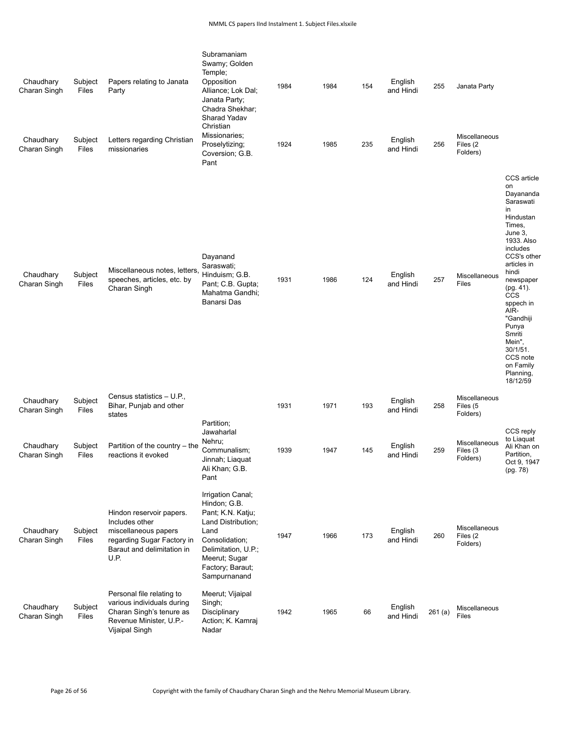| Chaudhary Charan Singh | Subject Files | Papers relating to Janata Party | Subramaniam Swamy; Golden Temple; Opposition Alliance; Lok Dal; Janata Party; Chadra Shekhar; Sharad Yadav | 1984 | 1984 | 154 | English and Hindi | 255 | Janata Party | |
|---|---|---|---|---|---|---|---|---|---|---|
| Chaudhary Charan Singh | Subject Files | Letters regarding Christian missionaries | Christian Missionaries; Proselytizing; Coversion; G.B. Pant | 1924 | 1985 | 235 | English and Hindi | 256 | Miscellaneous Files (2 Folders) | |
| Chaudhary Charan Singh | Subject Files | Miscellaneous notes, letters, speeches, articles, etc. by Charan Singh | Dayanand Saraswati; Hinduism; G.B. Pant; C.B. Gupta; Mahatma Gandhi; Banarsi Das | 1931 | 1986 | 124 | English and Hindi | 257 | Miscellaneous Files | CCS article on Dayananda Saraswati in Hindustan Times, June 3, 1933. Also includes CCS's other articles in hindi newspaper (pg. 41). CCS sppech in AIR- "Gandhiji Punya Smriti Mein", 30/1/51. CCS note on Family Planning, 18/12/59 |
| Chaudhary Charan Singh | Subject Files | Census statistics – U.P., Bihar, Punjab and other states | | 1931 | 1971 | 193 | English and Hindi | 258 | Miscellaneous Files (5 Folders) | |
| Chaudhary Charan Singh | Subject Files | Partition of the country – the reactions it evoked | Partition; Jawaharlal Nehru; Communalism; Jinnah; Liaquat Ali Khan; G.B. Pant | 1939 | 1947 | 145 | English and Hindi | 259 | Miscellaneous Files (3 Folders) | CCS reply to Liaqaut Ali Khan on Partition, Oct 9, 1947 (pg. 78) |
| Chaudhary Charan Singh | Subject Files | Hindon reservoir papers. Includes other miscellaneous papers regarding Sugar Factory in Baraut and delimitation in U.P. | Irrigation Canal; Hindon; G.B. Pant; K.N. Katju; Land Distribution; Land Consolidation; Delimitation, U.P.; Meerut; Sugar Factory; Baraut; Sampurnanand | 1947 | 1966 | 173 | English and Hindi | 260 | Miscellaneous Files (2 Folders) | |
| Chaudhary Charan Singh | Subject Files | Personal file relating to various individuals during Charan Singh's tenure as Revenue Minister, U.P.- Vijaipal Singh | Meerut; Vijaipal Singh; Disciplinary Action; K. Kamraj Nadar | 1942 | 1965 | 66 | English and Hindi | 261 (a) | Miscellaneous Files | |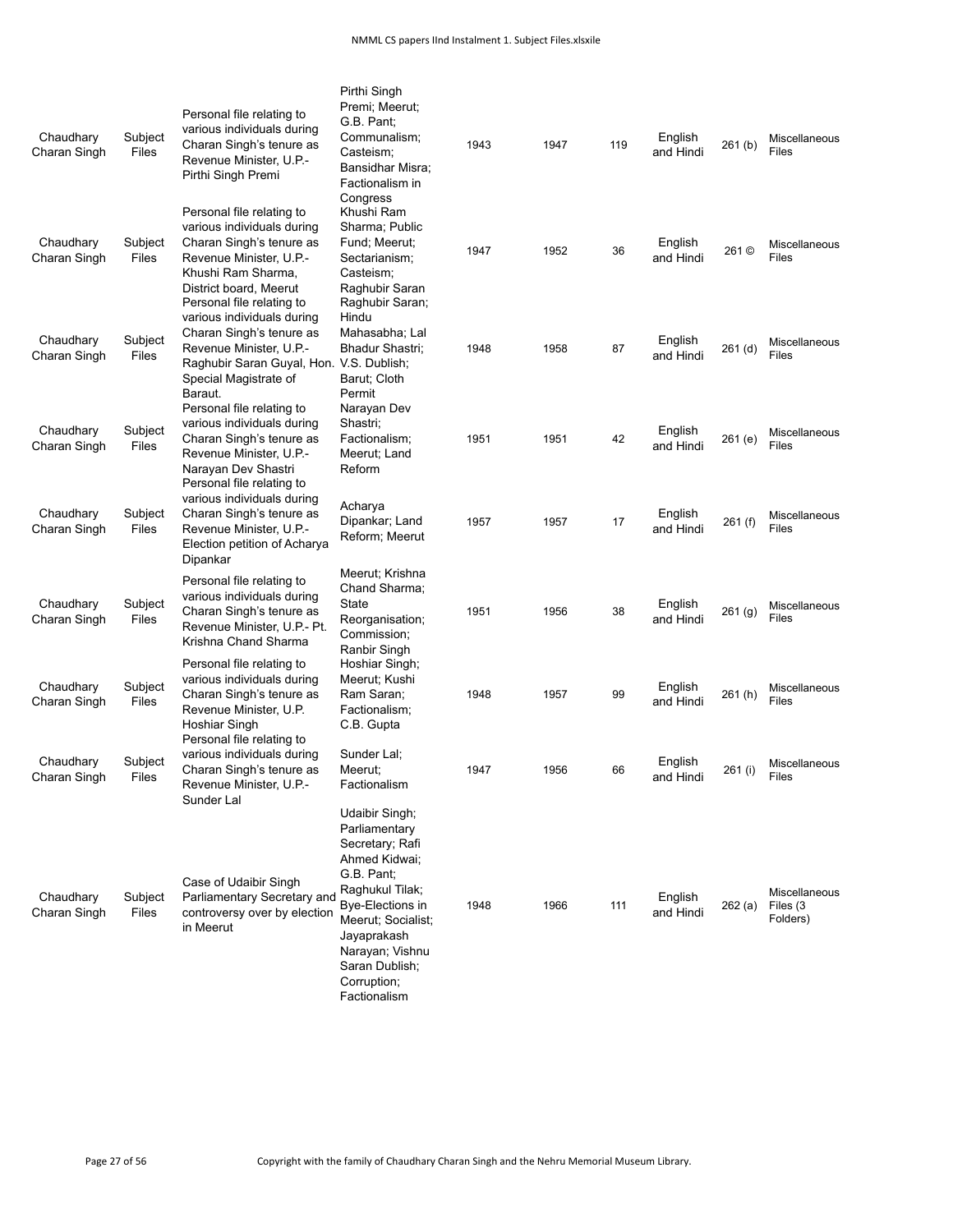| Chaudhary Charan Singh | Subject Files | Personal file relating to various individuals during Charan Singh's tenure as Revenue Minister, U.P.- Pirthi Singh Premi | Pirthi Singh Premi; Meerut; G.B. Pant; Communalism; Casteism; Bansidhar Misra; Factionalism in Congress | 1943 | 1947 | 119 | English and Hindi | 261 (b) | Miscellaneous Files |
|---|---|---|---|---|---|---|---|---|---|
| Chaudhary Charan Singh | Subject Files | Personal file relating to various individuals during Charan Singh's tenure as Revenue Minister, U.P.- Khushi Ram Sharma, District board, Meerut | Khushi Ram Sharma; Public Fund; Meerut; Sectarianism; Casteism; Raghubir Saran | 1947 | 1952 | 36 | English and Hindi | 261 © | Miscellaneous Files |
| Chaudhary Charan Singh | Subject Files | Personal file relating to various individuals during Charan Singh's tenure as Revenue Minister, U.P.- Raghubir Saran Guyal, Hon. Special Magistrate of Baraut. | Raghubir Saran; Hindu Mahasabha; Lal Bhadur Shastri; V.S. Dublish; Barut; Cloth Permit | 1948 | 1958 | 87 | English and Hindi | 261 (d) | Miscellaneous Files |
| Chaudhary Charan Singh | Subject Files | Personal file relating to various individuals during Charan Singh's tenure as Revenue Minister, U.P.- Narayan Dev Shastri | Narayan Dev Shastri; Factionalism; Meerut; Land Reform | 1951 | 1951 | 42 | English and Hindi | 261 (e) | Miscellaneous Files |
| Chaudhary Charan Singh | Subject Files | Personal file relating to various individuals during Charan Singh's tenure as Revenue Minister, U.P.- Election petition of Acharya Dipankar | Acharya Dipankar; Land Reform; Meerut | 1957 | 1957 | 17 | English and Hindi | 261 (f) | Miscellaneous Files |
| Chaudhary Charan Singh | Subject Files | Personal file relating to various individuals during Charan Singh's tenure as Revenue Minister, U.P.- Pt. Krishna Chand Sharma | Meerut; Krishna Chand Sharma; State Reorganisation; Commission; Ranbir Singh | 1951 | 1956 | 38 | English and Hindi | 261 (g) | Miscellaneous Files |
| Chaudhary Charan Singh | Subject Files | Personal file relating to various individuals during Charan Singh's tenure as Revenue Minister, U.P. Hoshiar Singh | Hoshiar Singh; Meerut; Kushi Ram Saran; Factionalism; C.B. Gupta | 1948 | 1957 | 99 | English and Hindi | 261 (h) | Miscellaneous Files |
| Chaudhary Charan Singh | Subject Files | Personal file relating to various individuals during Charan Singh's tenure as Revenue Minister, U.P.- Sunder Lal | Sunder Lal; Meerut; Factionalism | 1947 | 1956 | 66 | English and Hindi | 261 (i) | Miscellaneous Files |
| Chaudhary Charan Singh | Subject Files | Case of Udaibir Singh Parliamentary Secretary and controversy over by election in Meerut | Udaibir Singh; Parliamentary Secretary; Rafi Ahmed Kidwai; G.B. Pant; Raghukul Tilak; Bye-Elections in Meerut; Socialist; Jayaprakash Narayan; Vishnu Saran Dublish; Corruption; Factionalism | 1948 | 1966 | 111 | English and Hindi | 262 (a) | Miscellaneous Files (3 Folders) |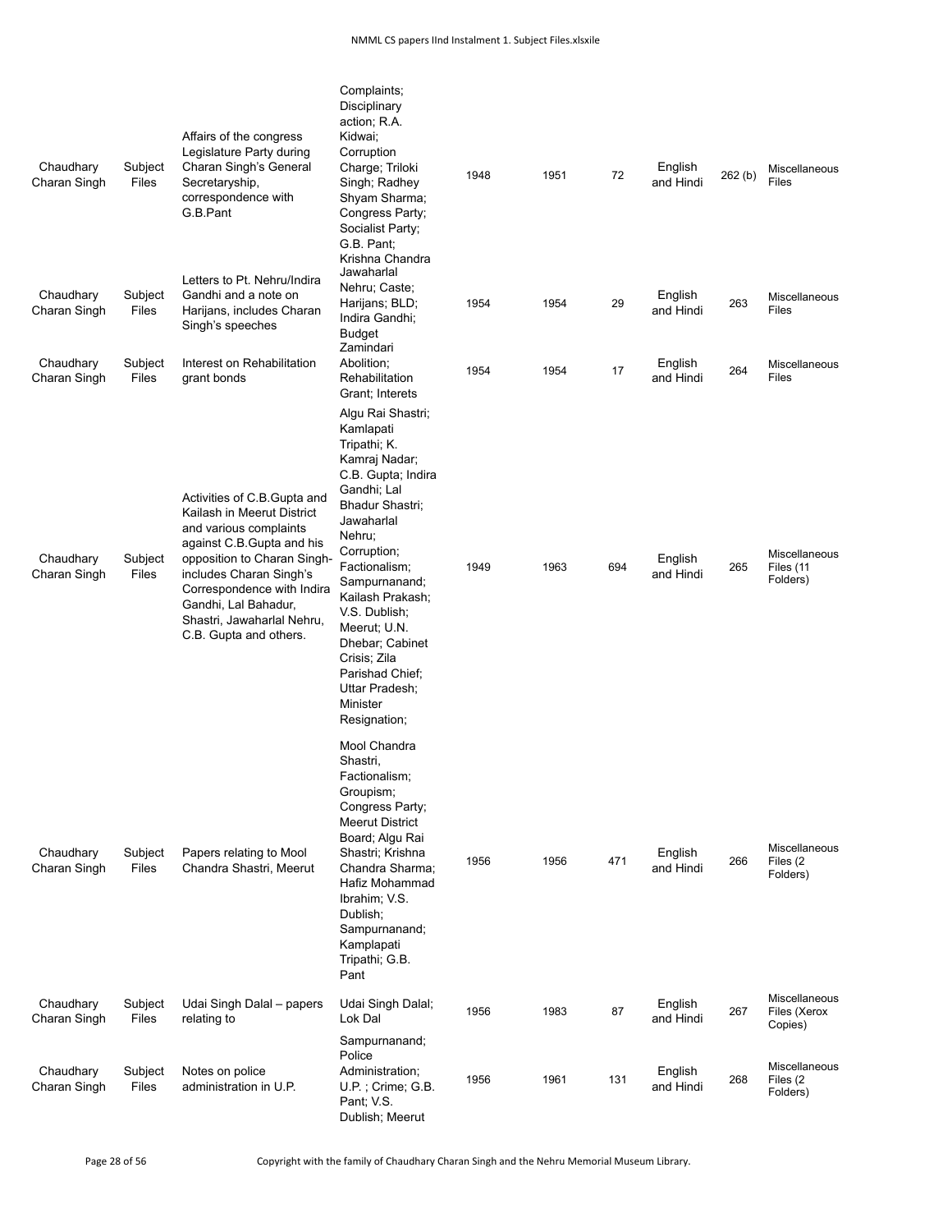| | | | | | | | | | |
|---|---|---|---|---|---|---|---|---|---|
| Chaudhary Charan Singh | Subject Files | Affairs of the congress Legislature Party during Charan Singh's General Secretaryship, correspondence with G.B.Pant | Complaints; Disciplinary action; R.A. Kidwai; Corruption Charge; Triloki Singh; Radhey Shyam Sharma; Congress Party; Socialist Party; G.B. Pant; | 1948 | 1951 | 72 | English and Hindi | 262 (b) | Miscellaneous Files |
| Chaudhary Charan Singh | Subject Files | Letters to Pt. Nehru/Indira Gandhi and a note on Harijans, includes Charan Singh's speeches | Krishna Chandra Jawaharlal Nehru; Caste; Harijans; BLD; Indira Gandhi; Budget | 1954 | 1954 | 29 | English and Hindi | 263 | Miscellaneous Files |
| Chaudhary Charan Singh | Subject Files | Interest on Rehabilitation grant bonds | Zamindari Abolition; Rehabilitation Grant; Interets | 1954 | 1954 | 17 | English and Hindi | 264 | Miscellaneous Files |
| Chaudhary Charan Singh | Subject Files | Activities of C.B.Gupta and Kailash in Meerut District and various complaints against C.B.Gupta and his opposition to Charan Singh- includes Charan Singh's Correspondence with Indira Gandhi, Lal Bahadur, Shastri, Jawaharlal Nehru, C.B. Gupta and others. | Algu Rai Shastri; Kamlapati Tripathi; K. Kamraj Nadar; C.B. Gupta; Indira Gandhi; Lal Bhadur Shastri; Jawaharlal Nehru; Corruption; Factionalism; Sampurnanand; Kailash Prakash; V.S. Dublish; Meerut; U.N. Dhebar; Cabinet Crisis; Zila Parishad Chief; Uttar Pradesh; Minister Resignation; | 1949 | 1963 | 694 | English and Hindi | 265 | Miscellaneous Files (11 Folders) |
| Chaudhary Charan Singh | Subject Files | Papers relating to Mool Chandra Shastri, Meerut | Mool Chandra Shastri, Factionalism; Groupism; Congress Party; Meerut District Board; Algu Rai Shastri; Krishna Chandra Sharma; Hafiz Mohammad Ibrahim; V.S. Dublish; Sampurnanand; Kamplapati Tripathi; G.B. Pant | 1956 | 1956 | 471 | English and Hindi | 266 | Miscellaneous Files (2 Folders) |
| Chaudhary Charan Singh | Subject Files | Udai Singh Dalal – papers relating to | Udai Singh Dalal; Lok Dal | 1956 | 1983 | 87 | English and Hindi | 267 | Miscellaneous Files (Xerox Copies) |
| Chaudhary Charan Singh | Subject Files | Notes on police administration in U.P. | Sampurnanand; Police Administration; U.P. ; Crime; G.B. Pant; V.S. Dublish; Meerut | 1956 | 1961 | 131 | English and Hindi | 268 | Miscellaneous Files (2 Folders) |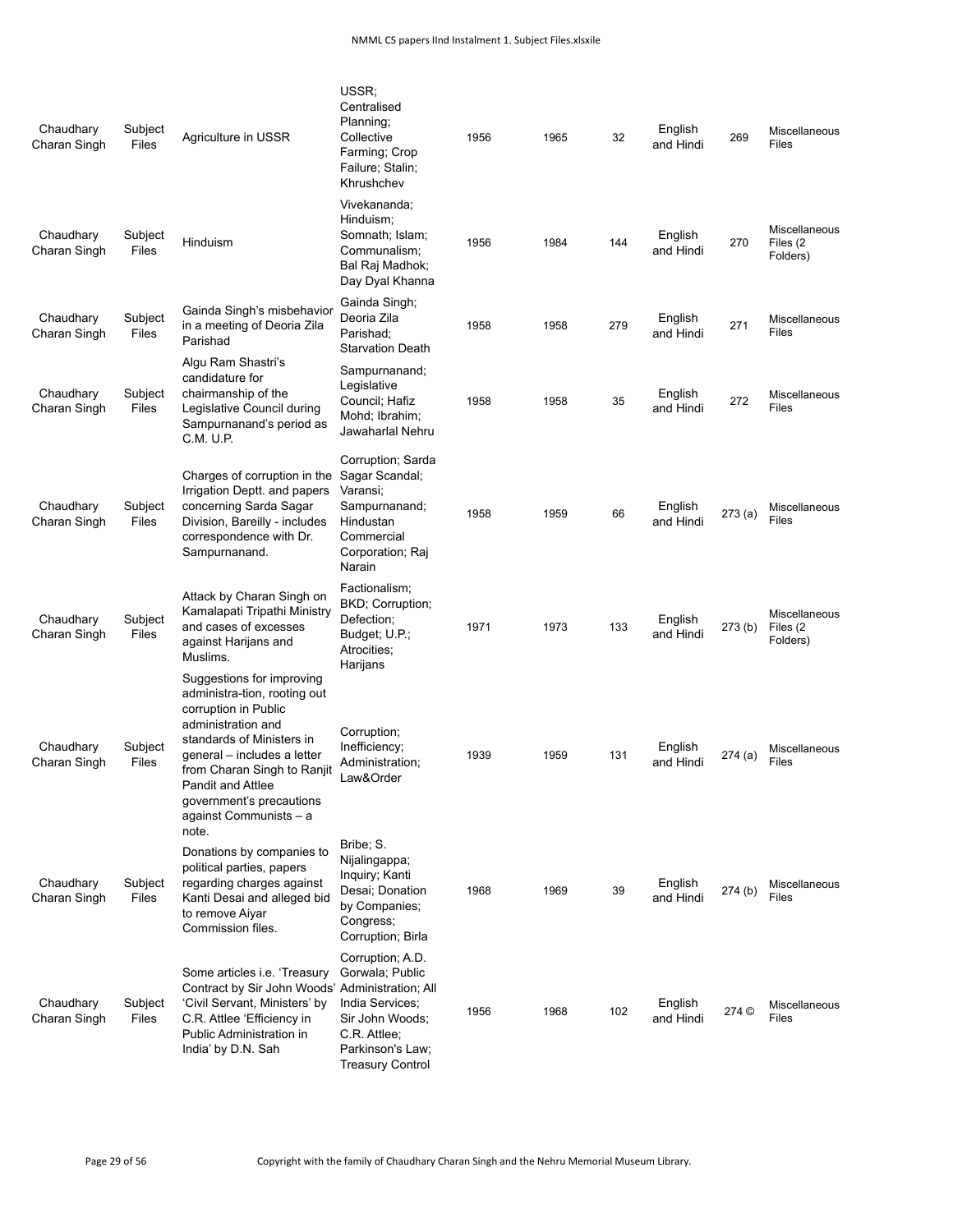| Chaudhary Charan Singh | Subject Files | Agriculture in USSR | USSR; Centralised Planning; Collective Farming; Crop Failure; Stalin; Khrushchev | 1956 | 1965 | 32 | English and Hindi | 269 | Miscellaneous Files |
|---|---|---|---|---|---|---|---|---|---|
| Chaudhary Charan Singh | Subject Files | Hinduism | Vivekananda; Hinduism; Somnath; Islam; Communalism; Bal Raj Madhok; Day Dyal Khanna | 1956 | 1984 | 144 | English and Hindi | 270 | Miscellaneous Files (2 Folders) |
| Chaudhary Charan Singh | Subject Files | Gainda Singh's misbehavior in a meeting of Deoria Zila Parishad | Gainda Singh; Deoria Zila Parishad; Starvation Death | 1958 | 1958 | 279 | English and Hindi | 271 | Miscellaneous Files |
| Chaudhary Charan Singh | Subject Files | Algu Ram Shastri's candidature for chairmanship of the Legislative Council during Sampurnanand's period as C.M. U.P. | Sampurnanand; Legislative Council; Hafiz Mohd; Ibrahim; Jawaharlal Nehru | 1958 | 1958 | 35 | English and Hindi | 272 | Miscellaneous Files |
| Chaudhary Charan Singh | Subject Files | Charges of corruption in the Irrigation Deptt. and papers concerning Sarda Sagar Division, Bareilly - includes correspondence with Dr. Sampurnanand. | Corruption; Sarda Sagar Scandal; Varansi; Sampurnanand; Hindustan Commercial Corporation; Raj Narain | 1958 | 1959 | 66 | English and Hindi | 273 (a) | Miscellaneous Files |
| Chaudhary Charan Singh | Subject Files | Attack by Charan Singh on Kamalapati Tripathi Ministry and cases of excesses against Harijans and Muslims. | Factionalism; BKD; Corruption; Defection; Budget; U.P.; Atrocities; Harijans | 1971 | 1973 | 133 | English and Hindi | 273 (b) | Miscellaneous Files (2 Folders) |
| Chaudhary Charan Singh | Subject Files | Suggestions for improving administra-tion, rooting out corruption in Public administration and standards of Ministers in general – includes a letter from Charan Singh to Ranjit Pandit and Attlee government's precautions against Communists – a note. | Corruption; Inefficiency; Administration; Law&Order | 1939 | 1959 | 131 | English and Hindi | 274 (a) | Miscellaneous Files |
| Chaudhary Charan Singh | Subject Files | Donations by companies to political parties, papers regarding charges against Kanti Desai and alleged bid to remove Aiyar Commission files. | Bribe; S. Nijalingappa; Inquiry; Kanti Desai; Donation by Companies; Congress; Corruption; Birla | 1968 | 1969 | 39 | English and Hindi | 274 (b) | Miscellaneous Files |
| Chaudhary Charan Singh | Subject Files | Some articles i.e. 'Treasury Contract by Sir John Woods' 'Civil Servant, Ministers' by C.R. Attlee 'Efficiency in Public Administration in India' by D.N. Sah | Corruption; A.D. Gorwala; Public Administration; All India Services; Sir John Woods; C.R. Attlee; Parkinson's Law; Treasury Control | 1956 | 1968 | 102 | English and Hindi | 274 © | Miscellaneous Files |

Copyright with the family of Chaudhary Charan Singh and the Nehru Memorial Museum Library.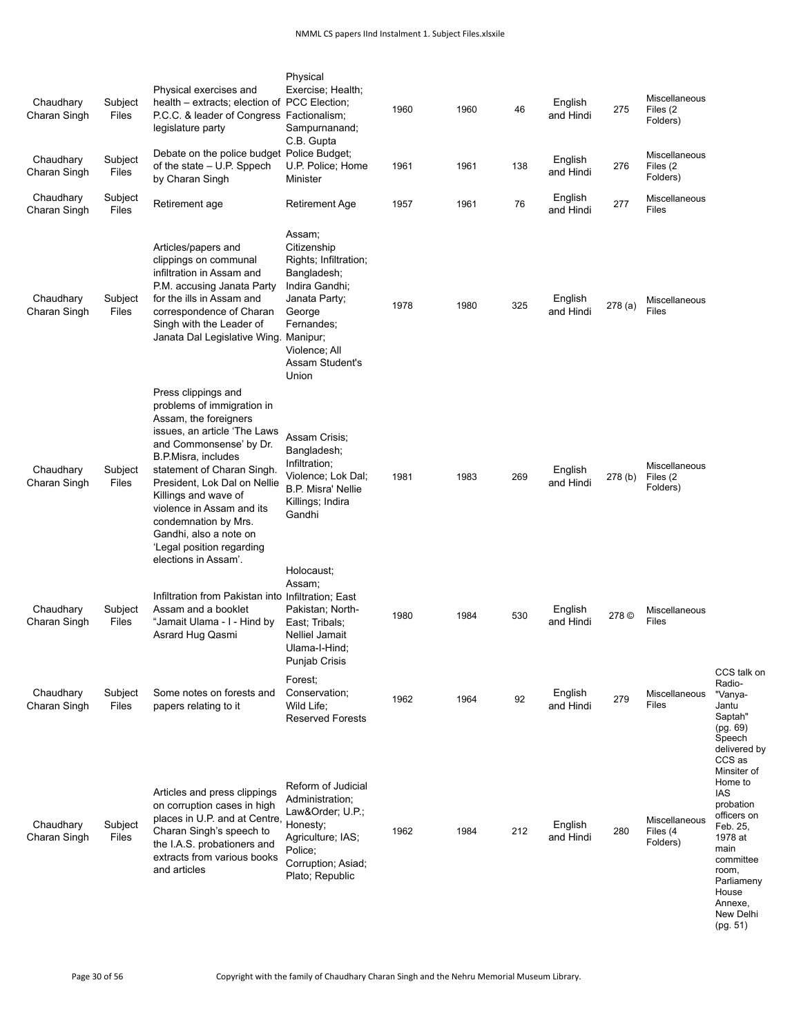| Chaudhary Charan Singh | Subject Files | Physical exercises and health – extracts; election of P.C.C. & leader of Congress legislature party | Physical Exercise; Health; PCC Election; Factionalism; Sampurnanand; C.B. Gupta | 1960 | 1960 | 46 | English and Hindi | 275 | Miscellaneous Files (2 Folders) | |
|---|---|---|---|---|---|---|---|---|---|---|
| Chaudhary Charan Singh | Subject Files | Debate on the police budget of the state – U.P. Sppech by Charan Singh | Police Budget; U.P. Police; Home Minister | 1961 | 1961 | 138 | English and Hindi | 276 | Miscellaneous Files (2 Folders) | |
| Chaudhary Charan Singh | Subject Files | Retirement age | Retirement Age | 1957 | 1961 | 76 | English and Hindi | 277 | Miscellaneous Files | |
| Chaudhary Charan Singh | Subject Files | Articles/papers and clippings on communal infiltration in Assam and P.M. accusing Janata Party for the ills in Assam and correspondence of Charan Singh with the Leader of Janata Dal Legislative Wing. | Assam; Citizenship Rights; Infiltration; Bangladesh; Indira Gandhi; Janata Party; George Fernandes; Manipur; Violence; All Assam Student's Union | 1978 | 1980 | 325 | English and Hindi | 278 (a) | Miscellaneous Files | |
| Chaudhary Charan Singh | Subject Files | Press clippings and problems of immigration in Assam, the foreigners issues, an article 'The Laws and Commonsense' by Dr. B.P.Misra, includes statement of Charan Singh. President, Lok Dal on Nellie Killings and wave of violence in Assam and its condemnation by Mrs. Gandhi, also a note on 'Legal position regarding elections in Assam'. | Assam Crisis; Bangladesh; Infiltration; Violence; Lok Dal; B.P. Misra' Nellie Killings; Indira Gandhi | 1981 | 1983 | 269 | English and Hindi | 278 (b) | Miscellaneous Files (2 Folders) | |
| Chaudhary Charan Singh | Subject Files | Infiltration from Pakistan into Assam and a booklet "Jamait Ulama - I - Hind by Asrard Hug Qasmi | Holocaust; Assam; Infiltration; East Pakistan; North-East; Tribals; Nelliel Jamait Ulama-I-Hind; Punjab Crisis | 1980 | 1984 | 530 | English and Hindi | 278 © | Miscellaneous Files | |
| Chaudhary Charan Singh | Subject Files | Some notes on forests and papers relating to it | Forest; Conservation; Wild Life; Reserved Forests | 1962 | 1964 | 92 | English and Hindi | 279 | Miscellaneous Files | CCS talk on Radio- "Vanya-Jantu Saptah" (pg. 69) |
| Chaudhary Charan Singh | Subject Files | Articles and press clippings on corruption cases in high places in U.P. and at Centre, Charan Singh's speech to the I.A.S. probationers and extracts from various books and articles | Reform of Judicial Administration; Law&Order; U.P.; Honesty; Agriculture; IAS; Police; Corruption; Asiad; Plato; Republic | 1962 | 1984 | 212 | English and Hindi | 280 | Miscellaneous Files (4 Folders) | Speech delivered by CCS as Minsiter of Home to IAS probation officers on Feb. 25, 1978 at main committee room, Parliameny House Annexe, New Delhi (pg. 51) |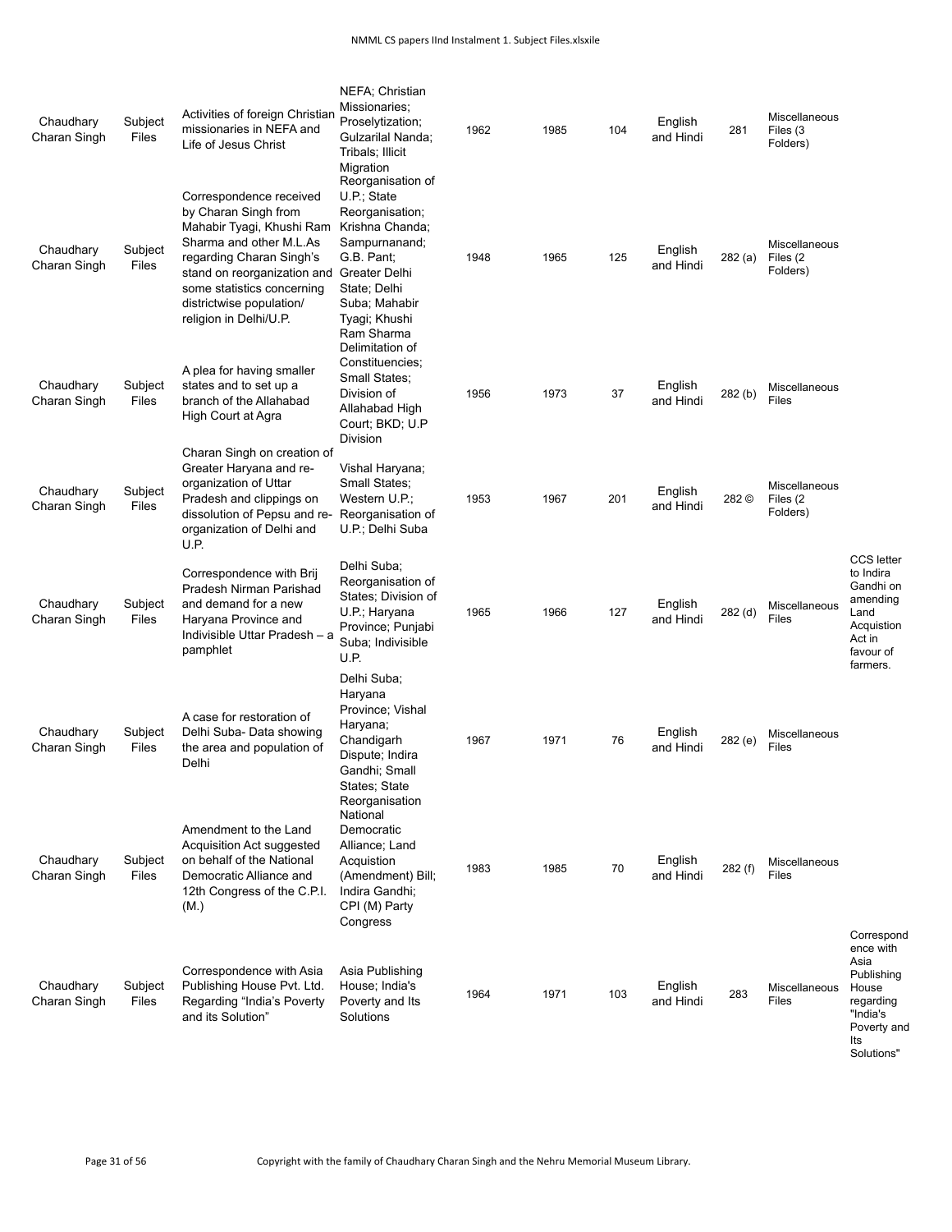| | | | | | | | | | | |
|---|---|---|---|---|---|---|---|---|---|---|
| Chaudhary Charan Singh | Subject Files | Activities of foreign Christian missionaries in NEFA and Life of Jesus Christ | NEFA; Christian Missionaries; Proselytization; Gulzarilal Nanda; Tribals; Illicit Migration | 1962 | 1985 | 104 | English and Hindi | 281 | Miscellaneous Files (3 Folders) | |
| Chaudhary Charan Singh | Subject Files | Correspondence received by Charan Singh from Mahabir Tyagi, Khushi Ram Sharma and other M.L.As regarding Charan Singh's stand on reorganization and some statistics concerning districtwise population/ religion in Delhi/U.P. | Reorganisation of U.P.; State Reorganisation; Krishna Chanda; Sampurnanand; G.B. Pant; Greater Delhi State; Delhi Suba; Mahabir Tyagi; Khushi Ram Sharma | 1948 | 1965 | 125 | English and Hindi | 282 (a) | Miscellaneous Files (2 Folders) | |
| Chaudhary Charan Singh | Subject Files | A plea for having smaller states and to set up a branch of the Allahabad High Court at Agra | Delimitation of Constituencies; Small States; Division of Allahabad High Court; BKD; U.P Division | 1956 | 1973 | 37 | English and Hindi | 282 (b) | Miscellaneous Files | |
| Chaudhary Charan Singh | Subject Files | Charan Singh on creation of Greater Haryana and re-organization of Uttar Pradesh and clippings on dissolution of Pepsu and re-organization of Delhi and U.P. | Vishal Haryana; Small States; Western U.P.; Reorganisation of U.P.; Delhi Suba | 1953 | 1967 | 201 | English and Hindi | 282 © | Miscellaneous Files (2 Folders) | |
| Chaudhary Charan Singh | Subject Files | Correspondence with Brij Pradesh Nirman Parishad and demand for a new Haryana Province and Indivisible Uttar Pradesh – a pamphlet | Delhi Suba; Reorganisation of States; Division of U.P.; Haryana Province; Punjabi Suba; Indivisible U.P. | 1965 | 1966 | 127 | English and Hindi | 282 (d) | Miscellaneous Files | CCS letter to Indira Gandhi on amending Land Acquistion Act in favour of farmers. |
| Chaudhary Charan Singh | Subject Files | A case for restoration of Delhi Suba- Data showing the area and population of Delhi | Delhi Suba; Haryana Province; Vishal Haryana; Chandigarh Dispute; Indira Gandhi; Small States; State Reorganisation | 1967 | 1971 | 76 | English and Hindi | 282 (e) | Miscellaneous Files | |
| Chaudhary Charan Singh | Subject Files | Amendment to the Land Acquisition Act suggested on behalf of the National Democratic Alliance and 12th Congress of the C.P.I. (M.) | National Democratic Alliance; Land Acquistion (Amendment) Bill; Indira Gandhi; CPI (M) Party Congress | 1983 | 1985 | 70 | English and Hindi | 282 (f) | Miscellaneous Files | |
| Chaudhary Charan Singh | Subject Files | Correspondence with Asia Publishing House Pvt. Ltd. Regarding "India's Poverty and its Solution" | Asia Publishing House; India's Poverty and Its Solutions | 1964 | 1971 | 103 | English and Hindi | 283 | Miscellaneous Files | Correspondence with Asia Publishing House regarding "India's Poverty and Its Solutions" |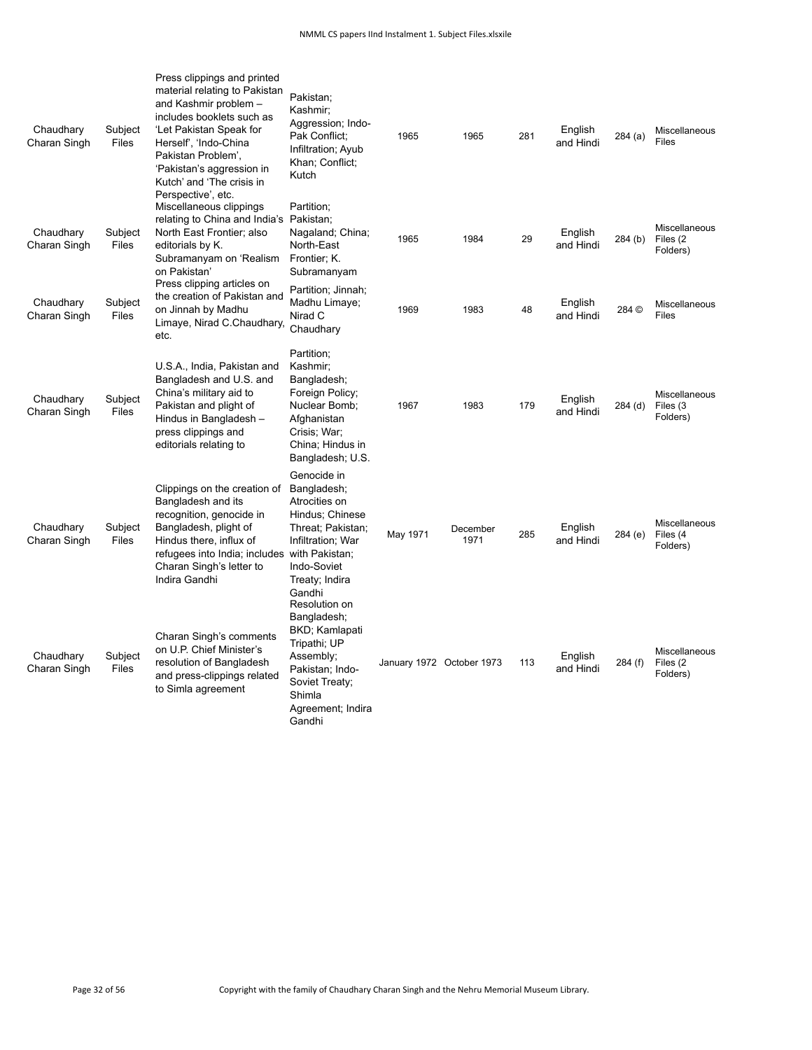| Chaudhary Charan Singh | Subject Files | Press clippings and printed material relating to Pakistan and Kashmir problem – includes booklets such as 'Let Pakistan Speak for Herself', 'Indo-China Pakistan Problem', 'Pakistan's aggression in Kutch' and 'The crisis in Perspective', etc. | Pakistan; Kashmir; Aggression; Indo-Pak Conflict; Infiltration; Ayub Khan; Conflict; Kutch | 1965 | 1965 | 281 | English and Hindi | 284 (a) | Miscellaneous Files |
|---|---|---|---|---|---|---|---|---|---|
| Chaudhary Charan Singh | Subject Files | Miscellaneous clippings relating to China and India's North East Frontier; also editorials by K. Subramanyam on 'Realism on Pakistan' | Partition; Pakistan; Nagaland; China; North-East Frontier; K. Subramanyam | 1965 | 1984 | 29 | English and Hindi | 284 (b) | Miscellaneous Files (2 Folders) |
| Chaudhary Charan Singh | Subject Files | Press clipping articles on the creation of Pakistan and on Jinnah by Madhu Limaye, Nirad C.Chaudhary, etc. | Partition; Jinnah; Madhu Limaye; Nirad C Chaudhary | 1969 | 1983 | 48 | English and Hindi | 284 © | Miscellaneous Files |
| Chaudhary Charan Singh | Subject Files | U.S.A., India, Pakistan and Bangladesh and U.S. and China's military aid to Pakistan and plight of Hindus in Bangladesh – press clippings and editorials relating to | Partition; Kashmir; Bangladesh; Foreign Policy; Nuclear Bomb; Afghanistan Crisis; War; China; Hindus in Bangladesh; U.S. | 1967 | 1983 | 179 | English and Hindi | 284 (d) | Miscellaneous Files (3 Folders) |
| Chaudhary Charan Singh | Subject Files | Clippings on the creation of Bangladesh and its recognition, genocide in Bangladesh, plight of Hindus there, influx of refugees into India; includes Charan Singh's letter to Indira Gandhi | Genocide in Bangladesh; Atrocities on Hindus; Chinese Threat; Pakistan; Infiltration; War with Pakistan; Indo-Soviet Treaty; Indira Gandhi | May 1971 | December 1971 | 285 | English and Hindi | 284 (e) | Miscellaneous Files (4 Folders) |
| Chaudhary Charan Singh | Subject Files | Charan Singh's comments on U.P. Chief Minister's resolution of Bangladesh and press-clippings related to Simla agreement | Resolution on Bangladesh; BKD; Kamlapati Tripathi; UP Assembly; Pakistan; Indo-Soviet Treaty; Shimla Agreement; Indira Gandhi | January 1972 | October 1973 | 113 | English and Hindi | 284 (f) | Miscellaneous Files (2 Folders) |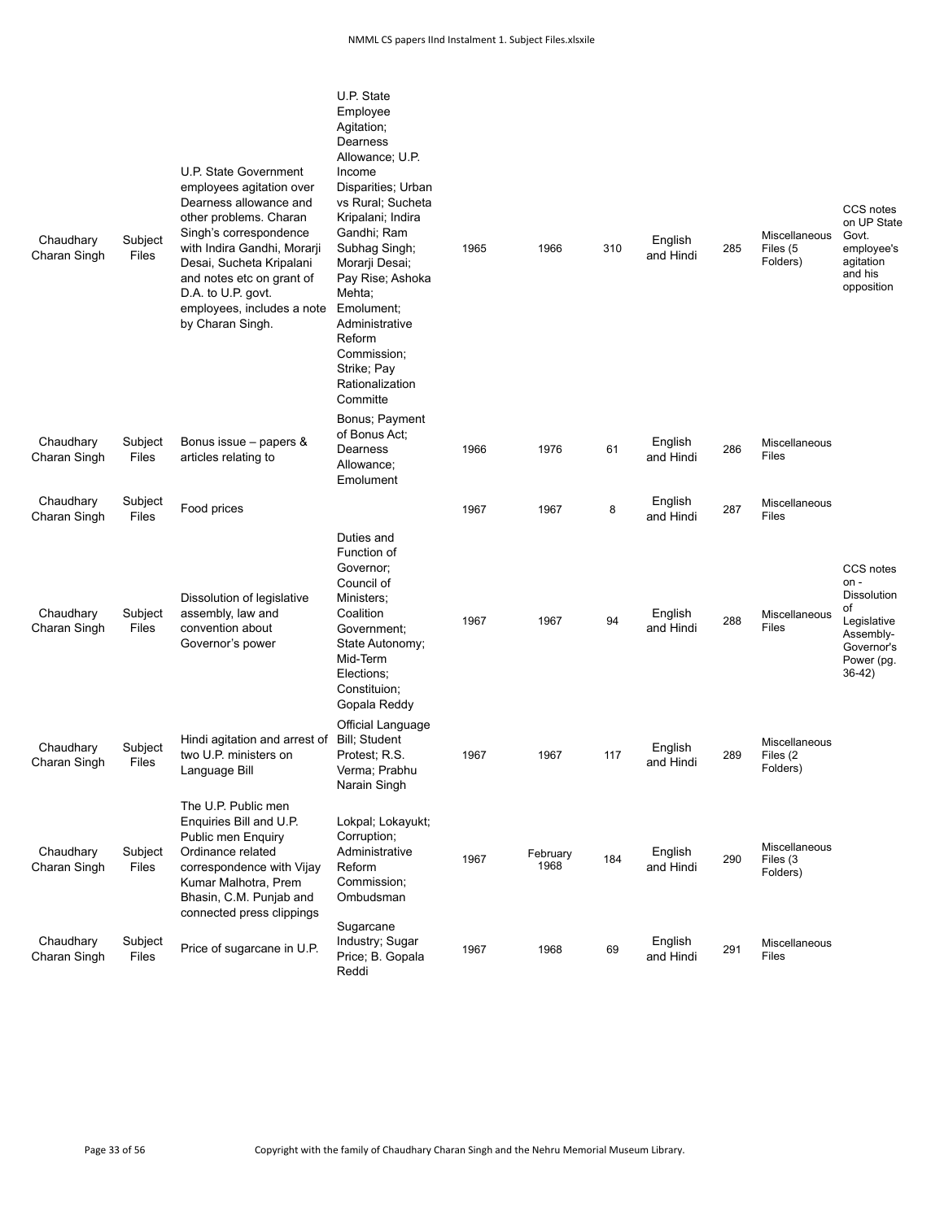| | | | | | | | | | | |
|---|---|---|---|---|---|---|---|---|---|---|
| Chaudhary Charan Singh | Subject Files | U.P. State Government employees agitation over Dearness allowance and other problems. Charan Singh's correspondence with Indira Gandhi, Morarji Desai, Sucheta Kripalani and notes etc on grant of D.A. to U.P. govt. employees, includes a note by Charan Singh. | U.P. State Employee Agitation; Dearness Allowance; U.P. Income Disparities; Urban vs Rural; Sucheta Kripalani; Indira Gandhi; Ram Subhag Singh; Morarji Desai; Pay Rise; Ashoka Mehta; Emolument; Administrative Reform Commission; Strike; Pay Rationalization Committe | 1965 | 1966 | 310 | English and Hindi | 285 | Miscellaneous Files (5 Folders) | CCS notes on UP State Govt. employee's agitation and his opposition |
| Chaudhary Charan Singh | Subject Files | Bonus issue – papers & articles relating to | Bonus; Payment of Bonus Act; Dearness Allowance; Emolument | 1966 | 1976 | 61 | English and Hindi | 286 | Miscellaneous Files | |
| Chaudhary Charan Singh | Subject Files | Food prices | | 1967 | 1967 | 8 | English and Hindi | 287 | Miscellaneous Files | |
| Chaudhary Charan Singh | Subject Files | Dissolution of legislative assembly, law and convention about Governor's power | Duties and Function of Governor; Council of Ministers; Coalition Government; State Autonomy; Mid-Term Elections; Constituion; Gopala Reddy | 1967 | 1967 | 94 | English and Hindi | 288 | Miscellaneous Files | CCS notes on - Dissolution of Legislative Assembly- Governor's Power (pg. 36-42) |
| Chaudhary Charan Singh | Subject Files | Hindi agitation and arrest of two U.P. ministers on Language Bill | Official Language Bill; Student Protest; R.S. Verma; Prabhu Narain Singh | 1967 | 1967 | 117 | English and Hindi | 289 | Miscellaneous Files (2 Folders) | |
| Chaudhary Charan Singh | Subject Files | The U.P. Public men Enquiries Bill and U.P. Public men Enquiry Ordinance related correspondence with Vijay Kumar Malhotra, Prem Bhasin, C.M. Punjab and connected press clippings | Lokpal; Lokayukt; Corruption; Administrative Reform Commission; Ombudsman | 1967 | February 1968 | 184 | English and Hindi | 290 | Miscellaneous Files (3 Folders) | |
| Chaudhary Charan Singh | Subject Files | Price of sugarcane in U.P. | Sugarcane Industry; Sugar Price; B. Gopala Reddi | 1967 | 1968 | 69 | English and Hindi | 291 | Miscellaneous Files | |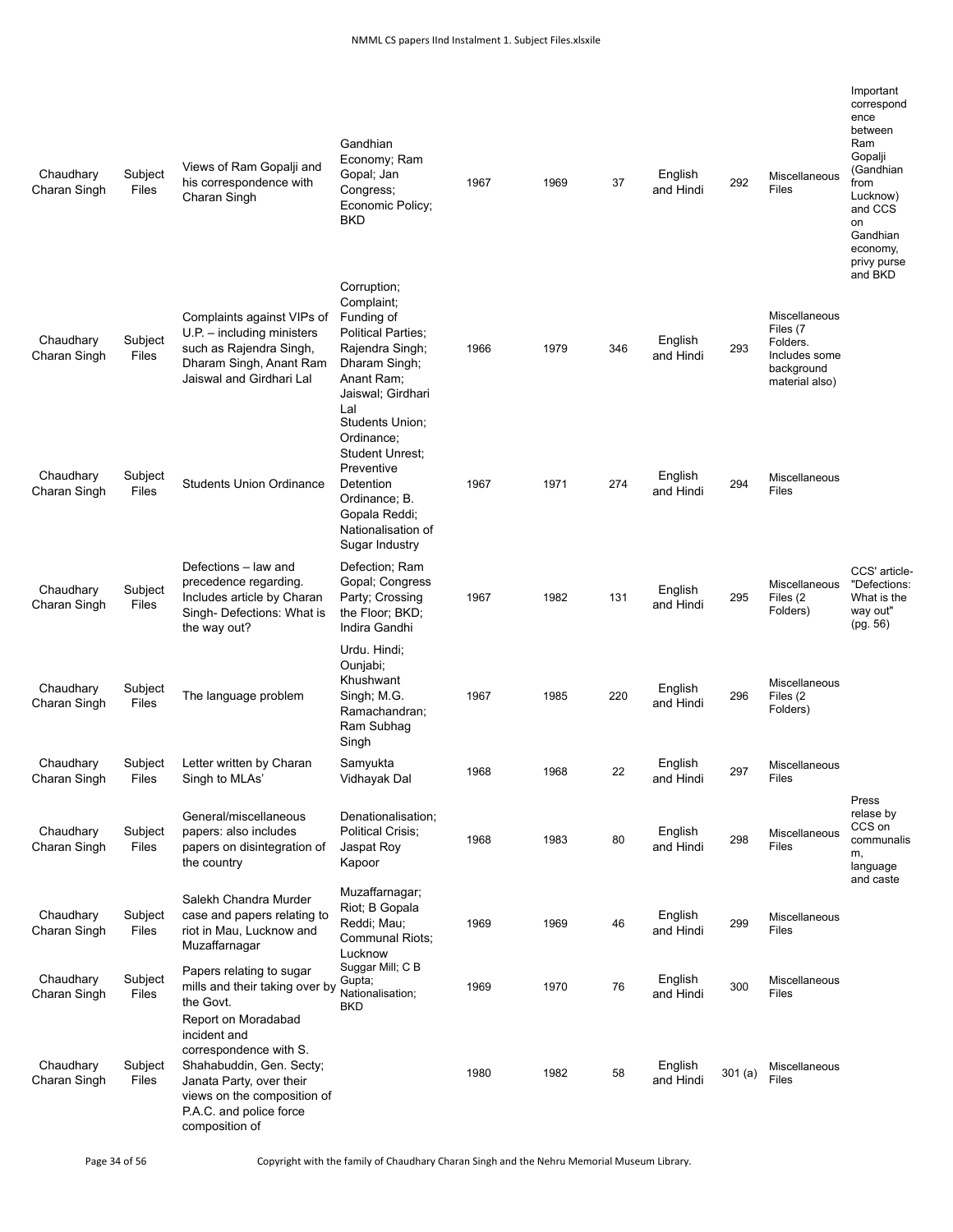| Chaudhary Charan Singh | Subject Files | Views of Ram Gopalji and his correspondence with Charan Singh | Gandhian Economy; Ram Gopal; Jan Congress; Economic Policy; BKD | 1967 | 1969 | 37 | English and Hindi | 292 | Miscellaneous Files | Important correspondence between Ram Gopalji (Gandhian from Lucknow) and CCS on Gandhian economy, privy purse and BKD |
|---|---|---|---|---|---|---|---|---|---|---|
| Chaudhary Charan Singh | Subject Files | Complaints against VIPs of U.P. – including ministers such as Rajendra Singh, Dharam Singh, Anant Ram Jaiswal and Girdhari Lal | Corruption; Complaint; Funding of Political Parties; Rajendra Singh; Dharam Singh; Anant Ram; Jaiswal; Girdhari Lal | 1966 | 1979 | 346 | English and Hindi | 293 | Miscellaneous Files (7 Folders. Includes some background material also) | |
| Chaudhary Charan Singh | Subject Files | Students Union Ordinance | Students Union; Ordinance; Student Unrest; Preventive Detention Ordinance; B. Gopala Reddi; Nationalisation of Sugar Industry | 1967 | 1971 | 274 | English and Hindi | 294 | Miscellaneous Files | |
| Chaudhary Charan Singh | Subject Files | Defections – law and precedence regarding. Includes article by Charan Singh- Defections: What is the way out? | Defection; Ram Gopal; Congress Party; Crossing the Floor; BKD; Indira Gandhi | 1967 | 1982 | 131 | English and Hindi | 295 | Miscellaneous Files (2 Folders) | CCS' article- "Defections: What is the way out" (pg. 56) |
| Chaudhary Charan Singh | Subject Files | The language problem | Urdu. Hindi; Ounjabi; Khushwant Singh; M.G. Ramachandran; Ram Subhag Singh | 1967 | 1985 | 220 | English and Hindi | 296 | Miscellaneous Files (2 Folders) | |
| Chaudhary Charan Singh | Subject Files | Letter written by Charan Singh to MLAs' | Samyukta Vidhayak Dal | 1968 | 1968 | 22 | English and Hindi | 297 | Miscellaneous Files | |
| Chaudhary Charan Singh | Subject Files | General/miscellaneous papers: also includes papers on disintegration of the country | Denationalisation; Political Crisis; Jaspat Roy Kapoor | 1968 | 1983 | 80 | English and Hindi | 298 | Miscellaneous Files | Press relase by CCS on communalism, language and caste |
| Chaudhary Charan Singh | Subject Files | Salekh Chandra Murder case and papers relating to riot in Mau, Lucknow and Muzaffarnagar | Muzaffarnagar; Riot; B Gopala Reddi; Mau; Communal Riots; Lucknow | 1969 | 1969 | 46 | English and Hindi | 299 | Miscellaneous Files | |
| Chaudhary Charan Singh | Subject Files | Papers relating to sugar mills and their taking over by the Govt. | Suggar Mill; C B Gupta; Nationalisation; BKD | 1969 | 1970 | 76 | English and Hindi | 300 | Miscellaneous Files | |
| Chaudhary Charan Singh | Subject Files | Report on Moradabad incident and correspondence with S. Shahabuddin, Gen. Secty; Janata Party, over their views on the composition of P.A.C. and police force composition of | | 1980 | 1982 | 58 | English and Hindi | 301 (a) | Miscellaneous Files | |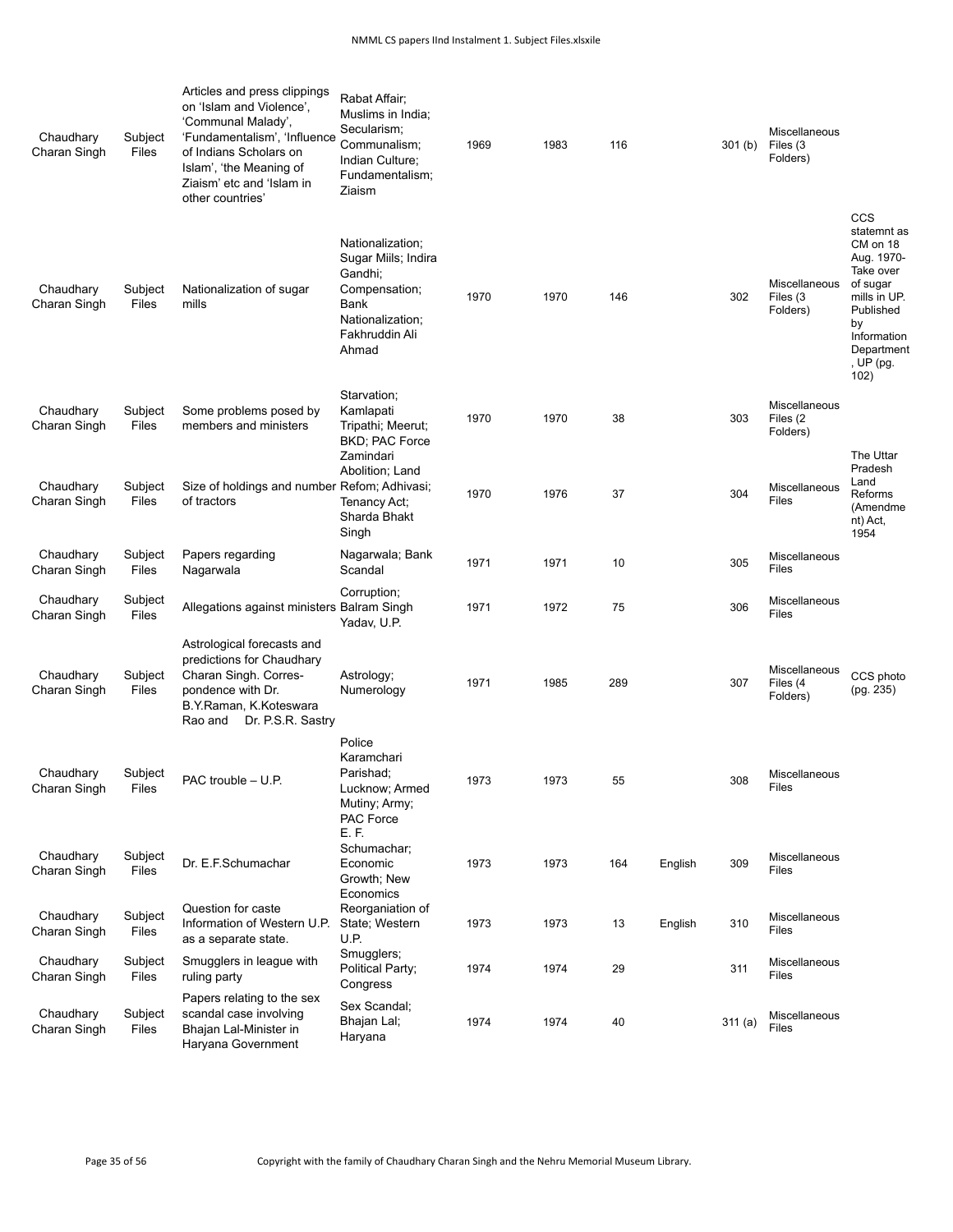| Chaudhary Charan Singh | Subject Files | Articles and press clippings on 'Islam and Violence', 'Communal Malady', 'Fundamentalism', 'Influence of Indians Scholars on Islam', 'the Meaning of Ziaism' etc and 'Islam in other countries' | Rabat Affair; Muslims in India; Secularism; Communalism; Indian Culture; Fundamentalism; Ziaism | 1969 | 1983 | 116 | | 301 (b) | Miscellaneous Files (3 Folders) | |
|---|---|---|---|---|---|---|---|---|---|---|
| Chaudhary Charan Singh | Subject Files | Nationalization of sugar mills | Nationalization; Sugar Miils; Indira Gandhi; Compensation; Bank Nationalization; Fakhruddin Ali Ahmad | 1970 | 1970 | 146 | | 302 | Miscellaneous Files (3 Folders) | CCS statemnt as CM on 18 Aug. 1970- Take over of sugar mills in UP. Published by Information Department , UP (pg. 102) |
| Chaudhary Charan Singh | Subject Files | Some problems posed by members and ministers | Starvation; Kamlapati Tripathi; Meerut; BKD; PAC Force | 1970 | 1970 | 38 | | 303 | Miscellaneous Files (2 Folders) | |
| Chaudhary Charan Singh | Subject Files | Size of holdings and number of tractors | Zamindari Abolition; Land Refom; Adhivasi; Tenancy Act; Sharda Bhakt Singh | 1970 | 1976 | 37 | | 304 | Miscellaneous Files | The Uttar Pradesh Land Reforms (Amendment) Act, 1954 |
| Chaudhary Charan Singh | Subject Files | Papers regarding Nagarwala | Nagarwala; Bank Scandal | 1971 | 1971 | 10 | | 305 | Miscellaneous Files | |
| Chaudhary Charan Singh | Subject Files | Allegations against ministers | Corruption; Balram Singh Yadav, U.P. | 1971 | 1972 | 75 | | 306 | Miscellaneous Files | |
| Chaudhary Charan Singh | Subject Files | Astrological forecasts and predictions for Chaudhary Charan Singh. Corres-pondence with Dr. B.Y.Raman, K.Koteswara Rao and Dr. P.S.R. Sastry | Astrology; Numerology | 1971 | 1985 | 289 | | 307 | Miscellaneous Files (4 Folders) | CCS photo (pg. 235) |
| Chaudhary Charan Singh | Subject Files | PAC trouble – U.P. | Police Karamchari Parishad; Lucknow; Armed Mutiny; Army; PAC Force | 1973 | 1973 | 55 | | 308 | Miscellaneous Files | |
| Chaudhary Charan Singh | Subject Files | Dr. E.F.Schumachar | E. F. Schumachar; Economic Growth; New Economics | 1973 | 1973 | 164 | English | 309 | Miscellaneous Files | |
| Chaudhary Charan Singh | Subject Files | Question for caste Information of Western U.P. as a separate state. | Reorganiation of State; Western U.P. | 1973 | 1973 | 13 | English | 310 | Miscellaneous Files | |
| Chaudhary Charan Singh | Subject Files | Smugglers in league with ruling party | Smugglers; Political Party; Congress | 1974 | 1974 | 29 | | 311 | Miscellaneous Files | |
| Chaudhary Charan Singh | Subject Files | Papers relating to the sex scandal case involving Bhajan Lal-Minister in Haryana Government | Sex Scandal; Bhajan Lal; Haryana | 1974 | 1974 | 40 | | 311 (a) | Miscellaneous Files | |

Copyright with the family of Chaudhary Charan Singh and the Nehru Memorial Museum Library.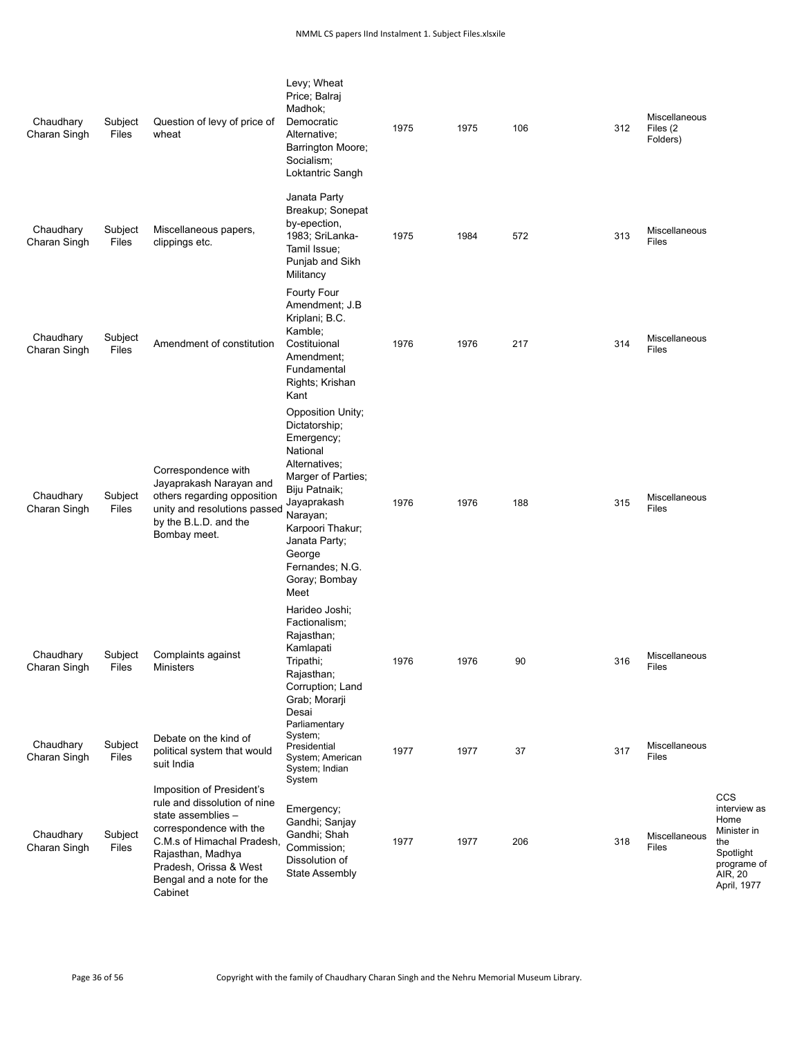| Chaudhary Charan Singh | Subject Files | Question of levy of price of wheat | Levy; Wheat Price; Balraj Madhok; Democratic Alternative; Barrington Moore; Socialism; Loktantric Sangh | 1975 | 1975 | 106 | 312 | Miscellaneous Files (2 Folders) | |
|---|---|---|---|---|---|---|---|---|---|
| Chaudhary Charan Singh | Subject Files | Miscellaneous papers, clippings etc. | Janata Party Breakup; Sonepat by-epection, 1983; SriLanka-Tamil Issue; Punjab and Sikh Militancy | 1975 | 1984 | 572 | 313 | Miscellaneous Files | |
| Chaudhary Charan Singh | Subject Files | Amendment of constitution | Fourty Four Amendment; J.B Kriplani; B.C. Kamble; Costituional Amendment; Fundamental Rights; Krishan Kant | 1976 | 1976 | 217 | 314 | Miscellaneous Files | |
| Chaudhary Charan Singh | Subject Files | Correspondence with Jayaprakash Narayan and others regarding opposition unity and resolutions passed by the B.L.D. and the Bombay meet. | Opposition Unity; Dictatorship; Emergency; National Alternatives; Marger of Parties; Biju Patnaik; Jayaprakash Narayan; Karpoori Thakur; Janata Party; George Fernandes; N.G. Goray; Bombay Meet | 1976 | 1976 | 188 | 315 | Miscellaneous Files | |
| Chaudhary Charan Singh | Subject Files | Complaints against Ministers | Harideo Joshi; Factionalism; Rajasthan; Kamlapati Tripathi; Rajasthan; Corruption; Land Grab; Morarji Desai | 1976 | 1976 | 90 | 316 | Miscellaneous Files | |
| Chaudhary Charan Singh | Subject Files | Debate on the kind of political system that would suit India | Parliamentary System; Presidential System; American System; Indian System | 1977 | 1977 | 37 | 317 | Miscellaneous Files | |
| Chaudhary Charan Singh | Subject Files | Imposition of President's rule and dissolution of nine state assemblies – correspondence with the C.M.s of Himachal Pradesh, Rajasthan, Madhya Pradesh, Orissa & West Bengal and a note for the Cabinet | Emergency; Gandhi; Sanjay Gandhi; Shah Commission; Dissolution of State Assembly | 1977 | 1977 | 206 | 318 | Miscellaneous Files | CCS interview as Home Minister in the Spotlight programe of AIR, 20 April, 1977 |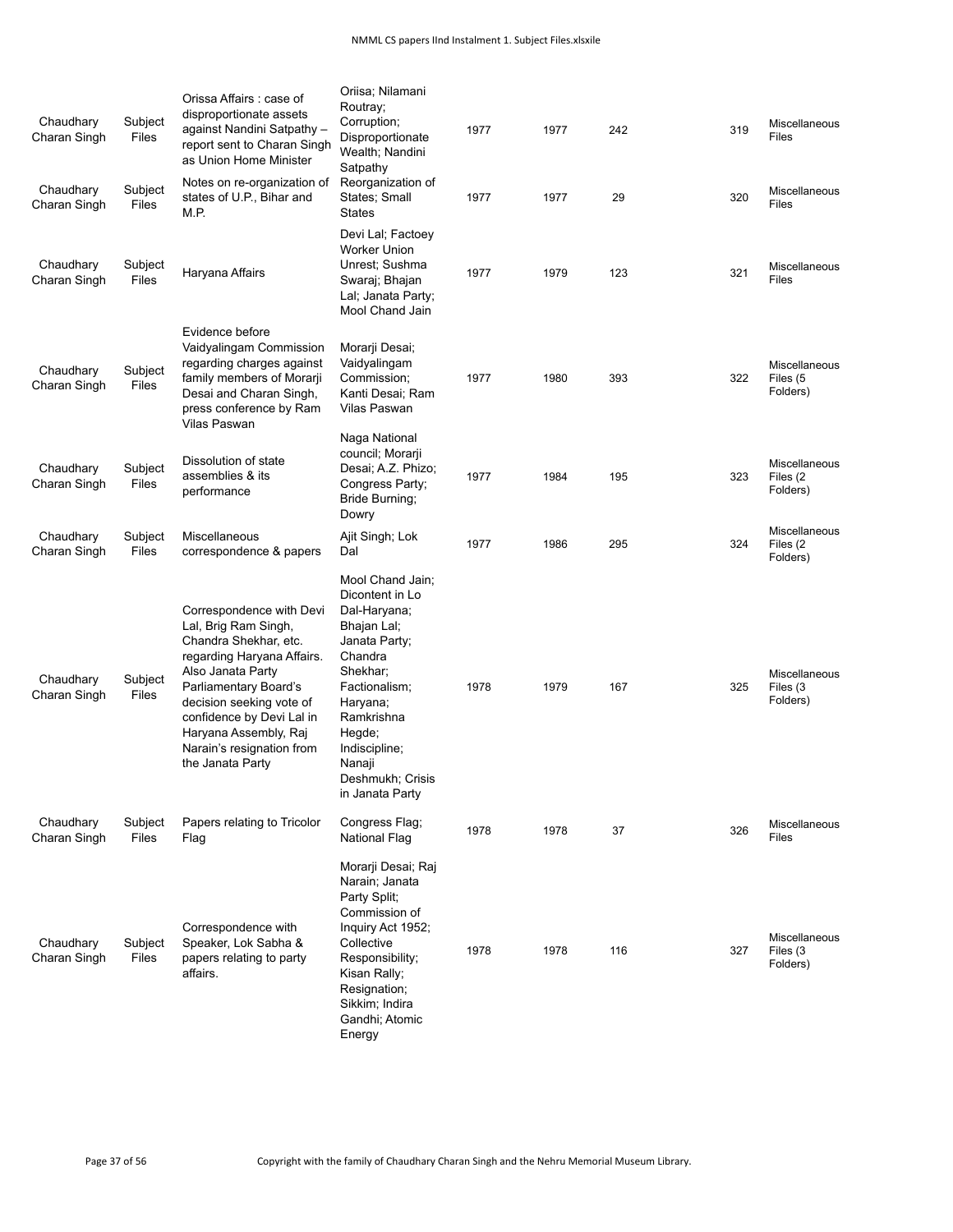| | | | | | | | | |
|---|---|---|---|---|---|---|---|---|
| Chaudhary Charan Singh | Subject Files | Orissa Affairs : case of disproportionate assets against Nandini Satpathy – report sent to Charan Singh as Union Home Minister | Oriisa; Nilamani Routray; Corruption; Disproportionate Wealth; Nandini Satpathy | 1977 | 1977 | 242 | 319 | Miscellaneous Files |
| Chaudhary Charan Singh | Subject Files | Notes on re-organization of states of U.P., Bihar and M.P. | Reorganization of States; Small States | 1977 | 1977 | 29 | 320 | Miscellaneous Files |
| Chaudhary Charan Singh | Subject Files | Haryana Affairs | Devi Lal; Factoey Worker Union Unrest; Sushma Swaraj; Bhajan Lal; Janata Party; Mool Chand Jain | 1977 | 1979 | 123 | 321 | Miscellaneous Files |
| Chaudhary Charan Singh | Subject Files | Evidence before Vaidyalingam Commission regarding charges against family members of Morarji Desai and Charan Singh, press conference by Ram Vilas Paswan | Morarji Desai; Vaidyalingam Commission; Kanti Desai; Ram Vilas Paswan | 1977 | 1980 | 393 | 322 | Miscellaneous Files (5 Folders) |
| Chaudhary Charan Singh | Subject Files | Dissolution of state assemblies & its performance | Naga National council; Morarji Desai; A.Z. Phizo; Congress Party; Bride Burning; Dowry | 1977 | 1984 | 195 | 323 | Miscellaneous Files (2 Folders) |
| Chaudhary Charan Singh | Subject Files | Miscellaneous correspondence & papers | Ajit Singh; Lok Dal | 1977 | 1986 | 295 | 324 | Miscellaneous Files (2 Folders) |
| Chaudhary Charan Singh | Subject Files | Correspondence with Devi Lal, Brig Ram Singh, Chandra Shekhar, etc. regarding Haryana Affairs. Also Janata Party Parliamentary Board's decision seeking vote of confidence by Devi Lal in Haryana Assembly, Raj Narain's resignation from the Janata Party | Mool Chand Jain; Dicontent in Lo Dal-Haryana; Bhajan Lal; Janata Party; Chandra Shekhar; Factionalism; Haryana; Ramkrishna Hegde; Indiscipline; Nanaji Deshmukh; Crisis in Janata Party | 1978 | 1979 | 167 | 325 | Miscellaneous Files (3 Folders) |
| Chaudhary Charan Singh | Subject Files | Papers relating to Tricolor Flag | Congress Flag; National Flag | 1978 | 1978 | 37 | 326 | Miscellaneous Files |
| Chaudhary Charan Singh | Subject Files | Correspondence with Speaker, Lok Sabha & papers relating to party affairs. | Morarji Desai; Raj Narain; Janata Party Split; Commission of Inquiry Act 1952; Collective Responsibility; Kisan Rally; Resignation; Sikkim; Indira Gandhi; Atomic Energy | 1978 | 1978 | 116 | 327 | Miscellaneous Files (3 Folders) |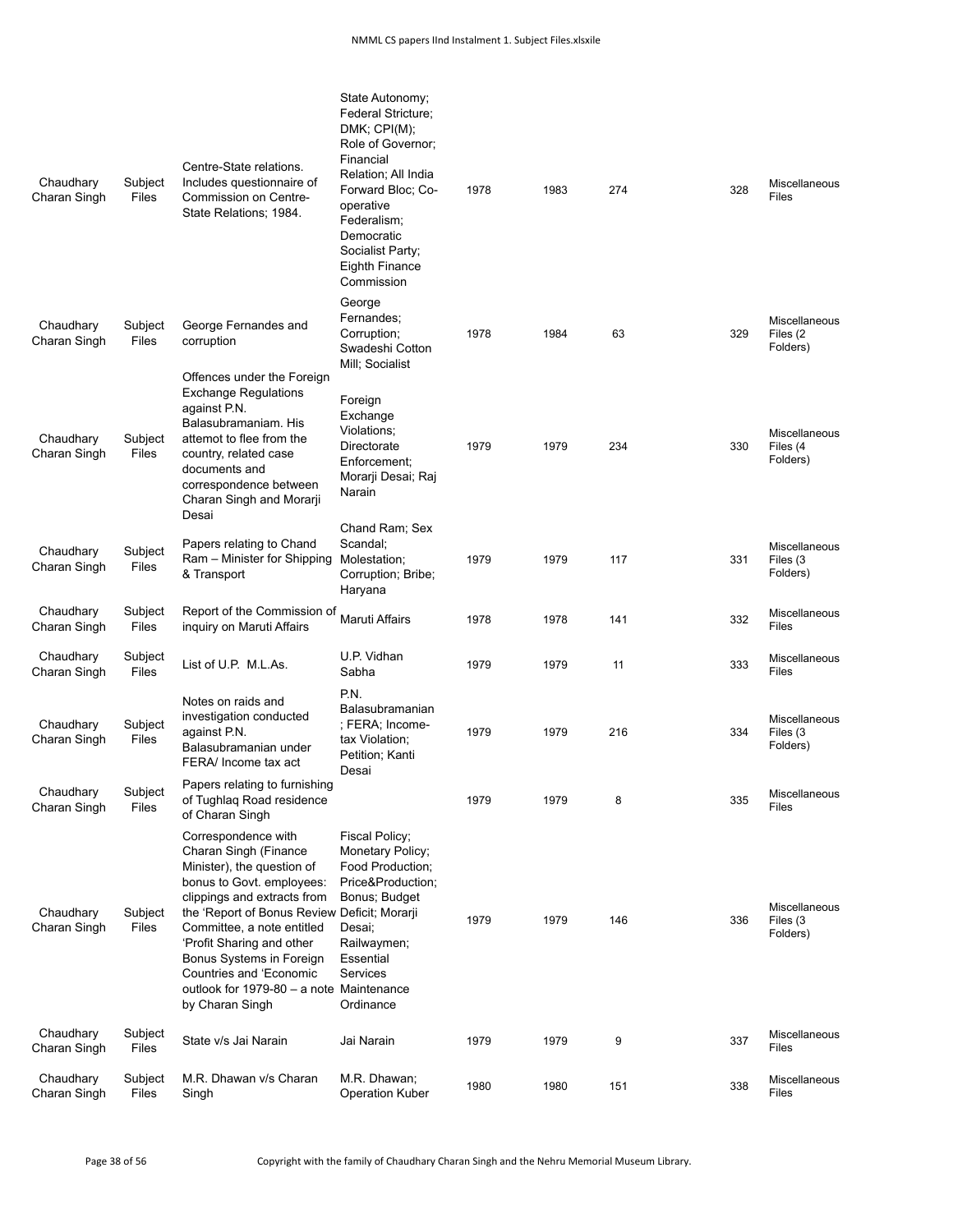| Chaudhary Charan Singh | Subject Files | Centre-State relations. Includes questionnaire of Commission on Centre-State Relations; 1984. | State Autonomy; Federal Stricture; DMK; CPI(M); Role of Governor; Financial Relation; All India Forward Bloc; Co-operative Federalism; Democratic Socialist Party; Eighth Finance Commission | 1978 | 1983 | 274 | | 328 | Miscellaneous Files |
|---|---|---|---|---|---|---|---|---|---|
| Chaudhary Charan Singh | Subject Files | George Fernandes and corruption | George Fernandes; Corruption; Swadeshi Cotton Mill; Socialist | 1978 | 1984 | 63 | | 329 | Miscellaneous Files (2 Folders) |
| Chaudhary Charan Singh | Subject Files | Offences under the Foreign Exchange Regulations against P.N. Balasubramaniam. His attemot to flee from the country, related case documents and correspondence between Charan Singh and Morarji Desai | Foreign Exchange Violations; Directorate Enforcement; Morarji Desai; Raj Narain | 1979 | 1979 | 234 | | 330 | Miscellaneous Files (4 Folders) |
| Chaudhary Charan Singh | Subject Files | Papers relating to Chand Ram – Minister for Shipping & Transport | Chand Ram; Sex Scandal; Molestation; Corruption; Bribe; Haryana | 1979 | 1979 | 117 | | 331 | Miscellaneous Files (3 Folders) |
| Chaudhary Charan Singh | Subject Files | Report of the Commission of inquiry on Maruti Affairs | Maruti Affairs | 1978 | 1978 | 141 | | 332 | Miscellaneous Files |
| Chaudhary Charan Singh | Subject Files | List of U.P. M.L.As. | U.P. Vidhan Sabha | 1979 | 1979 | 11 | | 333 | Miscellaneous Files |
| Chaudhary Charan Singh | Subject Files | Notes on raids and investigation conducted against P.N. Balasubramanian under FERA/ Income tax act | P.N. Balasubramanian ; FERA; Income-tax Violation; Petition; Kanti Desai | 1979 | 1979 | 216 | | 334 | Miscellaneous Files (3 Folders) |
| Chaudhary Charan Singh | Subject Files | Papers relating to furnishing of Tughlaq Road residence of Charan Singh | | 1979 | 1979 | 8 | | 335 | Miscellaneous Files |
| Chaudhary Charan Singh | Subject Files | Correspondence with Charan Singh (Finance Minister), the question of bonus to Govt. employees: clippings and extracts from the 'Report of Bonus Review Committee, a note entitled 'Profit Sharing and other Bonus Systems in Foreign Countries and 'Economic outlook for 1979-80 – a note by Charan Singh | Fiscal Policy; Monetary Policy; Food Production; Price&Production; Bonus; Budget Deficit; Morarji Desai; Railwaymen; Essential Services Maintenance Ordinance | 1979 | 1979 | 146 | | 336 | Miscellaneous Files (3 Folders) |
| Chaudhary Charan Singh | Subject Files | State v/s Jai Narain | Jai Narain | 1979 | 1979 | 9 | | 337 | Miscellaneous Files |
| Chaudhary Charan Singh | Subject Files | M.R. Dhawan v/s Charan Singh | M.R. Dhawan; Operation Kuber | 1980 | 1980 | 151 | | 338 | Miscellaneous Files |

Copyright with the family of Chaudhary Charan Singh and the Nehru Memorial Museum Library.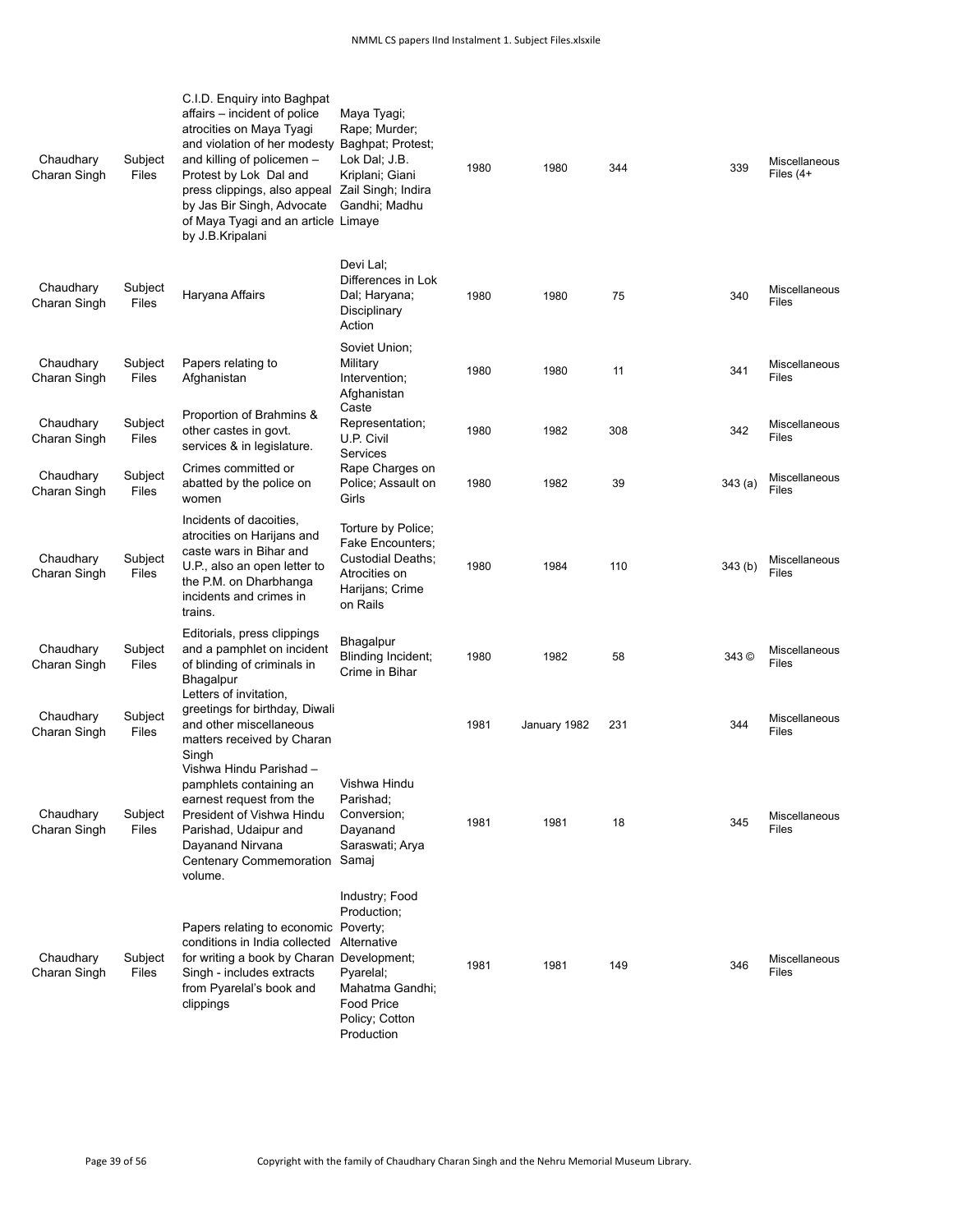| | | | | | | | | |
|---|---|---|---|---|---|---|---|---|
| Chaudhary Charan Singh | Subject Files | C.I.D. Enquiry into Baghpat affairs – incident of police atrocities on Maya Tyagi and violation of her modesty and killing of policemen – Protest by Lok Dal and press clippings, also appeal by Jas Bir Singh, Advocate of Maya Tyagi and an article by J.B.Kripalani | Maya Tyagi; Rape; Murder; Baghpat; Protest; Lok Dal; J.B. Kriplani; Giani Zail Singh; Indira Gandhi; Madhu Limaye | 1980 | 1980 | 344 | 339 | Miscellaneous Files (4+ |
| Chaudhary Charan Singh | Subject Files | Haryana Affairs | Devi Lal; Differences in Lok Dal; Haryana; Disciplinary Action | 1980 | 1980 | 75 | 340 | Miscellaneous Files |
| Chaudhary Charan Singh | Subject Files | Papers relating to Afghanistan | Soviet Union; Military Intervention; Afghanistan | 1980 | 1980 | 11 | 341 | Miscellaneous Files |
| Chaudhary Charan Singh | Subject Files | Proportion of Brahmins & other castes in govt. services & in legislature. | Caste Representation; U.P. Civil Services | 1980 | 1982 | 308 | 342 | Miscellaneous Files |
| Chaudhary Charan Singh | Subject Files | Crimes committed or abatted by the police on women | Rape Charges on Police; Assault on Girls | 1980 | 1982 | 39 | 343 (a) | Miscellaneous Files |
| Chaudhary Charan Singh | Subject Files | Incidents of dacoities, atrocities on Harijans and caste wars in Bihar and U.P., also an open letter to the P.M. on Dharbhanga incidents and crimes in trains. | Torture by Police; Fake Encounters; Custodial Deaths; Atrocities on Harijans; Crime on Rails | 1980 | 1984 | 110 | 343 (b) | Miscellaneous Files |
| Chaudhary Charan Singh | Subject Files | Editorials, press clippings and a pamphlet on incident of blinding of criminals in Bhagalpur | Bhagalpur Blinding Incident; Crime in Bihar | 1980 | 1982 | 58 | 343 © | Miscellaneous Files |
| Chaudhary Charan Singh | Subject Files | Letters of invitation, greetings for birthday, Diwali and other miscellaneous matters received by Charan Singh | | 1981 | January 1982 | 231 | 344 | Miscellaneous Files |
| Chaudhary Charan Singh | Subject Files | Vishwa Hindu Parishad – pamphlets containing an earnest request from the President of Vishwa Hindu Parishad, Udaipur and Dayanand Nirvana Centenary Commemoration volume. | Vishwa Hindu Parishad; Conversion; Dayanand Saraswati; Arya Samaj | 1981 | 1981 | 18 | 345 | Miscellaneous Files |
| Chaudhary Charan Singh | Subject Files | Papers relating to economic conditions in India collected for writing a book by Charan Singh - includes extracts from Pyarelal's book and clippings | Industry; Food Production; Poverty; Alternative Development; Pyarelal; Mahatma Gandhi; Food Price Policy; Cotton Production | 1981 | 1981 | 149 | 346 | Miscellaneous Files |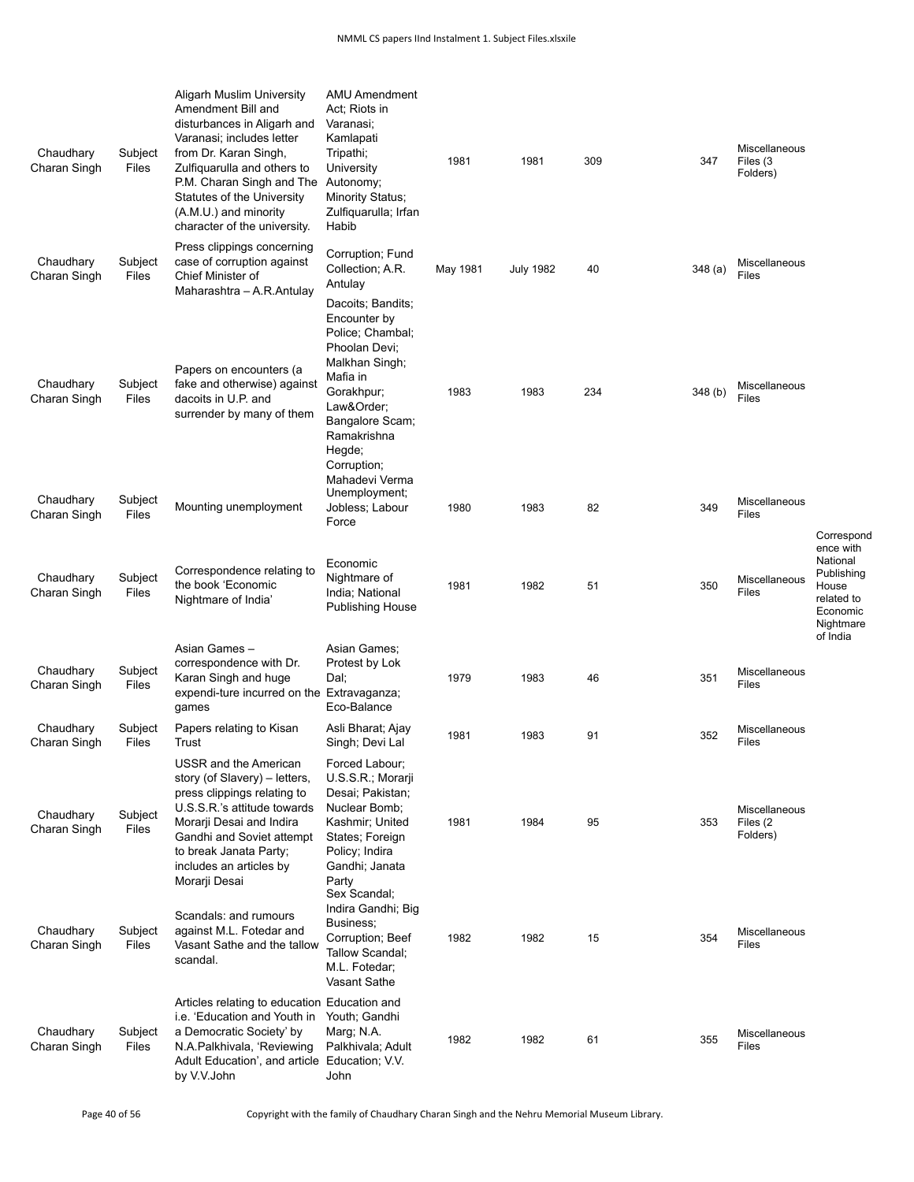| Chaudhary Charan Singh | Subject Files | Aligarh Muslim University Amendment Bill and disturbances in Aligarh and Varanasi; includes letter from Dr. Karan Singh, Zulfiquarulla and others to P.M. Charan Singh and The Statutes of the University (A.M.U.) and minority character of the university. | AMU Amendment Act; Riots in Varanasi; Kamlapati Tripathi; University Autonomy; Minority Status; Zulfiquarulla; Irfan Habib | 1981 | 1981 | 309 | 347 | Miscellaneous Files (3 Folders) | |
|---|---|---|---|---|---|---|---|---|---|
| Chaudhary Charan Singh | Subject Files | Press clippings concerning case of corruption against Chief Minister of Maharashtra – A.R.Antulay | Corruption; Fund Collection; A.R. Antulay | May 1981 | July 1982 | 40 | 348 (a) | Miscellaneous Files | |
| Chaudhary Charan Singh | Subject Files | Papers on encounters (a fake and otherwise) against dacoits in U.P. and surrender by many of them | Dacoits; Bandits; Encounter by Police; Chambal; Phoolan Devi; Malkhan Singh; Mafia in Gorakhpur; Law&Order; Bangalore Scam; Ramakrishna Hegde; Corruption; Mahadevi Verma | 1983 | 1983 | 234 | 348 (b) | Miscellaneous Files | |
| Chaudhary Charan Singh | Subject Files | Mounting unemployment | Unemployment; Jobless; Labour Force | 1980 | 1983 | 82 | 349 | Miscellaneous Files | |
| Chaudhary Charan Singh | Subject Files | Correspondence relating to the book 'Economic Nightmare of India' | Economic Nightmare of India; National Publishing House | 1981 | 1982 | 51 | 350 | Miscellaneous Files | Correspondence with National Publishing House related to Economic Nightmare of India |
| Chaudhary Charan Singh | Subject Files | Asian Games – correspondence with Dr. Karan Singh and huge expendi-ture incurred on the games | Asian Games; Protest by Lok Dal; Extravaganza; Eco-Balance | 1979 | 1983 | 46 | 351 | Miscellaneous Files | |
| Chaudhary Charan Singh | Subject Files | Papers relating to Kisan Trust | Asli Bharat; Ajay Singh; Devi Lal | 1981 | 1983 | 91 | 352 | Miscellaneous Files | |
| Chaudhary Charan Singh | Subject Files | USSR and the American story (of Slavery) – letters, press clippings relating to U.S.S.R.'s attitude towards Morarji Desai and Indira Gandhi and Soviet attempt to break Janata Party; includes an articles by Morarji Desai | Forced Labour; U.S.S.R.; Morarji Desai; Pakistan; Nuclear Bomb; Kashmir; United States; Foreign Policy; Indira Gandhi; Janata Party | 1981 | 1984 | 95 | 353 | Miscellaneous Files (2 Folders) | |
| Chaudhary Charan Singh | Subject Files | Scandals: and rumours against M.L. Fotedar and Vasant Sathe and the tallow scandal. | Sex Scandal; Indira Gandhi; Big Business; Corruption; Beef Tallow Scandal; M.L. Fotedar; Vasant Sathe | 1982 | 1982 | 15 | 354 | Miscellaneous Files | |
| Chaudhary Charan Singh | Subject Files | Articles relating to education i.e. 'Education and Youth in a Democratic Society' by N.A.Palkhivala, 'Reviewing Adult Education', and article by V.V.John | Education and Youth; Gandhi Marg; N.A. Palkhivala; Adult Education; V.V. John | 1982 | 1982 | 61 | 355 | Miscellaneous Files | |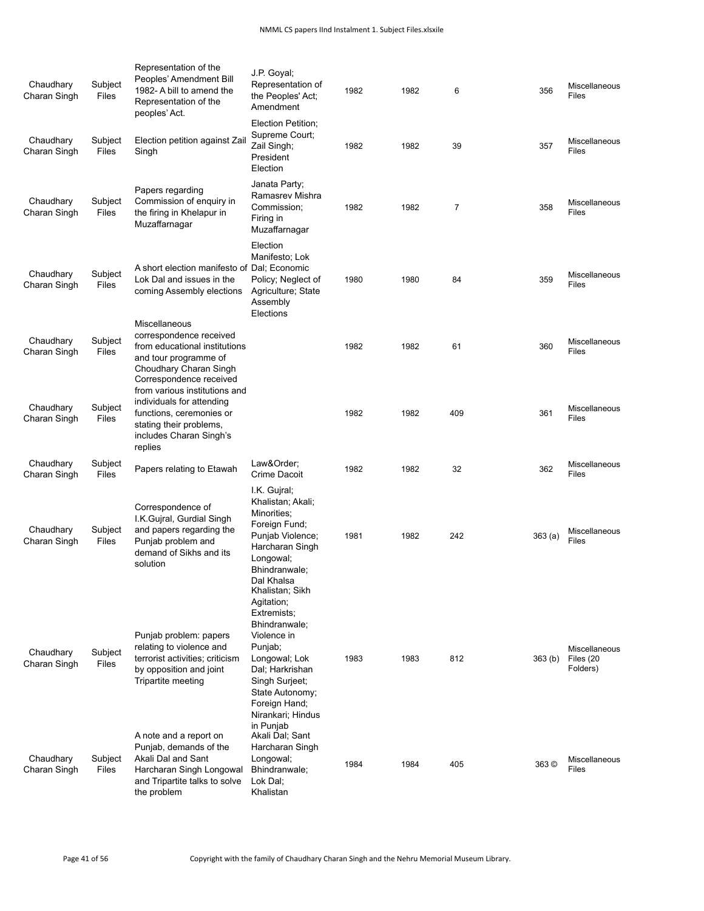| | | | | | | | | |
|---|---|---|---|---|---|---|---|---|
| Chaudhary Charan Singh | Subject Files | Representation of the Peoples' Amendment Bill 1982- A bill to amend the Representation of the peoples' Act. | J.P. Goyal; Representation of the Peoples' Act; Amendment | 1982 | 1982 | 6 | 356 | Miscellaneous Files |
| Chaudhary Charan Singh | Subject Files | Election petition against Zail Singh | Election Petition; Supreme Court; Zail Singh; President Election | 1982 | 1982 | 39 | 357 | Miscellaneous Files |
| Chaudhary Charan Singh | Subject Files | Papers regarding Commission of enquiry in the firing in Khelapur in Muzaffarnagar | Janata Party; Ramasrev Mishra Commission; Firing in Muzaffarnagar | 1982 | 1982 | 7 | 358 | Miscellaneous Files |
| Chaudhary Charan Singh | Subject Files | A short election manifesto of Lok Dal and issues in the coming Assembly elections | Election Manifesto; Lok Dal; Economic Policy; Neglect of Agriculture; State Assembly Elections | 1980 | 1980 | 84 | 359 | Miscellaneous Files |
| Chaudhary Charan Singh | Subject Files | Miscellaneous correspondence received from educational institutions and tour programme of Choudhary Charan Singh | | 1982 | 1982 | 61 | 360 | Miscellaneous Files |
| Chaudhary Charan Singh | Subject Files | Correspondence received from various institutions and individuals for attending functions, ceremonies or stating their problems, includes Charan Singh's replies | | 1982 | 1982 | 409 | 361 | Miscellaneous Files |
| Chaudhary Charan Singh | Subject Files | Papers relating to Etawah | Law&Order; Crime Dacoit | 1982 | 1982 | 32 | 362 | Miscellaneous Files |
| Chaudhary Charan Singh | Subject Files | Correspondence of I.K.Gujral, Gurdial Singh and papers regarding the Punjab problem and demand of Sikhs and its solution | I.K. Gujral; Khalistan; Akali; Minorities; Foreign Fund; Punjab Violence; Harcharan Singh Longowal; Bhindranwale; Dal Khalsa | 1981 | 1982 | 242 | 363 (a) | Miscellaneous Files |
| Chaudhary Charan Singh | Subject Files | Punjab problem: papers relating to violence and terrorist activities; criticism by opposition and joint Tripartite meeting | Khalistan; Sikh Agitation; Extremists; Bhindranwale; Violence in Punjab; Longowal; Lok Dal; Harkrishan Singh Surjeet; State Autonomy; Foreign Hand; Nirankari; Hindus in Punjab | 1983 | 1983 | 812 | 363 (b) | Miscellaneous Files (20 Folders) |
| Chaudhary Charan Singh | Subject Files | A note and a report on Punjab, demands of the Akali Dal and Sant Harcharan Singh Longowal and Tripartite talks to solve the problem | Akali Dal; Sant Harcharan Singh Longowal; Bhindranwale; Lok Dal; Khalistan | 1984 | 1984 | 405 | 363 © | Miscellaneous Files |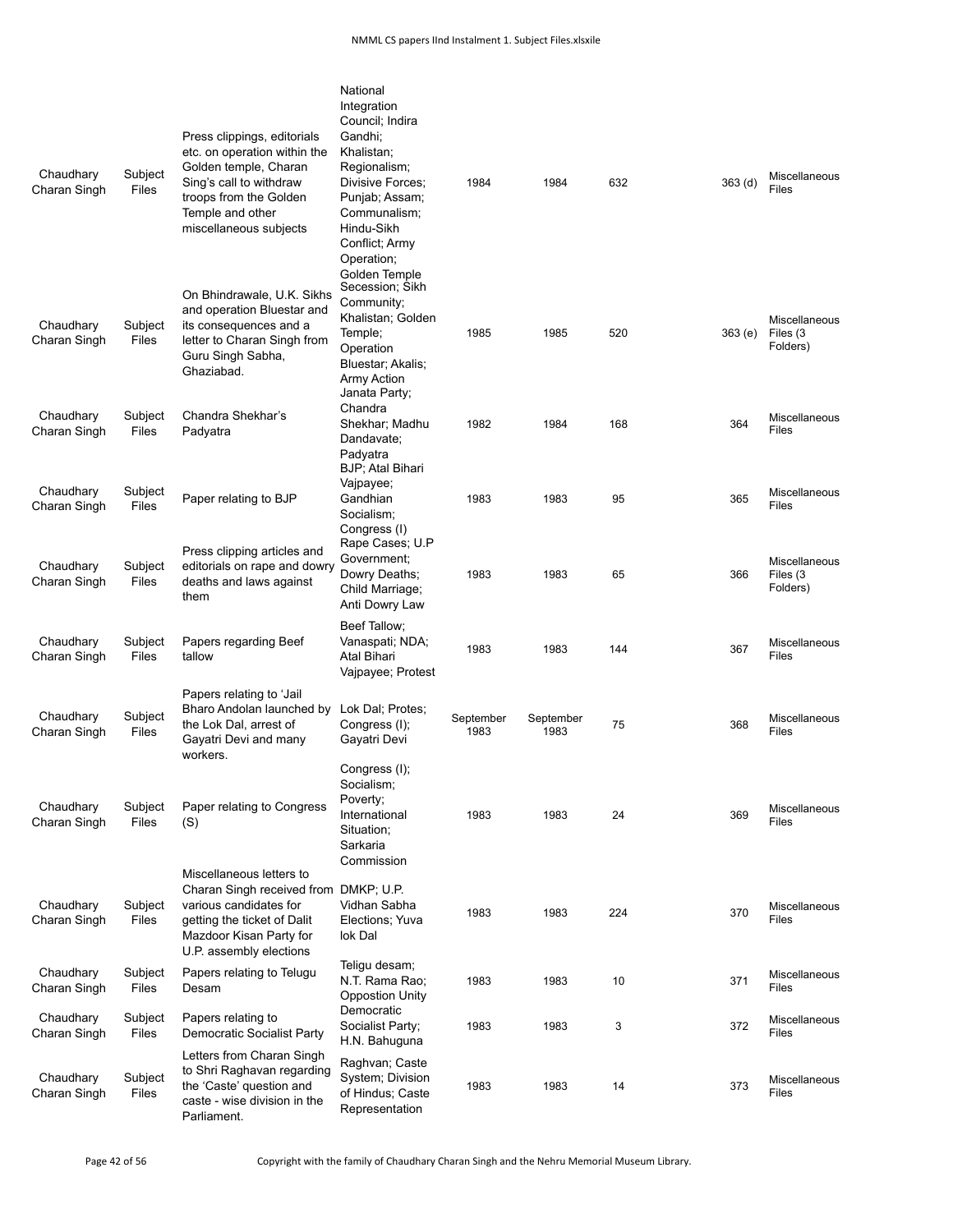| | | | | | | | | | |
|---|---|---|---|---|---|---|---|---|---|
| Chaudhary Charan Singh | Subject Files | Press clippings, editorials etc. on operation within the Golden temple, Charan Sing's call to withdraw troops from the Golden Temple and other miscellaneous subjects | National Integration Council; Indira Gandhi; Khalistan; Regionalism; Divisive Forces; Punjab; Assam; Communalism; Hindu-Sikh Conflict; Army Operation; Golden Temple | 1984 | 1984 | 632 | | 363 (d) | Miscellaneous Files |
| Chaudhary Charan Singh | Subject Files | On Bhindrawale, U.K. Sikhs and operation Bluestar and its consequences and a letter to Charan Singh from Guru Singh Sabha, Ghaziabad. | Secession; Sikh Community; Khalistan; Golden Temple; Operation Bluestar; Akalis; Army Action | 1985 | 1985 | 520 | | 363 (e) | Miscellaneous Files (3 Folders) |
| Chaudhary Charan Singh | Subject Files | Chandra Shekhar's Padyatra | Janata Party; Chandra Shekhar; Madhu Dandavate; Padyatra | 1982 | 1984 | 168 | | 364 | Miscellaneous Files |
| Chaudhary Charan Singh | Subject Files | Paper relating to BJP | BJP; Atal Bihari Vajpayee; Gandhian Socialism; Congress (I) | 1983 | 1983 | 95 | | 365 | Miscellaneous Files |
| Chaudhary Charan Singh | Subject Files | Press clipping articles and editorials on rape and dowry deaths and laws against them | Rape Cases; U.P Government; Dowry Deaths; Child Marriage; Anti Dowry Law | 1983 | 1983 | 65 | | 366 | Miscellaneous Files (3 Folders) |
| Chaudhary Charan Singh | Subject Files | Papers regarding Beef tallow | Beef Tallow; Vanaspati; NDA; Atal Bihari Vajpayee; Protest | 1983 | 1983 | 144 | | 367 | Miscellaneous Files |
| Chaudhary Charan Singh | Subject Files | Papers relating to 'Jail Bharo Andolan launched by the Lok Dal, arrest of Gayatri Devi and many workers. | Lok Dal; Protes; Congress (I); Gayatri Devi | September 1983 | September 1983 | 75 | | 368 | Miscellaneous Files |
| Chaudhary Charan Singh | Subject Files | Paper relating to Congress (S) | Congress (I); Socialism; Poverty; International Situation; Sarkaria Commission | 1983 | 1983 | 24 | | 369 | Miscellaneous Files |
| Chaudhary Charan Singh | Subject Files | Miscellaneous letters to Charan Singh received from various candidates for getting the ticket of Dalit Mazdoor Kisan Party for U.P. assembly elections | DMKP; U.P. Vidhan Sabha Elections; Yuva lok Dal | 1983 | 1983 | 224 | | 370 | Miscellaneous Files |
| Chaudhary Charan Singh | Subject Files | Papers relating to Telugu Desam | Teligu desam; N.T. Rama Rao; Oppostion Unity | 1983 | 1983 | 10 | | 371 | Miscellaneous Files |
| Chaudhary Charan Singh | Subject Files | Papers relating to Democratic Socialist Party | Democratic Socialist Party; H.N. Bahuguna | 1983 | 1983 | 3 | | 372 | Miscellaneous Files |
| Chaudhary Charan Singh | Subject Files | Letters from Charan Singh to Shri Raghavan regarding the 'Caste' question and caste - wise division in the Parliament. | Raghvan; Caste System; Division of Hindus; Caste Representation | 1983 | 1983 | 14 | | 373 | Miscellaneous Files |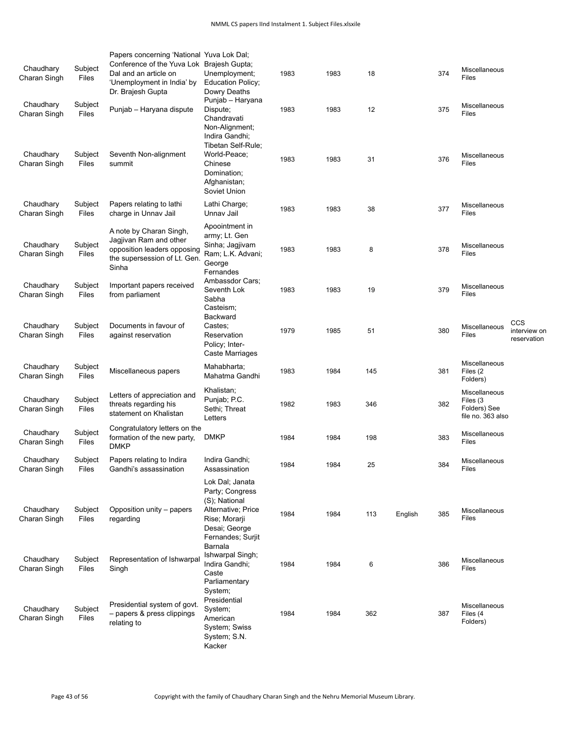| | | | | | | | | | | |
|---|---|---|---|---|---|---|---|---|---|---|
| Chaudhary Charan Singh | Subject Files | Papers concerning 'National Conference of the Yuva Lok Dal and an article on 'Unemployment in India' by Dr. Brajesh Gupta | Yuva Lok Dal; Brajesh Gupta; Unemployment; Education Policy; Dowry Deaths | 1983 | 1983 | 18 | | 374 | Miscellaneous Files | |
| Chaudhary Charan Singh | Subject Files | Punjab – Haryana dispute | Punjab – Haryana Dispute; Chandravati | 1983 | 1983 | 12 | | 375 | Miscellaneous Files | |
| Chaudhary Charan Singh | Subject Files | Seventh Non-alignment summit | Non-Alignment; Indira Gandhi; Tibetan Self-Rule; World-Peace; Chinese Domination; Afghanistan; Soviet Union | 1983 | 1983 | 31 | | 376 | Miscellaneous Files | |
| Chaudhary Charan Singh | Subject Files | Papers relating to lathi charge in Unnav Jail | Lathi Charge; Unnav Jail | 1983 | 1983 | 38 | | 377 | Miscellaneous Files | |
| Chaudhary Charan Singh | Subject Files | A note by Charan Singh, Jagjivan Ram and other opposition leaders opposing the supersession of Lt. Gen. Sinha | Apoointment in army; Lt. Gen Sinha; Jagjivam Ram; L.K. Advani; George Fernandes | 1983 | 1983 | 8 | | 378 | Miscellaneous Files | |
| Chaudhary Charan Singh | Subject Files | Important papers received from parliament | Ambassdor Cars; Seventh Lok Sabha | 1983 | 1983 | 19 | | 379 | Miscellaneous Files | |
| Chaudhary Charan Singh | Subject Files | Documents in favour of against reservation | Casteism; Backward Castes; Reservation Policy; Inter-Caste Marriages | 1979 | 1985 | 51 | | 380 | Miscellaneous Files | CCS interview on reservation |
| Chaudhary Charan Singh | Subject Files | Miscellaneous papers | Mahabharta; Mahatma Gandhi | 1983 | 1984 | 145 | | 381 | Miscellaneous Files (2 Folders) | |
| Chaudhary Charan Singh | Subject Files | Letters of appreciation and threats regarding his statement on Khalistan | Khalistan; Punjab; P.C. Sethi; Threat Letters | 1982 | 1983 | 346 | | 382 | Miscellaneous Files (3 Folders) See file no. 363 also | |
| Chaudhary Charan Singh | Subject Files | Congratulatory letters on the formation of the new party, DMKP | DMKP | 1984 | 1984 | 198 | | 383 | Miscellaneous Files | |
| Chaudhary Charan Singh | Subject Files | Papers relating to Indira Gandhi's assassination | Indira Gandhi; Assassination | 1984 | 1984 | 25 | | 384 | Miscellaneous Files | |
| Chaudhary Charan Singh | Subject Files | Opposition unity – papers regarding | Lok Dal; Janata Party; Congress (S); National Alternative; Price Rise; Morarji Desai; George Fernandes; Surjit Barnala | 1984 | 1984 | 113 | English | 385 | Miscellaneous Files | |
| Chaudhary Charan Singh | Subject Files | Representation of Ishwarpal Singh | Ishwarpal Singh; Indira Gandhi; Caste | 1984 | 1984 | 6 | | 386 | Miscellaneous Files | |
| Chaudhary Charan Singh | Subject Files | Presidential system of govt. – papers & press clippings relating to | Parliamentary System; Presidential System; American System; Swiss System; S.N. Kacker | 1984 | 1984 | 362 | | 387 | Miscellaneous Files (4 Folders) | |

Copyright with the family of Chaudhary Charan Singh and the Nehru Memorial Museum Library.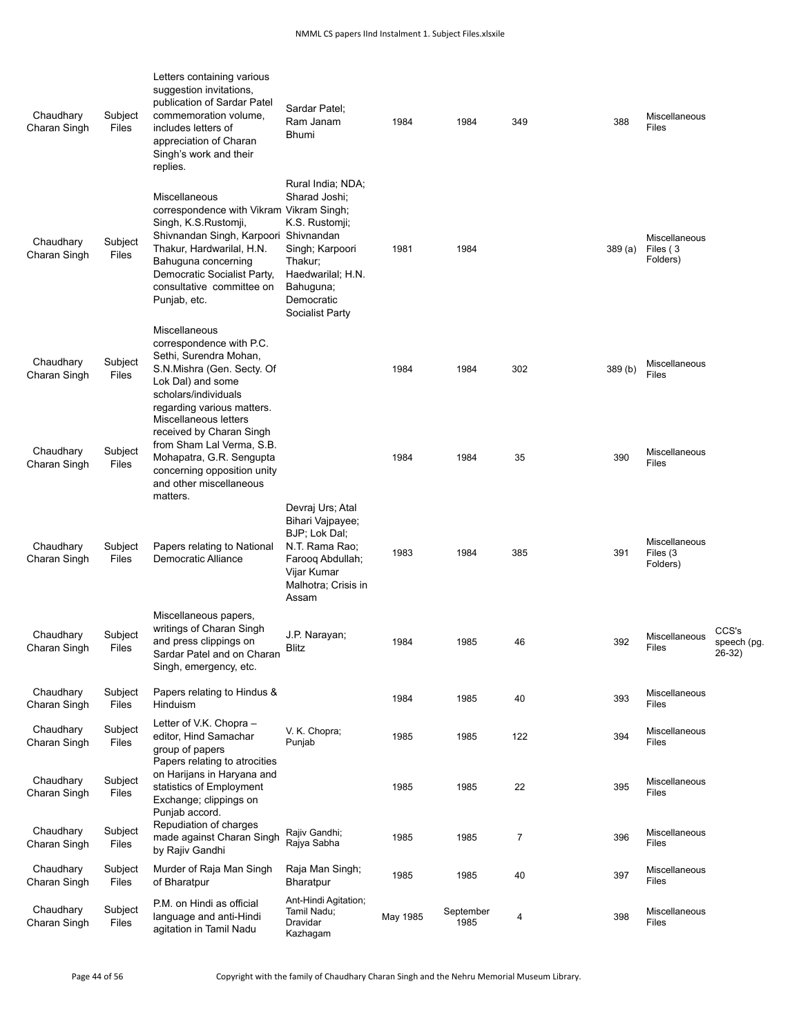| | | | | | | | | | |
|---|---|---|---|---|---|---|---|---|---|
| Chaudhary Charan Singh | Subject Files | Letters containing various suggestion invitations, publication of Sardar Patel commemoration volume, includes letters of appreciation of Charan Singh's work and their replies. | Sardar Patel; Ram Janam Bhumi | 1984 | 1984 | 349 | 388 | Miscellaneous Files | |
| Chaudhary Charan Singh | Subject Files | Miscellaneous correspondence with Vikram Singh, K.S.Rustomji, Shivnandan Singh, Karpoori Thakur, Hardwarilal, H.N. Bahuguna concerning Democratic Socialist Party, consultative committee on Punjab, etc. | Rural India; NDA; Sharad Joshi; Vikram Singh; K.S. Rustomji; Shivnandan Singh; Karpoori Thakur; Haedwarilal; H.N. Bahuguna; Democratic Socialist Party | 1981 | 1984 | | 389 (a) | Miscellaneous Files ( 3 Folders) | |
| Chaudhary Charan Singh | Subject Files | Miscellaneous correspondence with P.C. Sethi, Surendra Mohan, S.N.Mishra (Gen. Secty. Of Lok Dal) and some scholars/individuals regarding various matters. | | 1984 | 1984 | 302 | 389 (b) | Miscellaneous Files | |
| Chaudhary Charan Singh | Subject Files | Miscellaneous letters received by Charan Singh from Sham Lal Verma, S.B. Mohapatra, G.R. Sengupta concerning opposition unity and other miscellaneous matters. | | 1984 | 1984 | 35 | 390 | Miscellaneous Files | |
| Chaudhary Charan Singh | Subject Files | Papers relating to National Democratic Alliance | Devraj Urs; Atal Bihari Vajpayee; BJP; Lok Dal; N.T. Rama Rao; Farooq Abdullah; Vijar Kumar Malhotra; Crisis in Assam | 1983 | 1984 | 385 | 391 | Miscellaneous Files (3 Folders) | |
| Chaudhary Charan Singh | Subject Files | Miscellaneous papers, writings of Charan Singh and press clippings on Sardar Patel and on Charan Singh, emergency, etc. | J.P. Narayan; Blitz | 1984 | 1985 | 46 | 392 | Miscellaneous Files | CCS's speech (pg. 26-32) |
| Chaudhary Charan Singh | Subject Files | Papers relating to Hindus & Hinduism | | 1984 | 1985 | 40 | 393 | Miscellaneous Files | |
| Chaudhary Charan Singh | Subject Files | Letter of V.K. Chopra – editor, Hind Samachar group of papers | V. K. Chopra; Punjab | 1985 | 1985 | 122 | 394 | Miscellaneous Files | |
| Chaudhary Charan Singh | Subject Files | Papers relating to atrocities on Harijans in Haryana and statistics of Employment Exchange; clippings on Punjab accord. | | 1985 | 1985 | 22 | 395 | Miscellaneous Files | |
| Chaudhary Charan Singh | Subject Files | Repudiation of charges made against Charan Singh by Rajiv Gandhi | Rajiv Gandhi; Rajya Sabha | 1985 | 1985 | 7 | 396 | Miscellaneous Files | |
| Chaudhary Charan Singh | Subject Files | Murder of Raja Man Singh of Bharatpur | Raja Man Singh; Bharatpur | 1985 | 1985 | 40 | 397 | Miscellaneous Files | |
| Chaudhary Charan Singh | Subject Files | P.M. on Hindi as official language and anti-Hindi agitation in Tamil Nadu | Ant-Hindi Agitation; Tamil Nadu; Dravidar Kazhagam | May 1985 | September 1985 | 4 | 398 | Miscellaneous Files | |

Copyright with the family of Chaudhary Charan Singh and the Nehru Memorial Museum Library.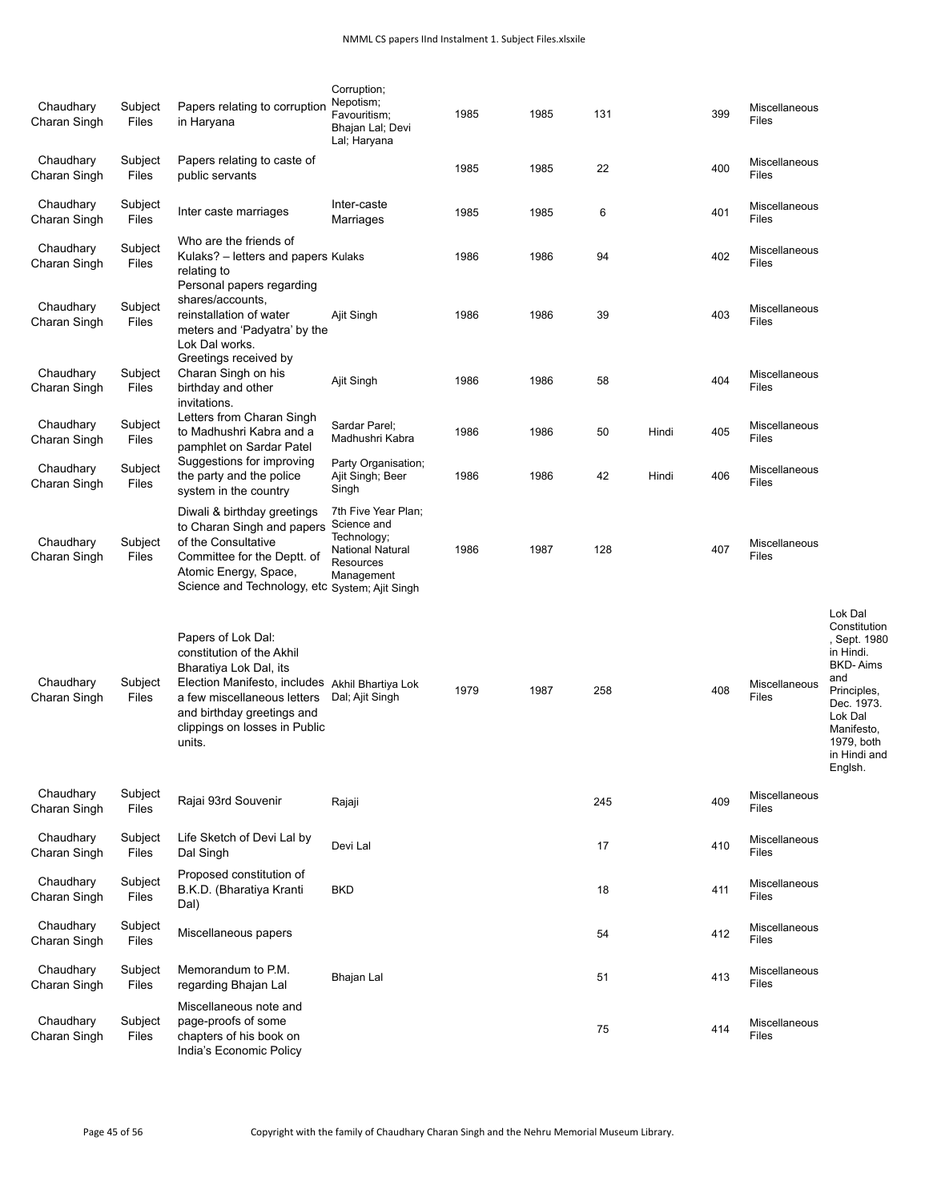| | | | | | | | | | | |
|---|---|---|---|---|---|---|---|---|---|---|
| Chaudhary Charan Singh | Subject Files | Papers relating to corruption in Haryana | Corruption; Nepotism; Favouritism; Bhajan Lal; Devi Lal; Haryana | 1985 | 1985 | 131 | | 399 | Miscellaneous Files | |
| Chaudhary Charan Singh | Subject Files | Papers relating to caste of public servants | | 1985 | 1985 | 22 | | 400 | Miscellaneous Files | |
| Chaudhary Charan Singh | Subject Files | Inter caste marriages | Inter-caste Marriages | 1985 | 1985 | 6 | | 401 | Miscellaneous Files | |
| Chaudhary Charan Singh | Subject Files | Who are the friends of Kulaks? – letters and papers relating to | Kulaks | 1986 | 1986 | 94 | | 402 | Miscellaneous Files | |
| Chaudhary Charan Singh | Subject Files | Personal papers regarding shares/accounts, reinstallation of water meters and 'Padyatra' by the Lok Dal works. | Ajit Singh | 1986 | 1986 | 39 | | 403 | Miscellaneous Files | |
| Chaudhary Charan Singh | Subject Files | Greetings received by Charan Singh on his birthday and other invitations. | Ajit Singh | 1986 | 1986 | 58 | | 404 | Miscellaneous Files | |
| Chaudhary Charan Singh | Subject Files | Letters from Charan Singh to Madhushri Kabra and a pamphlet on Sardar Patel | Sardar Parel; Madhushri Kabra | 1986 | 1986 | 50 | Hindi | 405 | Miscellaneous Files | |
| Chaudhary Charan Singh | Subject Files | Suggestions for improving the party and the police system in the country | Party Organisation; Ajit Singh; Beer Singh | 1986 | 1986 | 42 | Hindi | 406 | Miscellaneous Files | |
| Chaudhary Charan Singh | Subject Files | Diwali & birthday greetings to Charan Singh and papers of the Consultative Committee for the Deptt. of Atomic Energy, Space, Science and Technology, etc | 7th Five Year Plan; Science and Technology; National Natural Resources Management System; Ajit Singh | 1986 | 1987 | 128 | | 407 | Miscellaneous Files | |
| Chaudhary Charan Singh | Subject Files | Papers of Lok Dal: constitution of the Akhil Bharatiya Lok Dal, its Election Manifesto, includes a few miscellaneous letters and birthday greetings and clippings on losses in Public units. | Akhil Bhartiya Lok Dal; Ajit Singh | 1979 | 1987 | 258 | | 408 | Miscellaneous Files | Lok Dal Constitution, Sept. 1980 in Hindi. BKD- Aims and Principles, Dec. 1973. Lok Dal Manifesto, 1979, both in Hindi and Englsh. |
| Chaudhary Charan Singh | Subject Files | Rajai 93rd Souvenir | Rajaji | | | 245 | | 409 | Miscellaneous Files | |
| Chaudhary Charan Singh | Subject Files | Life Sketch of Devi Lal by Dal Singh | Devi Lal | | | 17 | | 410 | Miscellaneous Files | |
| Chaudhary Charan Singh | Subject Files | Proposed constitution of B.K.D. (Bharatiya Kranti Dal) | BKD | | | 18 | | 411 | Miscellaneous Files | |
| Chaudhary Charan Singh | Subject Files | Miscellaneous papers | | | | 54 | | 412 | Miscellaneous Files | |
| Chaudhary Charan Singh | Subject Files | Memorandum to P.M. regarding Bhajan Lal | Bhajan Lal | | | 51 | | 413 | Miscellaneous Files | |
| Chaudhary Charan Singh | Subject Files | Miscellaneous note and page-proofs of some chapters of his book on India's Economic Policy | | | | 75 | | 414 | Miscellaneous Files | |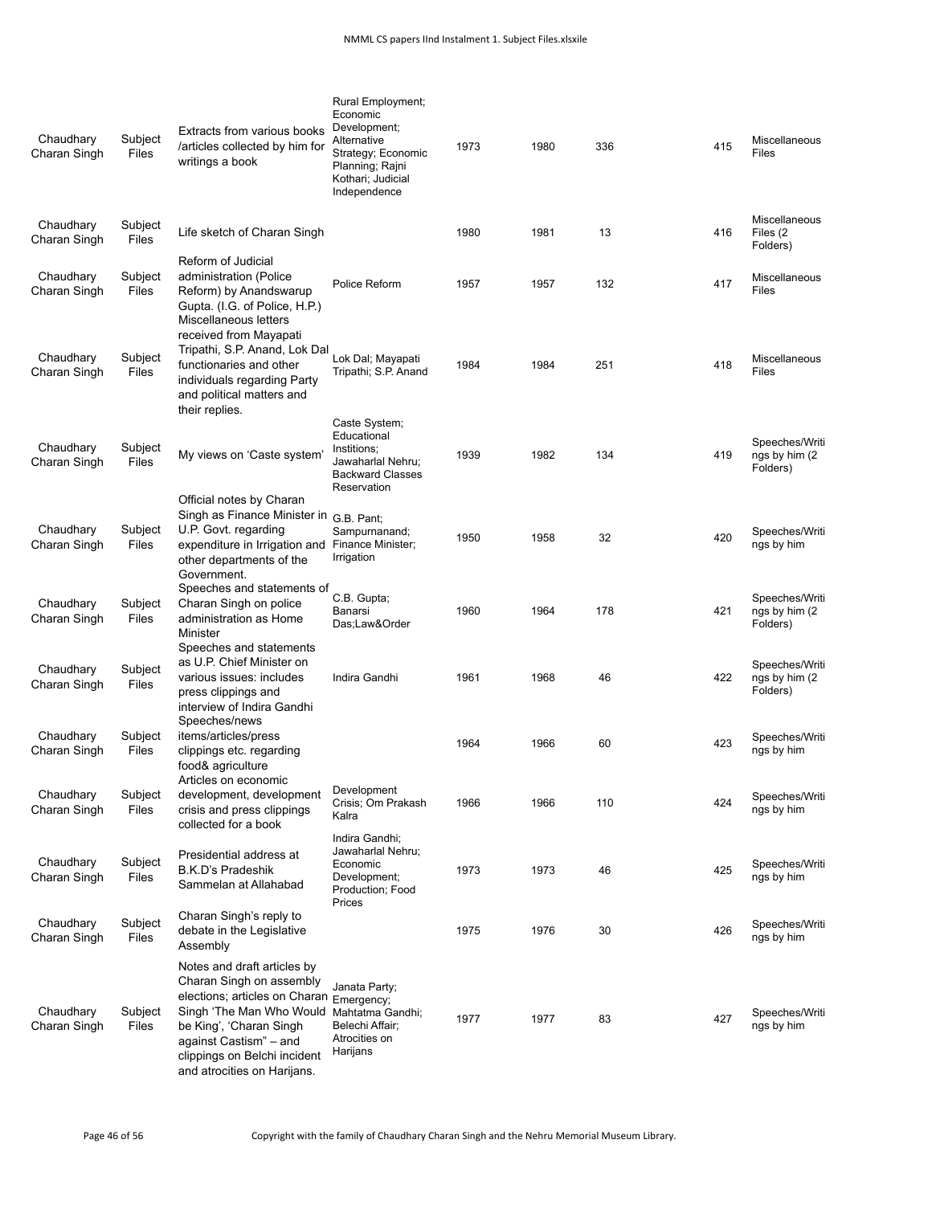| | | | | | | | | |
|---|---|---|---|---|---|---|---|---|
| Chaudhary Charan Singh | Subject Files | Extracts from various books /articles collected by him for writings a book | Rural Employment; Economic Development; Alternative Strategy; Economic Planning; Rajni Kothari; Judicial Independence | 1973 | 1980 | 336 | 415 | Miscellaneous Files |
| Chaudhary Charan Singh | Subject Files | Life sketch of Charan Singh | | 1980 | 1981 | 13 | 416 | Miscellaneous Files (2 Folders) |
| Chaudhary Charan Singh | Subject Files | Reform of Judicial administration (Police Reform) by Anandswarup Gupta. (I.G. of Police, H.P.) | Police Reform | 1957 | 1957 | 132 | 417 | Miscellaneous Files |
| Chaudhary Charan Singh | Subject Files | Miscellaneous letters received from Mayapati Tripathi, S.P. Anand, Lok Dal functionaries and other individuals regarding Party and political matters and their replies. | Lok Dal; Mayapati Tripathi; S.P. Anand | 1984 | 1984 | 251 | 418 | Miscellaneous Files |
| Chaudhary Charan Singh | Subject Files | My views on 'Caste system' | Caste System; Educational Institions; Jawaharlal Nehru; Backward Classes Reservation | 1939 | 1982 | 134 | 419 | Speeches/Writings by him (2 Folders) |
| Chaudhary Charan Singh | Subject Files | Official notes by Charan Singh as Finance Minister in U.P. Govt. regarding expenditure in Irrigation and other departments of the Government. | G.B. Pant; Sampurnanand; Finance Minister; Irrigation | 1950 | 1958 | 32 | 420 | Speeches/Writings by him |
| Chaudhary Charan Singh | Subject Files | Speeches and statements of Charan Singh on police administration as Home Minister | C.B. Gupta; Banarsi Das;Law&Order | 1960 | 1964 | 178 | 421 | Speeches/Writings by him (2 Folders) |
| Chaudhary Charan Singh | Subject Files | Speeches and statements as U.P. Chief Minister on various issues: includes press clippings and interview of Indira Gandhi | Indira Gandhi | 1961 | 1968 | 46 | 422 | Speeches/Writings by him (2 Folders) |
| Chaudhary Charan Singh | Subject Files | Speeches/news items/articles/press clippings etc. regarding food& agriculture | | 1964 | 1966 | 60 | 423 | Speeches/Writings by him |
| Chaudhary Charan Singh | Subject Files | Articles on economic development, development crisis and press clippings collected for a book | Development Crisis; Om Prakash Kalra | 1966 | 1966 | 110 | 424 | Speeches/Writings by him |
| Chaudhary Charan Singh | Subject Files | Presidential address at B.K.D's Pradeshik Sammelan at Allahabad | Indira Gandhi; Jawaharlal Nehru; Economic Development; Production; Food Prices | 1973 | 1973 | 46 | 425 | Speeches/Writings by him |
| Chaudhary Charan Singh | Subject Files | Charan Singh's reply to debate in the Legislative Assembly | | 1975 | 1976 | 30 | 426 | Speeches/Writings by him |
| Chaudhary Charan Singh | Subject Files | Notes and draft articles by Charan Singh on assembly elections; articles on Charan Singh 'The Man Who Would be King', 'Charan Singh against Castism" – and clippings on Belchi incident and atrocities on Harijans. | Janata Party; Emergency; Mahtatma Gandhi; Belechi Affair; Atrocities on Harijans | 1977 | 1977 | 83 | 427 | Speeches/Writings by him |

Copyright with the family of Chaudhary Charan Singh and the Nehru Memorial Museum Library.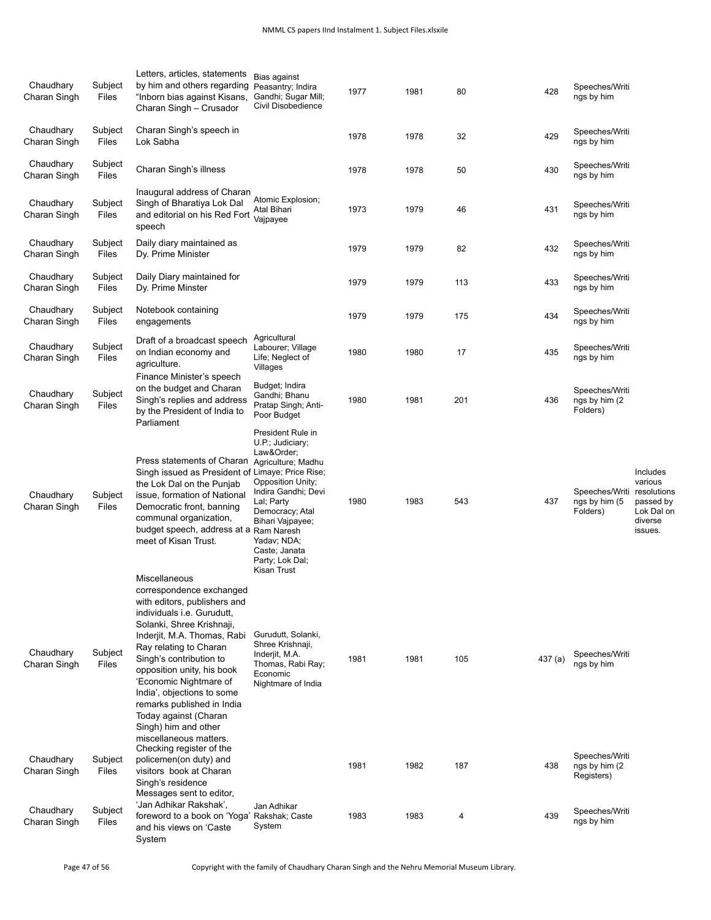| | | | | | | | | | |
|---|---|---|---|---|---|---|---|---|---|
| Chaudhary Charan Singh | Subject Files | Letters, articles, statements by him and others regarding "Inborn bias against Kisans, Charan Singh – Crusador | Bias against Peasantry; Indira Gandhi; Sugar Mill; Civil Disobedience | 1977 | 1981 | 80 | 428 | Speeches/Writings by him | |
| Chaudhary Charan Singh | Subject Files | Charan Singh's speech in Lok Sabha | | 1978 | 1978 | 32 | 429 | Speeches/Writings by him | |
| Chaudhary Charan Singh | Subject Files | Charan Singh's illness | | 1978 | 1978 | 50 | 430 | Speeches/Writings by him | |
| Chaudhary Charan Singh | Subject Files | Inaugural address of Charan Singh of Bharatiya Lok Dal and editorial on his Red Fort speech | Atomic Explosion; Atal Bihari Vajpayee | 1973 | 1979 | 46 | 431 | Speeches/Writings by him | |
| Chaudhary Charan Singh | Subject Files | Daily diary maintained as Dy. Prime Minister | | 1979 | 1979 | 82 | 432 | Speeches/Writings by him | |
| Chaudhary Charan Singh | Subject Files | Daily Diary maintained for Dy. Prime Minster | | 1979 | 1979 | 113 | 433 | Speeches/Writings by him | |
| Chaudhary Charan Singh | Subject Files | Notebook containing engagements | | 1979 | 1979 | 175 | 434 | Speeches/Writings by him | |
| Chaudhary Charan Singh | Subject Files | Draft of a broadcast speech on Indian economy and agriculture. | Agricultural Labourer; Village Life; Neglect of Villages | 1980 | 1980 | 17 | 435 | Speeches/Writings by him | |
| Chaudhary Charan Singh | Subject Files | Finance Minister's speech on the budget and Charan Singh's replies and address by the President of India to Parliament | Budget; Indira Gandhi; Bhanu Pratap Singh; Anti-Poor Budget | 1980 | 1981 | 201 | 436 | Speeches/Writings by him (2 Folders) | |
| Chaudhary Charan Singh | Subject Files | Press statements of Charan Singh issued as President of the Lok Dal on the Punjab issue, formation of National Democratic front, banning communal organization, budget speech, address at a meet of Kisan Trust. | President Rule in U.P.; Judiciary; Law&Order; Agriculture; Madhu Limaye; Price Rise; Opposition Unity; Indira Gandhi; Devi Lal; Party Democracy; Atal Bihari Vajpayee; Ram Naresh Yadav; NDA; Caste; Janata Party; Lok Dal; Kisan Trust | 1980 | 1983 | 543 | 437 | Speeches/Writings by him (5 Folders) | Includes various resolutions passed by Lok Dal on diverse issues. |
| Chaudhary Charan Singh | Subject Files | Miscellaneous correspondence exchanged with editors, publishers and individuals i.e. Gurudutt, Solanki, Shree Krishnaji, Inderjit, M.A. Thomas, Rabi Ray relating to Charan Singh's contribution to opposition unity, his book 'Economic Nightmare of India', objections to some remarks published in India Today against (Charan Singh) him and other miscellaneous matters. | Gurudutt, Solanki, Shree Krishnaji, Inderjit, M.A. Thomas, Rabi Ray; Economic Nightmare of India | 1981 | 1981 | 105 | 437 (a) | Speeches/Writings by him | |
| Chaudhary Charan Singh | Subject Files | Checking register of the policemen(on duty) and visitors book at Charan Singh's residence | | 1981 | 1982 | 187 | 438 | Speeches/Writings by him (2 Registers) | |
| Chaudhary Charan Singh | Subject Files | Messages sent to editor, 'Jan Adhikar Rakshak', foreword to a book on 'Yoga' and his views on 'Caste System | Jan Adhikar Rakshak; Caste System | 1983 | 1983 | 4 | 439 | Speeches/Writings by him | |

Copyright with the family of Chaudhary Charan Singh and the Nehru Memorial Museum Library.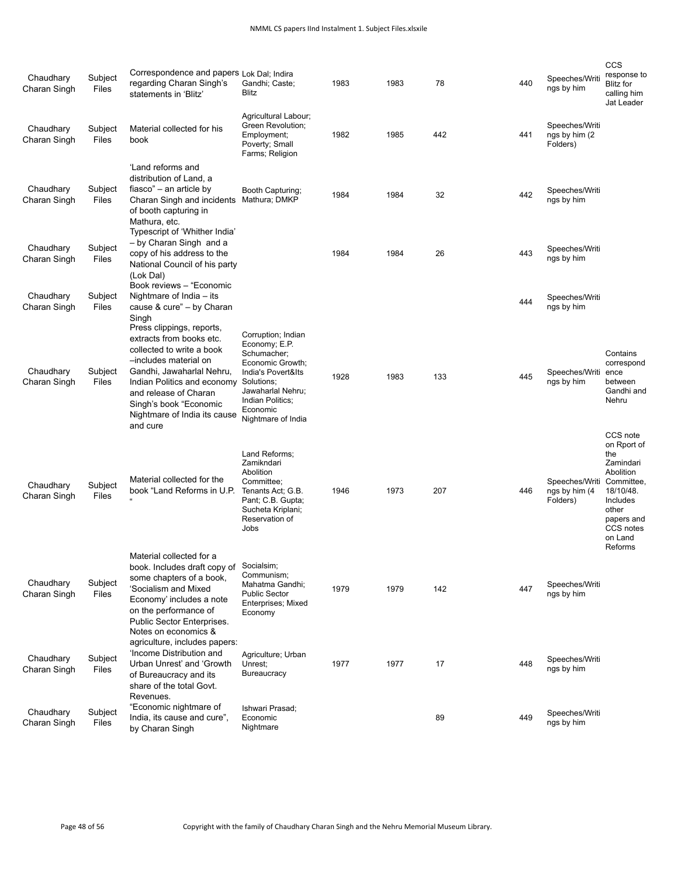| Chaudhary Charan Singh | Subject Files | Correspondence and papers regarding Charan Singh's statements in 'Blitz' | Lok Dal; Indira Gandhi; Caste; Blitz | 1983 | 1983 | 78 | | 440 | Speeches/Writings by him | CCS response to Blitz for calling him Jat Leader |
|---|---|---|---|---|---|---|---|---|---|---|
| Chaudhary Charan Singh | Subject Files | Material collected for his book | Agricultural Labour; Green Revolution; Employment; Poverty; Small Farms; Religion | 1982 | 1985 | 442 | | 441 | Speeches/Writings by him (2 Folders) | |
| Chaudhary Charan Singh | Subject Files | 'Land reforms and distribution of Land, a fiasco" – an article by Charan Singh and incidents of booth capturing in Mathura, etc. | Booth Capturing; Mathura; DMKP | 1984 | 1984 | 32 | | 442 | Speeches/Writings by him | |
| Chaudhary Charan Singh | Subject Files | Typescript of 'Whither India' – by Charan Singh and a copy of his address to the National Council of his party (Lok Dal) | | 1984 | 1984 | 26 | | 443 | Speeches/Writings by him | |
| Chaudhary Charan Singh | Subject Files | Book reviews – "Economic Nightmare of India – its cause & cure" – by Charan Singh | | | | | | 444 | Speeches/Writings by him | |
| Chaudhary Charan Singh | Subject Files | Press clippings, reports, extracts from books etc. collected to write a book –includes material on Gandhi, Jawaharlal Nehru, Indian Politics and economy and release of Charan Singh's book "Economic Nightmare of India its cause and cure | Corruption; Indian Economy; E.P. Schumacher; Economic Growth; India's Povert&Its Solutions; Jawaharlal Nehru; Indian Politics; Economic Nightmare of India | 1928 | 1983 | 133 | | 445 | Speeches/Writings by him | Contains correspondence between Gandhi and Nehru |
| Chaudhary Charan Singh | Subject Files | Material collected for the book "Land Reforms in U.P. " | Land Reforms; Zamikndari Abolition Committee; Tenants Act; G.B. Pant; C.B. Gupta; Sucheta Kriplani; Reservation of Jobs | 1946 | 1973 | 207 | | 446 | Speeches/Writings by him (4 Folders) | CCS note on Rport of the Zamindari Abolition Committee, 18/10/48. Includes other papers and CCS notes on Land Reforms |
| Chaudhary Charan Singh | Subject Files | Material collected for a book. Includes draft copy of some chapters of a book, 'Socialism and Mixed Economy' includes a note on the performance of Public Sector Enterprises. | Socialsim; Communism; Mahatma Gandhi; Public Sector Enterprises; Mixed Economy | 1979 | 1979 | 142 | | 447 | Speeches/Writings by him | |
| Chaudhary Charan Singh | Subject Files | Notes on economics & agriculture, includes papers: 'Income Distribution and Urban Unrest' and 'Growth of Bureaucracy and its share of the total Govt. Revenues. | Agriculture; Urban Unrest; Bureaucracy | 1977 | 1977 | 17 | | 448 | Speeches/Writings by him | |
| Chaudhary Charan Singh | Subject Files | "Economic nightmare of India, its cause and cure", by Charan Singh | Ishwari Prasad; Economic Nightmare | | | 89 | | 449 | Speeches/Writings by him | |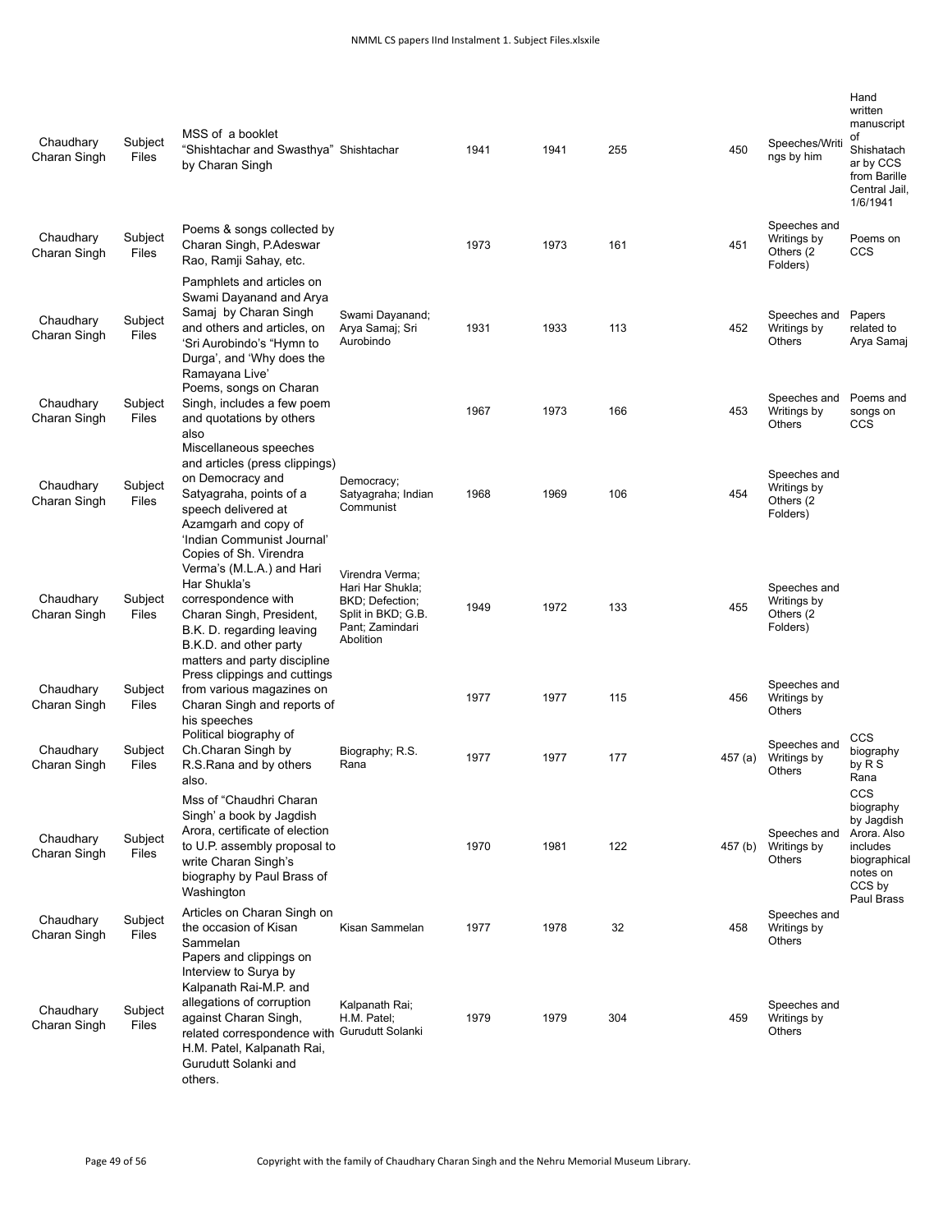| | | | | | | | | | |
|---|---|---|---|---|---|---|---|---|---|
| Chaudhary Charan Singh | Subject Files | MSS of a booklet "Shishtachar and Swasthya" by Charan Singh | Shishtachar | 1941 | 1941 | 255 | 450 | Speeches/Writings by him | Hand written manuscript of Shishatachar by CCS from Barille Central Jail, 1/6/1941 |
| Chaudhary Charan Singh | Subject Files | Poems & songs collected by Charan Singh, P.Adeswar Rao, Ramji Sahay, etc. | | 1973 | 1973 | 161 | 451 | Speeches and Writings by Others (2 Folders) | Poems on CCS |
| Chaudhary Charan Singh | Subject Files | Pamphlets and articles on Swami Dayanand and Arya Samaj by Charan Singh and others and articles, on 'Sri Aurobindo's "Hymn to Durga', and 'Why does the Ramayana Live' | Swami Dayanand; Arya Samaj; Sri Aurobindo | 1931 | 1933 | 113 | 452 | Speeches and Writings by Others | Papers related to Arya Samaj |
| Chaudhary Charan Singh | Subject Files | Poems, songs on Charan Singh, includes a few poem and quotations by others also | | 1967 | 1973 | 166 | 453 | Speeches and Writings by Others | Poems and songs on CCS |
| Chaudhary Charan Singh | Subject Files | Miscellaneous speeches and articles (press clippings) on Democracy and Satyagraha, points of a speech delivered at Azamgarh and copy of 'Indian Communist Journal' | Democracy; Satyagraha; Indian Communist | 1968 | 1969 | 106 | 454 | Speeches and Writings by Others (2 Folders) | |
| Chaudhary Charan Singh | Subject Files | Copies of Sh. Virendra Verma's (M.L.A.) and Hari Har Shukla's correspondence with Charan Singh, President, B.K. D. regarding leaving B.K.D. and other party matters and party discipline | Virendra Verma; Hari Har Shukla; BKD; Defection; Split in BKD; G.B. Pant; Zamindari Abolition | 1949 | 1972 | 133 | 455 | Speeches and Writings by Others (2 Folders) | |
| Chaudhary Charan Singh | Subject Files | Press clippings and cuttings from various magazines on Charan Singh and reports of his speeches | | 1977 | 1977 | 115 | 456 | Speeches and Writings by Others | |
| Chaudhary Charan Singh | Subject Files | Political biography of Ch.Charan Singh by R.S.Rana and by others also. | Biography; R.S. Rana | 1977 | 1977 | 177 | 457 (a) | Speeches and Writings by Others | CCS biography by R S Rana |
| Chaudhary Charan Singh | Subject Files | Mss of "Chaudhri Charan Singh' a book by Jagdish Arora, certificate of election to U.P. assembly proposal to write Charan Singh's biography by Paul Brass of Washington | | 1970 | 1981 | 122 | 457 (b) | Speeches and Writings by Others | CCS biography by Jagdish Arora. Also includes biographical notes on CCS by Paul Brass |
| Chaudhary Charan Singh | Subject Files | Articles on Charan Singh on the occasion of Kisan Sammelan | Kisan Sammelan | 1977 | 1978 | 32 | 458 | Speeches and Writings by Others | |
| Chaudhary Charan Singh | Subject Files | Papers and clippings on Interview to Surya by Kalpanath Rai-M.P. and allegations of corruption against Charan Singh, related correspondence with H.M. Patel, Kalpanath Rai, Gurudutt Solanki and others. | Kalpanath Rai; H.M. Patel; Gurudutt Solanki | 1979 | 1979 | 304 | 459 | Speeches and Writings by Others | |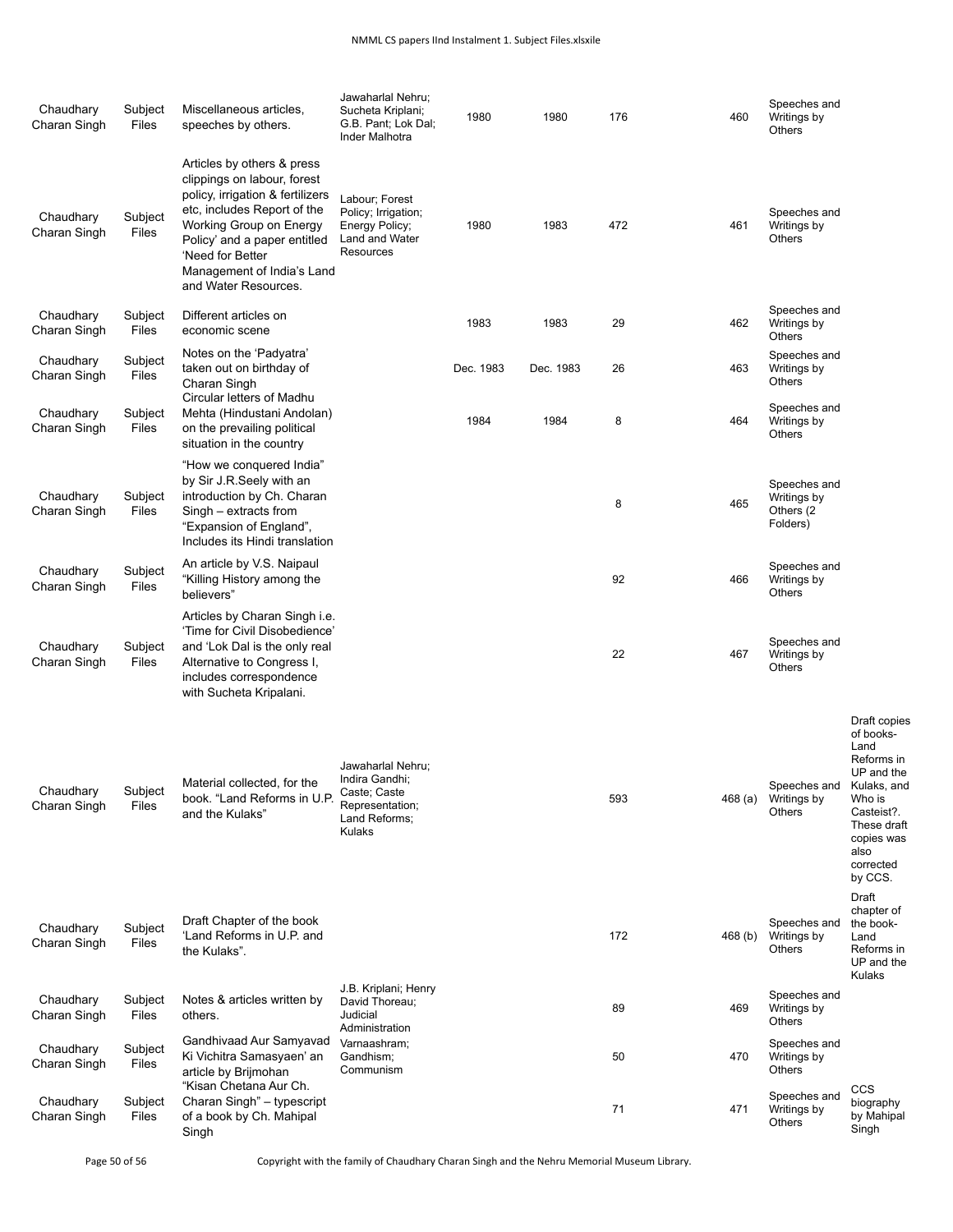| Chaudhary Charan Singh | Subject Files | Miscellaneous articles, speeches by others. | Jawaharlal Nehru; Sucheta Kriplani; G.B. Pant; Lok Dal; Inder Malhotra | 1980 | 1980 | 176 | 460 | Speeches and Writings by Others | |
|---|---|---|---|---|---|---|---|---|---|
| Chaudhary Charan Singh | Subject Files | Articles by others & press clippings on labour, forest policy, irrigation & fertilizers etc, includes Report of the Working Group on Energy Policy' and a paper entitled 'Need for Better Management of India's Land and Water Resources. | Labour; Forest Policy; Irrigation; Energy Policy; Land and Water Resources | 1980 | 1983 | 472 | 461 | Speeches and Writings by Others | |
| Chaudhary Charan Singh | Subject Files | Different articles on economic scene | | 1983 | 1983 | 29 | 462 | Speeches and Writings by Others | |
| Chaudhary Charan Singh | Subject Files | Notes on the 'Padyatra' taken out on birthday of Charan Singh | | Dec. 1983 | Dec. 1983 | 26 | 463 | Speeches and Writings by Others | |
| Chaudhary Charan Singh | Subject Files | Circular letters of Madhu Mehta (Hindustani Andolan) on the prevailing political situation in the country | | 1984 | 1984 | 8 | 464 | Speeches and Writings by Others | |
| Chaudhary Charan Singh | Subject Files | "How we conquered India" by Sir J.R.Seely with an introduction by Ch. Charan Singh – extracts from "Expansion of England", Includes its Hindi translation | | | | 8 | 465 | Speeches and Writings by Others (2 Folders) | |
| Chaudhary Charan Singh | Subject Files | An article by V.S. Naipaul "Killing History among the believers" | | | | 92 | 466 | Speeches and Writings by Others | |
| Chaudhary Charan Singh | Subject Files | Articles by Charan Singh i.e. 'Time for Civil Disobedience' and 'Lok Dal is the only real Alternative to Congress I, includes correspondence with Sucheta Kripalani. | | | | 22 | 467 | Speeches and Writings by Others | |
| Chaudhary Charan Singh | Subject Files | Material collected, for the book. "Land Reforms in U.P. and the Kulaks" | Jawaharlal Nehru; Indira Gandhi; Caste; Caste Representation; Land Reforms; Kulaks | | | 593 | 468 (a) | Speeches and Writings by Others | Draft copies of books- Land Reforms in UP and the Kulaks, and Who is Casteist?. These draft copies was also corrected by CCS. |
| Chaudhary Charan Singh | Subject Files | Draft Chapter of the book 'Land Reforms in U.P. and the Kulaks". | | | | 172 | 468 (b) | Speeches and Writings by Others | Draft chapter of the book- Land Reforms in UP and the Kulaks |
| Chaudhary Charan Singh | Subject Files | Notes & articles written by others. | J.B. Kriplani; Henry David Thoreau; Judicial Administration | | | 89 | 469 | Speeches and Writings by Others | |
| Chaudhary Charan Singh | Subject Files | Gandhivaad Aur Samyavad Ki Vichitra Samasyaen' an article by Brijmohan | Varnaashram; Gandhism; Communism | | | 50 | 470 | Speeches and Writings by Others | |
| Chaudhary Charan Singh | Subject Files | "Kisan Chetana Aur Ch. Charan Singh" – typescript of a book by Ch. Mahipal Singh | | | | 71 | 471 | Speeches and Writings by Others | CCS biography by Mahipal Singh |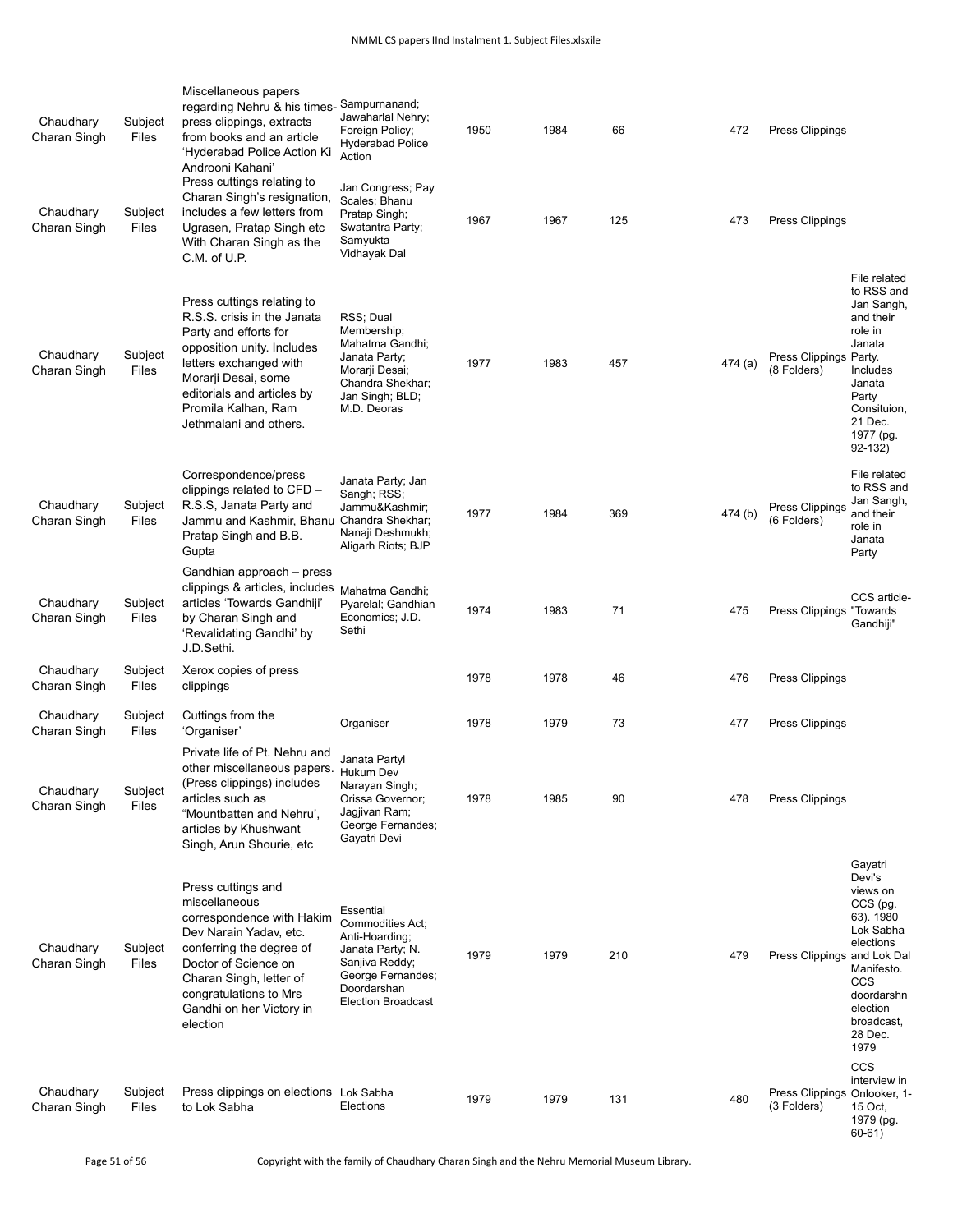| Chaudhary Charan Singh | Subject Files | Miscellaneous papers regarding Nehru & his times- press clippings, extracts from books and an article 'Hyderabad Police Action Ki Androoni Kahani' | Sampurnanand; Jawaharlal Nehry; Foreign Policy; Hyderabad Police Action | 1950 | 1984 | 66 | 472 | Press Clippings | |
|---|---|---|---|---|---|---|---|---|---|
| Chaudhary Charan Singh | Subject Files | Press cuttings relating to Charan Singh's resignation, includes a few letters from Ugrasen, Pratap Singh etc With Charan Singh as the C.M. of U.P. | Jan Congress; Pay Scales; Bhanu Pratap Singh; Swatantra Party; Samyukta Vidhayak Dal | 1967 | 1967 | 125 | 473 | Press Clippings | |
| Chaudhary Charan Singh | Subject Files | Press cuttings relating to R.S.S. crisis in the Janata Party and efforts for opposition unity. Includes letters exchanged with Morarji Desai, some editorials and articles by Promila Kalhan, Ram Jethmalani and others. | RSS; Dual Membership; Mahatma Gandhi; Janata Party; Morarji Desai; Chandra Shekhar; Jan Singh; BLD; M.D. Deoras | 1977 | 1983 | 457 | 474 (a) | Press Clippings (8 Folders) | File related to RSS and Jan Sangh, and their role in Janata Party. Includes Janata Party Consituion, 21 Dec. 1977 (pg. 92-132) |
| Chaudhary Charan Singh | Subject Files | Correspondence/press clippings related to CFD – R.S.S, Janata Party and Jammu and Kashmir, Bhanu Pratap Singh and B.B. Gupta | Janata Party; Jan Sangh; RSS; Jammu&Kashmir; Chandra Shekhar; Nanaji Deshmukh; Aligarh Riots; BJP | 1977 | 1984 | 369 | 474 (b) | Press Clippings (6 Folders) | File related to RSS and Jan Sangh, and their role in Janata Party |
| Chaudhary Charan Singh | Subject Files | Gandhian approach – press clippings & articles, includes articles 'Towards Gandhiji' by Charan Singh and 'Revalidating Gandhi' by J.D.Sethi. | Mahatma Gandhi; Pyarelal; Gandhian Economics; J.D. Sethi | 1974 | 1983 | 71 | 475 | Press Clippings | CCS article- "Towards Gandhiji" |
| Chaudhary Charan Singh | Subject Files | Xerox copies of press clippings | | 1978 | 1978 | 46 | 476 | Press Clippings | |
| Chaudhary Charan Singh | Subject Files | Cuttings from the 'Organiser' | Organiser | 1978 | 1979 | 73 | 477 | Press Clippings | |
| Chaudhary Charan Singh | Subject Files | Private life of Pt. Nehru and other miscellaneous papers. (Press clippings) includes articles such as "Mountbatten and Nehru', articles by Khushwant Singh, Arun Shourie, etc | Janata Partyl Hukum Dev Narayan Singh; Orissa Governor; Jagjivan Ram; George Fernandes; Gayatri Devi | 1978 | 1985 | 90 | 478 | Press Clippings | |
| Chaudhary Charan Singh | Subject Files | Press cuttings and miscellaneous correspondence with Hakim Dev Narain Yadav, etc. conferring the degree of Doctor of Science on Charan Singh, letter of congratulations to Mrs Gandhi on her Victory in election | Essential Commodities Act; Anti-Hoarding; Janata Party; N. Sanjiva Reddy; George Fernandes; Doordarshan Election Broadcast | 1979 | 1979 | 210 | 479 | Press Clippings | Gayatri Devi's views on CCS (pg. 63). 1980 Lok Sabha elections and Lok Dal Manifesto. CCS doordarshn election broadcast, 28 Dec. 1979 |
| Chaudhary Charan Singh | Subject Files | Press clippings on elections to Lok Sabha | Lok Sabha Elections | 1979 | 1979 | 131 | 480 | Press Clippings (3 Folders) | CCS interview in Onlooker, 1-15 Oct, 1979 (pg. 60-61) |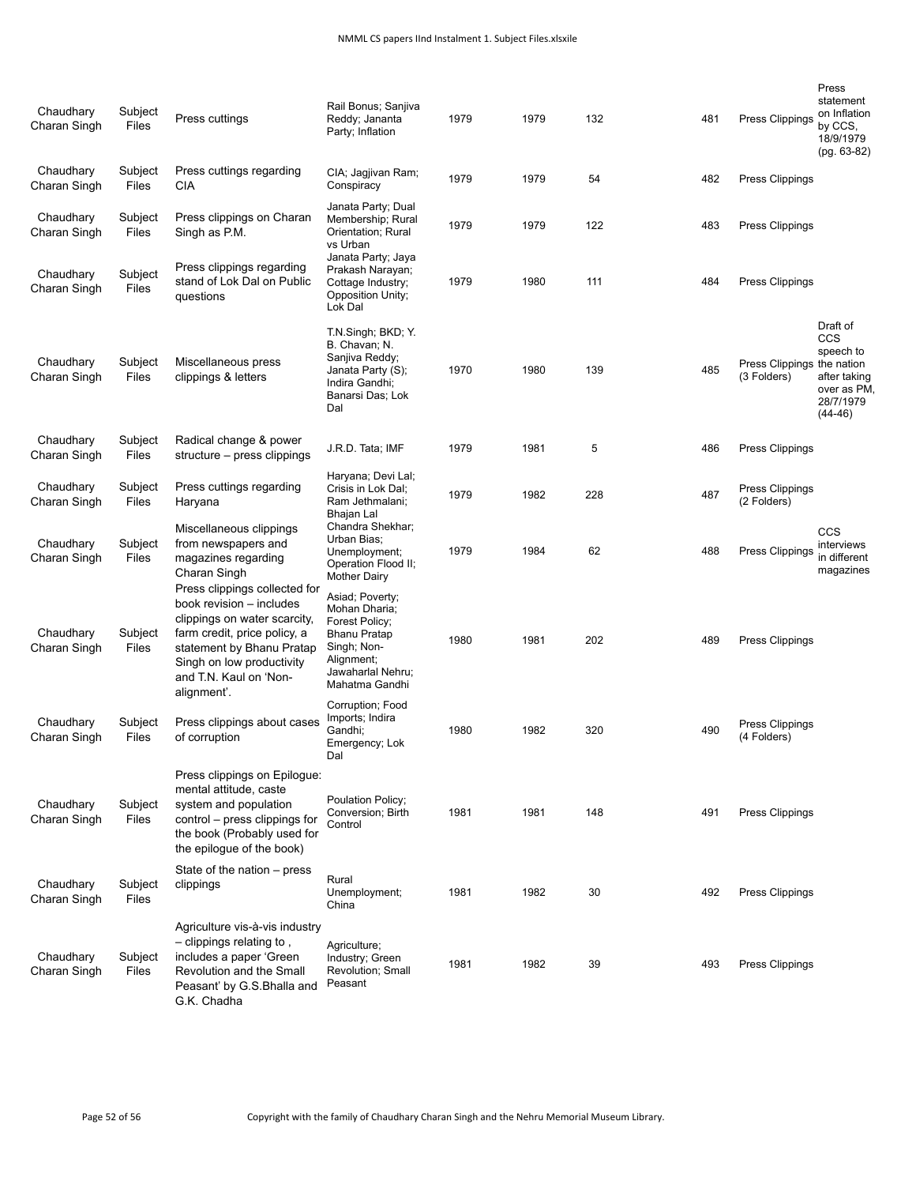| Chaudhary Charan Singh | Subject Files | Press cuttings | Rail Bonus; Sanjiva Reddy; Jananta Party; Inflation | 1979 | 1979 | 132 | | 481 | Press Clippings | Press statement on Inflation by CCS, 18/9/1979 (pg. 63-82) |
|---|---|---|---|---|---|---|---|---|---|---|
| Chaudhary Charan Singh | Subject Files | Press cuttings regarding CIA | CIA; Jagjivan Ram; Conspiracy | 1979 | 1979 | 54 | | 482 | Press Clippings | |
| Chaudhary Charan Singh | Subject Files | Press clippings on Charan Singh as P.M. | Janata Party; Dual Membership; Rural Orientation; Rural vs Urban | 1979 | 1979 | 122 | | 483 | Press Clippings | |
| Chaudhary Charan Singh | Subject Files | Press clippings regarding stand of Lok Dal on Public questions | Janata Party; Jaya Prakash Narayan; Cottage Industry; Opposition Unity; Lok Dal | 1979 | 1980 | 111 | | 484 | Press Clippings | |
| Chaudhary Charan Singh | Subject Files | Miscellaneous press clippings & letters | T.N.Singh; BKD; Y. B. Chavan; N. Sanjiva Reddy; Janata Party (S); Indira Gandhi; Banarsi Das; Lok Dal | 1970 | 1980 | 139 | | 485 | Press Clippings (3 Folders) | Draft of CCS speech to the nation after taking over as PM, 28/7/1979 (44-46) |
| Chaudhary Charan Singh | Subject Files | Radical change & power structure – press clippings | J.R.D. Tata; IMF | 1979 | 1981 | 5 | | 486 | Press Clippings | |
| Chaudhary Charan Singh | Subject Files | Press cuttings regarding Haryana | Haryana; Devi Lal; Crisis in Lok Dal; Ram Jethmalani; Bhajan Lal | 1979 | 1982 | 228 | | 487 | Press Clippings (2 Folders) | |
| Chaudhary Charan Singh | Subject Files | Miscellaneous clippings from newspapers and magazines regarding Charan Singh | Chandra Shekhar; Urban Bias; Unemployment; Operation Flood II; Mother Dairy | 1979 | 1984 | 62 | | 488 | Press Clippings | CCS interviews in different magazines |
| Chaudhary Charan Singh | Subject Files | Press clippings collected for book revision – includes clippings on water scarcity, farm credit, price policy, a statement by Bhanu Pratap Singh on low productivity and T.N. Kaul on 'Non-alignment'. | Asiad; Poverty; Mohan Dharia; Forest Policy; Bhanu Pratap Singh; Non-Alignment; Jawaharlal Nehru; Mahatma Gandhi | 1980 | 1981 | 202 | | 489 | Press Clippings | |
| Chaudhary Charan Singh | Subject Files | Press clippings about cases of corruption | Corruption; Food Imports; Indira Gandhi; Emergency; Lok Dal | 1980 | 1982 | 320 | | 490 | Press Clippings (4 Folders) | |
| Chaudhary Charan Singh | Subject Files | Press clippings on Epilogue: mental attitude, caste system and population control – press clippings for the book (Probably used for the epilogue of the book) | Poulation Policy; Conversion; Birth Control | 1981 | 1981 | 148 | | 491 | Press Clippings | |
| Chaudhary Charan Singh | Subject Files | State of the nation – press clippings | Rural Unemployment; China | 1981 | 1982 | 30 | | 492 | Press Clippings | |
| Chaudhary Charan Singh | Subject Files | Agriculture vis-à-vis industry – clippings relating to , includes a paper 'Green Revolution and the Small Peasant' by G.S.Bhalla and G.K. Chadha | Agriculture; Industry; Green Revolution; Small Peasant | 1981 | 1982 | 39 | | 493 | Press Clippings | |

Copyright with the family of Chaudhary Charan Singh and the Nehru Memorial Museum Library.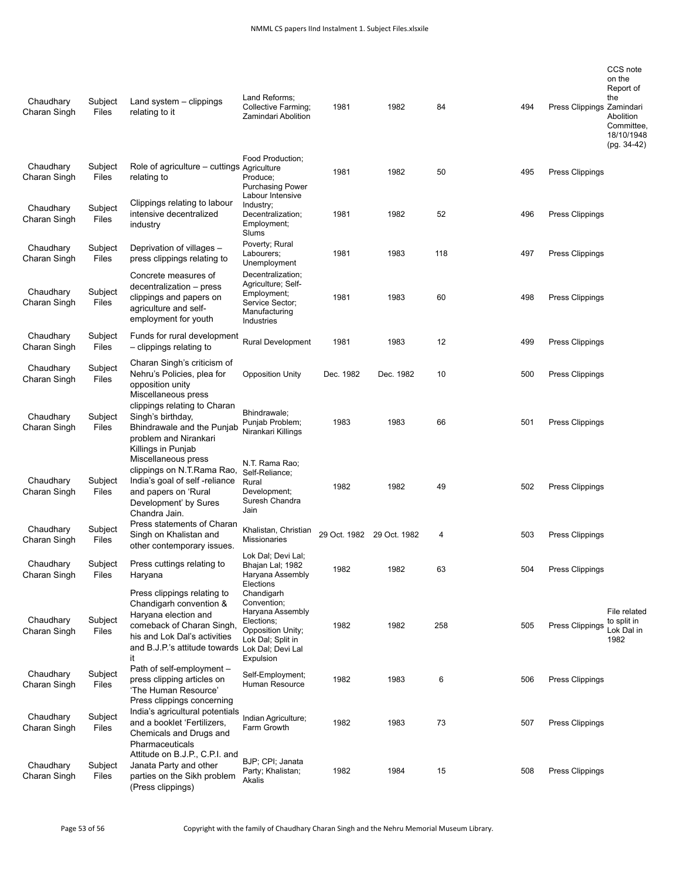| | | | | | | | | | | |
|---|---|---|---|---|---|---|---|---|---|---|
| Chaudhary Charan Singh | Subject Files | Land system – clippings relating to it | Land Reforms; Collective Farming; Zamindari Abolition | 1981 | 1982 | 84 | | 494 | Press Clippings | CCS note on the Report of the Zamindari Abolition Committee, 18/10/1948 (pg. 34-42) |
| Chaudhary Charan Singh | Subject Files | Role of agriculture – cuttings relating to | Food Production; Agriculture Produce; Purchasing Power | 1981 | 1982 | 50 | | 495 | Press Clippings | |
| Chaudhary Charan Singh | Subject Files | Clippings relating to labour intensive decentralized industry | Labour Intensive Industry; Decentralization; Employment; Slums | 1981 | 1982 | 52 | | 496 | Press Clippings | |
| Chaudhary Charan Singh | Subject Files | Deprivation of villages – press clippings relating to | Poverty; Rural Labourers; Unemployment | 1981 | 1983 | 118 | | 497 | Press Clippings | |
| Chaudhary Charan Singh | Subject Files | Concrete measures of decentralization – press clippings and papers on agriculture and self-employment for youth | Decentralization; Agriculture; Self-Employment; Service Sector; Manufacturing Industries | 1981 | 1983 | 60 | | 498 | Press Clippings | |
| Chaudhary Charan Singh | Subject Files | Funds for rural development – clippings relating to | Rural Development | 1981 | 1983 | 12 | | 499 | Press Clippings | |
| Chaudhary Charan Singh | Subject Files | Charan Singh's criticism of Nehru's Policies, plea for opposition unity | Opposition Unity | Dec. 1982 | Dec. 1982 | 10 | | 500 | Press Clippings | |
| Chaudhary Charan Singh | Subject Files | Miscellaneous press clippings relating to Charan Singh's birthday, Bhindrawale and the Punjab problem and Nirankari Killings in Punjab | Bhindrawale; Punjab Problem; Nirankari Killings | 1983 | 1983 | 66 | | 501 | Press Clippings | |
| Chaudhary Charan Singh | Subject Files | Miscellaneous press clippings on N.T.Rama Rao, India's goal of self -reliance and papers on 'Rural Development' by Sures Chandra Jain. | N.T. Rama Rao; Self-Reliance; Rural Development; Suresh Chandra Jain | 1982 | 1982 | 49 | | 502 | Press Clippings | |
| Chaudhary Charan Singh | Subject Files | Press statements of Charan Singh on Khalistan and other contemporary issues. | Khalistan, Christian Missionaries | 29 Oct. 1982 | 29 Oct. 1982 | 4 | | 503 | Press Clippings | |
| Chaudhary Charan Singh | Subject Files | Press cuttings relating to Haryana | Lok Dal; Devi Lal; Bhajan Lal; 1982 Haryana Assembly Elections | 1982 | 1982 | 63 | | 504 | Press Clippings | |
| Chaudhary Charan Singh | Subject Files | Press clippings relating to Chandigarh convention & Haryana election and comeback of Charan Singh, his and Lok Dal's activities and B.J.P.'s attitude towards it | Chandigarh Convention; Haryana Assembly Elections; Opposition Unity; Lok Dal; Split in Lok Dal; Devi Lal Expulsion | 1982 | 1982 | 258 | | 505 | Press Clippings | File related to split in Lok Dal in 1982 |
| Chaudhary Charan Singh | Subject Files | Path of self-employment – press clipping articles on 'The Human Resource' | Self-Employment; Human Resource | 1982 | 1983 | 6 | | 506 | Press Clippings | |
| Chaudhary Charan Singh | Subject Files | Press clippings concerning India's agricultural potentials and a booklet 'Fertilizers, Chemicals and Drugs and Pharmaceuticals | Indian Agriculture; Farm Growth | 1982 | 1983 | 73 | | 507 | Press Clippings | |
| Chaudhary Charan Singh | Subject Files | Attitude on B.J.P., C.P.I. and Janata Party and other parties on the Sikh problem (Press clippings) | BJP; CPI; Janata Party; Khalistan; Akalis | 1982 | 1984 | 15 | | 508 | Press Clippings | |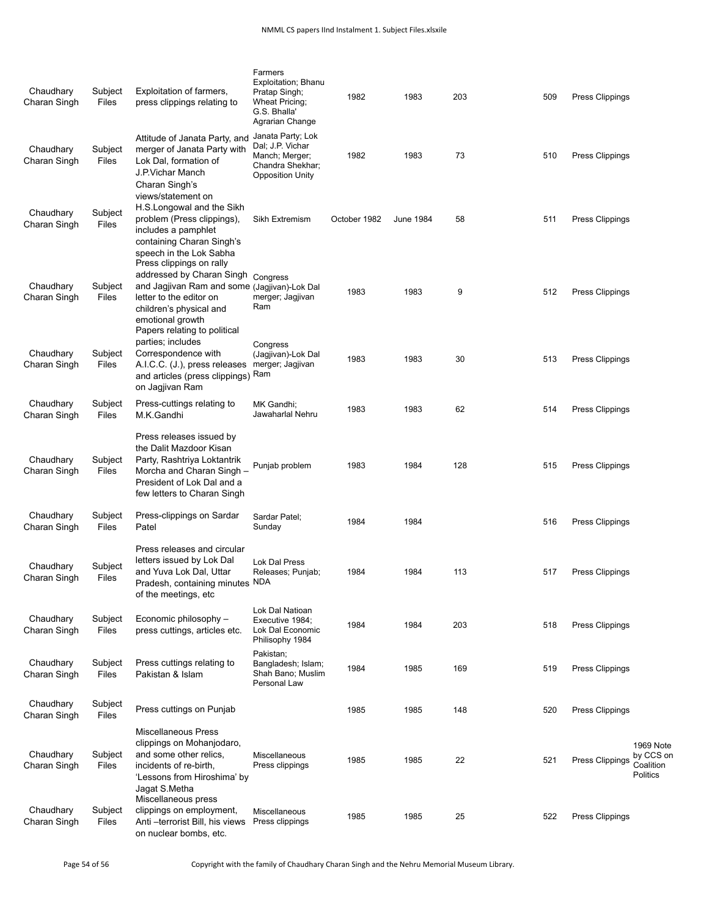| | | | | | | | | | |
|---|---|---|---|---|---|---|---|---|---|
| Chaudhary Charan Singh | Subject Files | Exploitation of farmers, press clippings relating to | Farmers Exploitation; Bhanu Pratap Singh; Wheat Pricing; G.S. Bhalla' Agrarian Change | 1982 | 1983 | 203 | 509 | Press Clippings | |
| Chaudhary Charan Singh | Subject Files | Attitude of Janata Party, and merger of Janata Party with Lok Dal, formation of J.P.Vichar Manch | Janata Party; Lok Dal; J.P. Vichar Manch; Merger; Chandra Shekhar; Opposition Unity | 1982 | 1983 | 73 | 510 | Press Clippings | |
| Chaudhary Charan Singh | Subject Files | Charan Singh's views/statement on H.S.Longowal and the Sikh problem (Press clippings), includes a pamphlet containing Charan Singh's speech in the Lok Sabha | Sikh Extremism | October 1982 | June 1984 | 58 | 511 | Press Clippings | |
| Chaudhary Charan Singh | Subject Files | Press clippings on rally addressed by Charan Singh and Jagjivan Ram and some letter to the editor on children's physical and emotional growth | Congress (Jagjivan)-Lok Dal merger; Jagjivan Ram | 1983 | 1983 | 9 | 512 | Press Clippings | |
| Chaudhary Charan Singh | Subject Files | Papers relating to political parties; includes Correspondence with A.I.C.C. (J.), press releases and articles (press clippings) on Jagjivan Ram | Congress (Jagjivan)-Lok Dal merger; Jagjivan Ram | 1983 | 1983 | 30 | 513 | Press Clippings | |
| Chaudhary Charan Singh | Subject Files | Press-cuttings relating to M.K.Gandhi | MK Gandhi; Jawaharlal Nehru | 1983 | 1983 | 62 | 514 | Press Clippings | |
| Chaudhary Charan Singh | Subject Files | Press releases issued by the Dalit Mazdoor Kisan Party, Rashtriya Loktantrik Morcha and Charan Singh – President of Lok Dal and a few letters to Charan Singh | Punjab problem | 1983 | 1984 | 128 | 515 | Press Clippings | |
| Chaudhary Charan Singh | Subject Files | Press-clippings on Sardar Patel | Sardar Patel; Sunday | 1984 | 1984 | | 516 | Press Clippings | |
| Chaudhary Charan Singh | Subject Files | Press releases and circular letters issued by Lok Dal and Yuva Lok Dal, Uttar Pradesh, containing minutes of the meetings, etc | Lok Dal Press Releases; Punjab; NDA | 1984 | 1984 | 113 | 517 | Press Clippings | |
| Chaudhary Charan Singh | Subject Files | Economic philosophy – press cuttings, articles etc. | Lok Dal Natioan Executive 1984; Lok Dal Economic Philisophy 1984 | 1984 | 1984 | 203 | 518 | Press Clippings | |
| Chaudhary Charan Singh | Subject Files | Press cuttings relating to Pakistan & Islam | Pakistan; Bangladesh; Islam; Shah Bano; Muslim Personal Law | 1984 | 1985 | 169 | 519 | Press Clippings | |
| Chaudhary Charan Singh | Subject Files | Press cuttings on Punjab | | 1985 | 1985 | 148 | 520 | Press Clippings | |
| Chaudhary Charan Singh | Subject Files | Miscellaneous Press clippings on Mohanjodaro, and some other relics, incidents of re-birth, 'Lessons from Hiroshima' by Jagat S.Metha | Miscellaneous Press clippings | 1985 | 1985 | 22 | 521 | Press Clippings | 1969 Note by CCS on Coalition Politics |
| Chaudhary Charan Singh | Subject Files | Miscellaneous press clippings on employment, Anti –terrorist Bill, his views on nuclear bombs, etc. | Miscellaneous Press clippings | 1985 | 1985 | 25 | 522 | Press Clippings | |

Copyright with the family of Chaudhary Charan Singh and the Nehru Memorial Museum Library.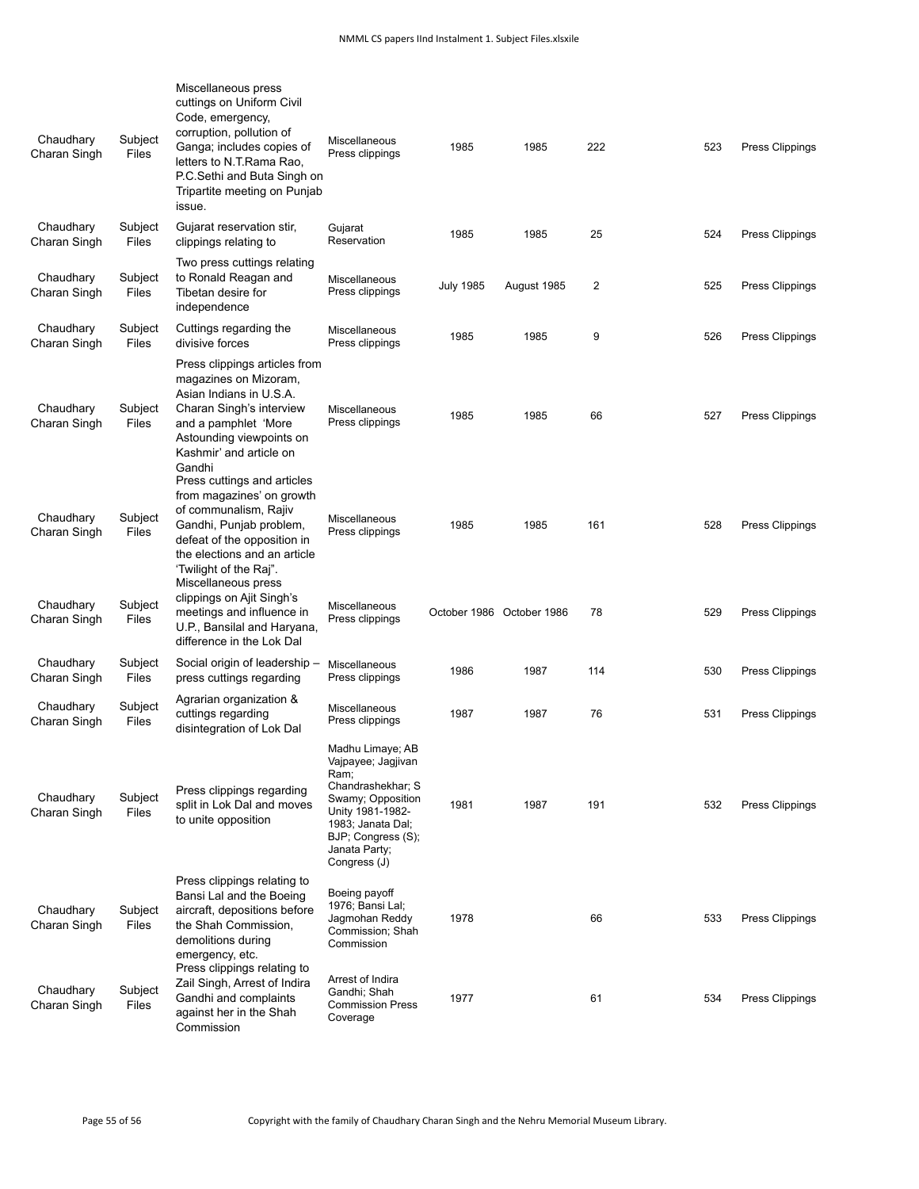| Chaudhary Charan Singh | Subject Files | Miscellaneous press cuttings on Uniform Civil Code, emergency, corruption, pollution of Ganga; includes copies of letters to N.T.Rama Rao, P.C.Sethi and Buta Singh on Tripartite meeting on Punjab issue. | Miscellaneous Press clippings | 1985 | 1985 | 222 | | 523 | Press Clippings |
|---|---|---|---|---|---|---|---|---|---|
| Chaudhary Charan Singh | Subject Files | Gujarat reservation stir, clippings relating to | Gujarat Reservation | 1985 | 1985 | 25 | | 524 | Press Clippings |
| Chaudhary Charan Singh | Subject Files | Two press cuttings relating to Ronald Reagan and Tibetan desire for independence | Miscellaneous Press clippings | July 1985 | August 1985 | 2 | | 525 | Press Clippings |
| Chaudhary Charan Singh | Subject Files | Cuttings regarding the divisive forces | Miscellaneous Press clippings | 1985 | 1985 | 9 | | 526 | Press Clippings |
| Chaudhary Charan Singh | Subject Files | Press clippings articles from magazines on Mizoram, Asian Indians in U.S.A. Charan Singh's interview and a pamphlet 'More Astounding viewpoints on Kashmir' and article on Gandhi | Miscellaneous Press clippings | 1985 | 1985 | 66 | | 527 | Press Clippings |
| Chaudhary Charan Singh | Subject Files | Press cuttings and articles from magazines' on growth of communalism, Rajiv Gandhi, Punjab problem, defeat of the opposition in the elections and an article 'Twilight of the Raj". | Miscellaneous Press clippings | 1985 | 1985 | 161 | | 528 | Press Clippings |
| Chaudhary Charan Singh | Subject Files | Miscellaneous press clippings on Ajit Singh's meetings and influence in U.P., Bansilal and Haryana, difference in the Lok Dal | Miscellaneous Press clippings | October 1986 | October 1986 | 78 | | 529 | Press Clippings |
| Chaudhary Charan Singh | Subject Files | Social origin of leadership – press cuttings regarding | Miscellaneous Press clippings | 1986 | 1987 | 114 | | 530 | Press Clippings |
| Chaudhary Charan Singh | Subject Files | Agrarian organization & cuttings regarding disintegration of Lok Dal | Miscellaneous Press clippings | 1987 | 1987 | 76 | | 531 | Press Clippings |
| Chaudhary Charan Singh | Subject Files | Press clippings regarding split in Lok Dal and moves to unite opposition | Madhu Limaye; AB Vajpayee; Jagjivan Ram; Chandrashekhar; S Swamy; Opposition Unity 1981-1982-1983; Janata Dal; BJP; Congress (S); Janata Party; Congress (J) | 1981 | 1987 | 191 | | 532 | Press Clippings |
| Chaudhary Charan Singh | Subject Files | Press clippings relating to Bansi Lal and the Boeing aircraft, depositions before the Shah Commission, demolitions during emergency, etc. | Boeing payoff 1976; Bansi Lal; Jagmohan Reddy Commission; Shah Commission | 1978 | | 66 | | 533 | Press Clippings |
| Chaudhary Charan Singh | Subject Files | Press clippings relating to Zail Singh, Arrest of Indira Gandhi and complaints against her in the Shah Commission | Arrest of Indira Gandhi; Shah Commission Press Coverage | 1977 | | 61 | | 534 | Press Clippings |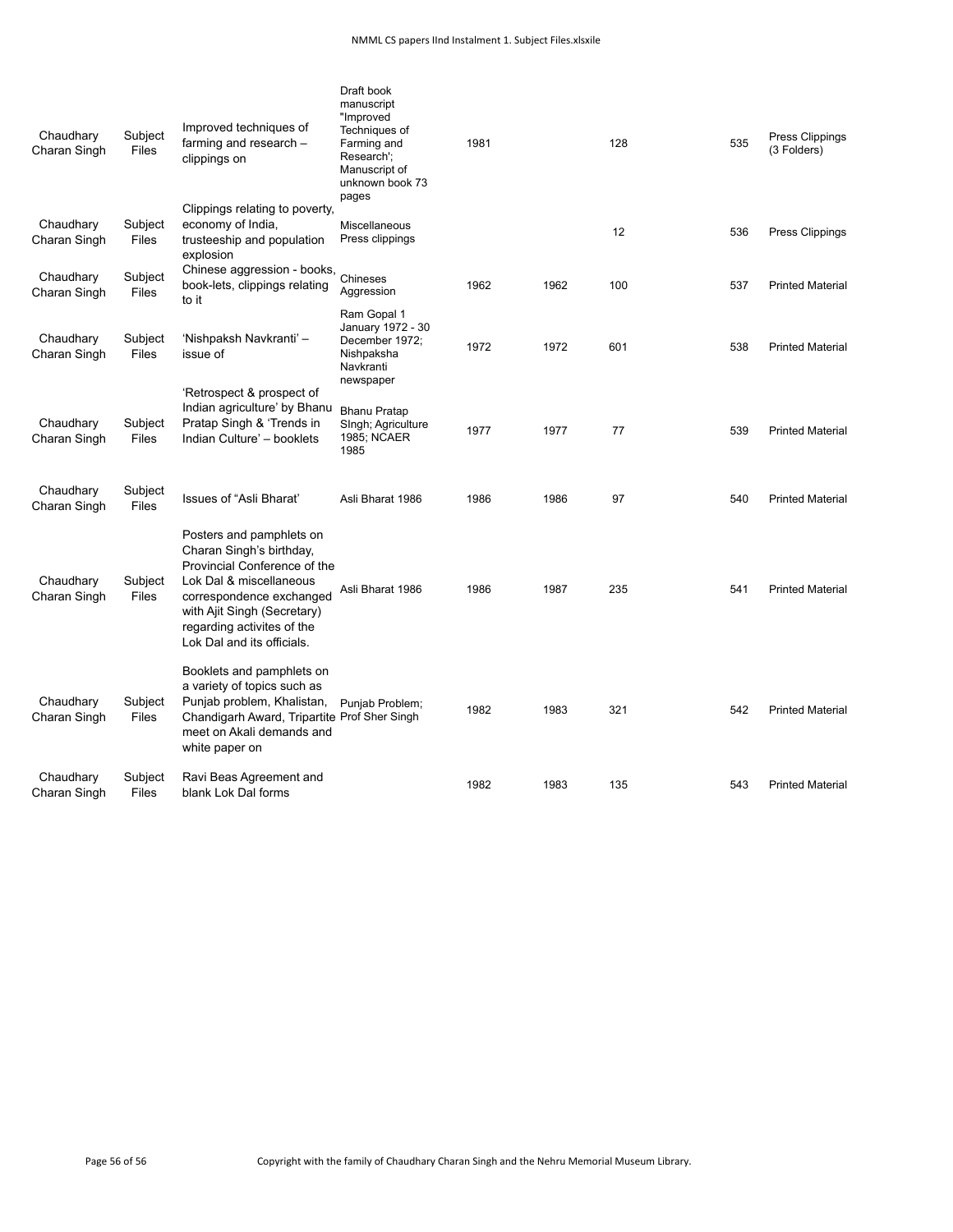| | | | | | | | | |
|---|---|---|---|---|---|---|---|---|
| Chaudhary Charan Singh | Subject Files | Improved techniques of farming and research – clippings on | Draft book manuscript "Improved Techniques of Farming and Research'; Manuscript of unknown book 73 pages | 1981 | | 128 | 535 | Press Clippings (3 Folders) |
| Chaudhary Charan Singh | Subject Files | Clippings relating to poverty, economy of India, trusteeship and population explosion | Miscellaneous Press clippings | | | 12 | 536 | Press Clippings |
| Chaudhary Charan Singh | Subject Files | Chinese aggression - books, book-lets, clippings relating to it | Chineses Aggression | 1962 | 1962 | 100 | 537 | Printed Material |
| Chaudhary Charan Singh | Subject Files | 'Nishpaksh Navkranti' – issue of | Ram Gopal 1 January 1972 - 30 December 1972; Nishpaksha Navkranti newspaper | 1972 | 1972 | 601 | 538 | Printed Material |
| Chaudhary Charan Singh | Subject Files | 'Retrospect & prospect of Indian agriculture' by Bhanu Pratap Singh & 'Trends in Indian Culture' – booklets | Bhanu Pratap SIngh; Agriculture 1985; NCAER 1985 | 1977 | 1977 | 77 | 539 | Printed Material |
| Chaudhary Charan Singh | Subject Files | Issues of "Asli Bharat' | Asli Bharat 1986 | 1986 | 1986 | 97 | 540 | Printed Material |
| Chaudhary Charan Singh | Subject Files | Posters and pamphlets on Charan Singh's birthday, Provincial Conference of the Lok Dal & miscellaneous correspondence exchanged with Ajit Singh (Secretary) regarding activites of the Lok Dal and its officials. | Asli Bharat 1986 | 1986 | 1987 | 235 | 541 | Printed Material |
| Chaudhary Charan Singh | Subject Files | Booklets and pamphlets on a variety of topics such as Punjab problem, Khalistan, Chandigarh Award, Tripartite meet on Akali demands and white paper on | Punjab Problem; Prof Sher Singh | 1982 | 1983 | 321 | 542 | Printed Material |
| Chaudhary Charan Singh | Subject Files | Ravi Beas Agreement and blank Lok Dal forms | | 1982 | 1983 | 135 | 543 | Printed Material |

Copyright with the family of Chaudhary Charan Singh and the Nehru Memorial Museum Library.